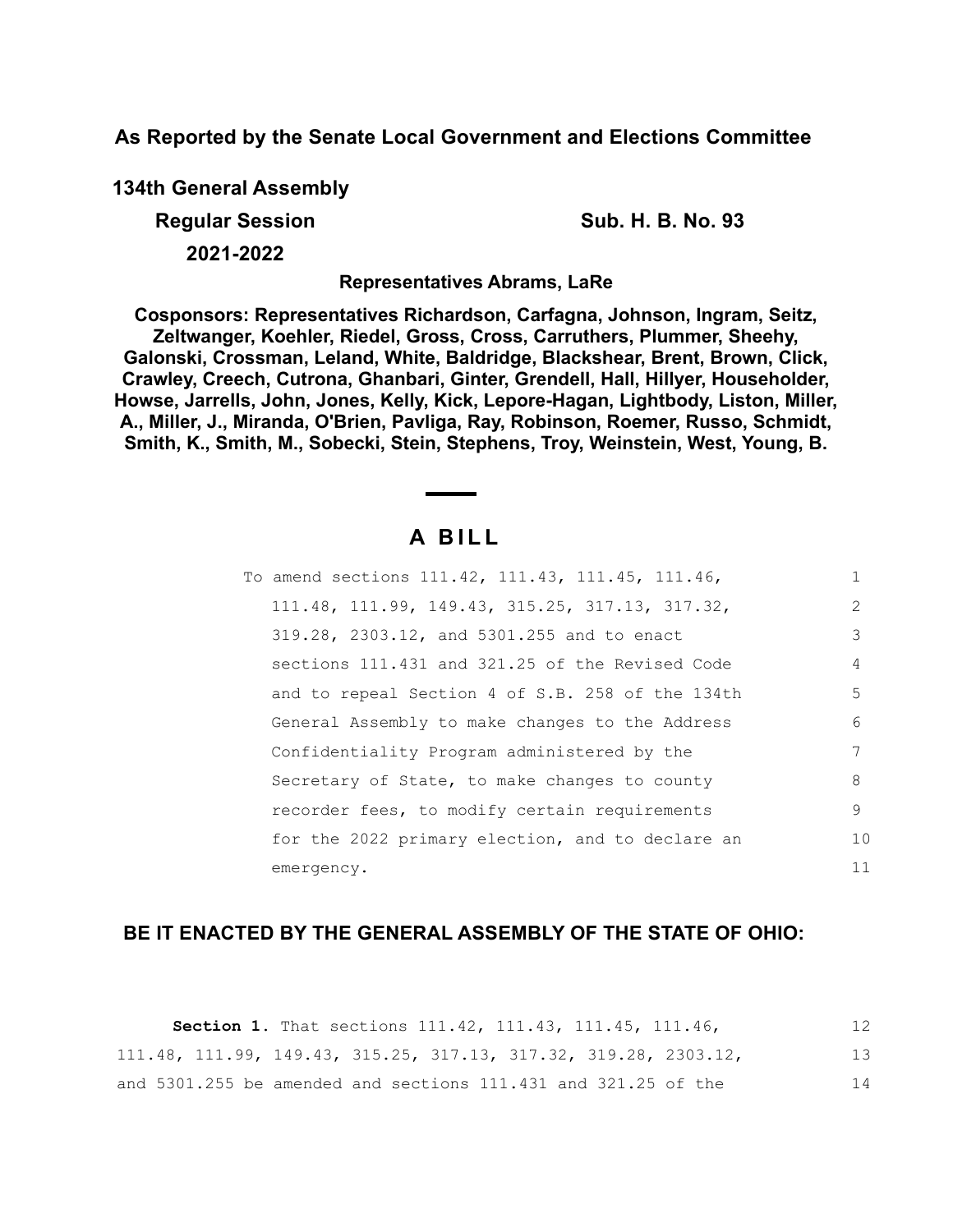**As Reported by the Senate Local Government and Elections Committee**

**134th General Assembly**

**Regular Session** **Sub. H. B. No. 93**

**2021-2022**

**Representatives Abrams, LaRe**

**Cosponsors: Representatives Richardson, Carfagna, Johnson, Ingram, Seitz, Zeltwanger, Koehler, Riedel, Gross, Cross, Carruthers, Plummer, Sheehy, Galonski, Crossman, Leland, White, Baldridge, Blackshear, Brent, Brown, Click, Crawley, Creech, Cutrona, Ghanbari, Ginter, Grendell, Hall, Hillyer, Householder, Howse, Jarrells, John, Jones, Kelly, Kick, Lepore-Hagan, Lightbody, Liston, Miller, A., Miller, J., Miranda, O'Brien, Pavliga, Ray, Robinson, Roemer, Russo, Schmidt, Smith, K., Smith, M., Sobecki, Stein, Stephens, Troy, Weinstein, West, Young, B.**

# A BILL

To amend sections 111.42, 111.43, 111.45, 111.46, 111.48, 111.99, 149.43, 315.25, 317.13, 317.32, 319.28, 2303.12, and 5301.255 and to enact sections 111.431 and 321.25 of the Revised Code and to repeal Section 4 of S.B. 258 of the 134th General Assembly to make changes to the Address Confidentiality Program administered by the Secretary of State, to make changes to county recorder fees, to modify certain requirements for the 2022 primary election, and to declare an emergency.

**BE IT ENACTED BY THE GENERAL ASSEMBLY OF THE STATE OF OHIO:**

**Section 1.** That sections 111.42, 111.43, 111.45, 111.46, 111.48, 111.99, 149.43, 315.25, 317.13, 317.32, 319.28, 2303.12, and 5301.255 be amended and sections 111.431 and 321.25 of the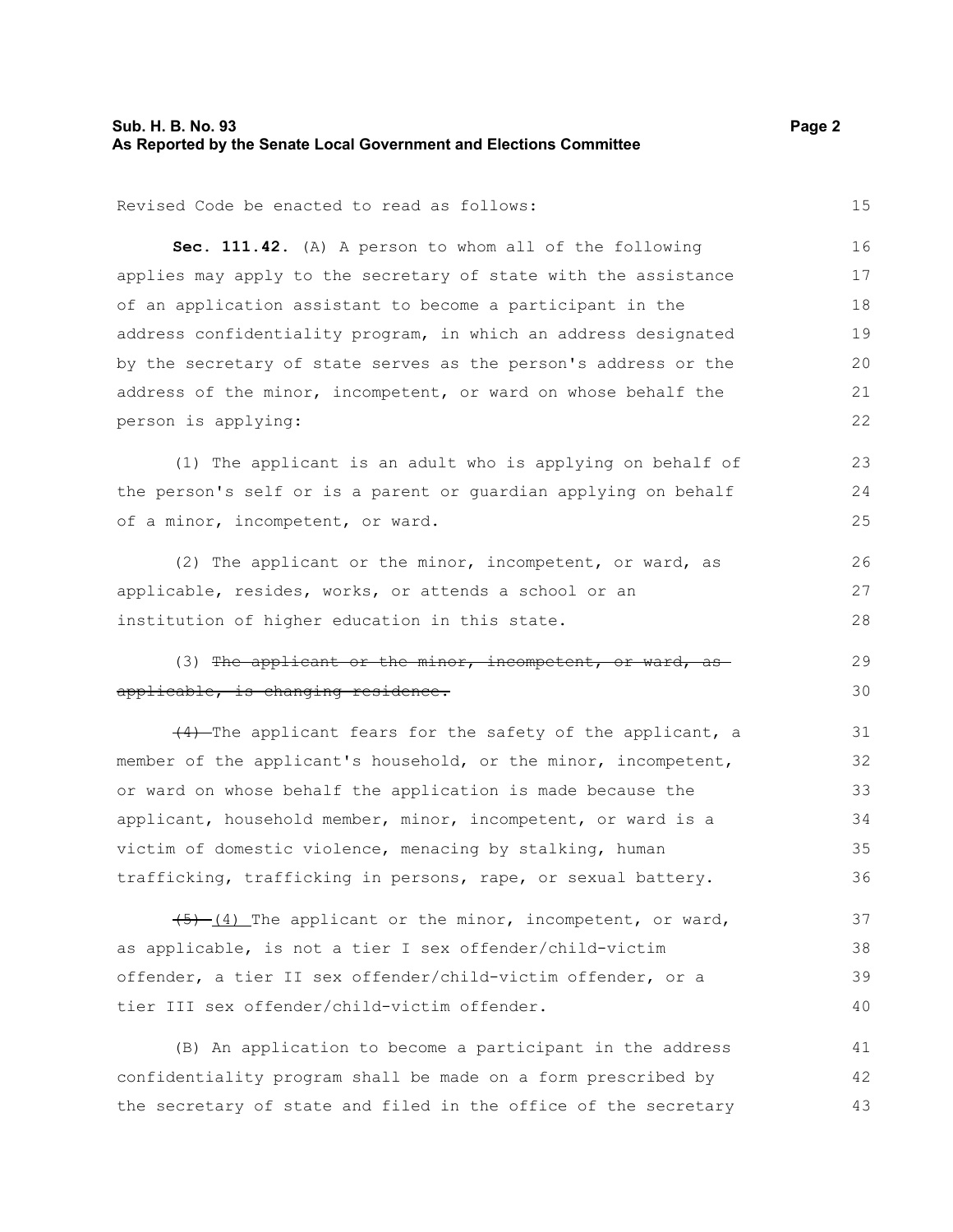Revised Code be enacted to read as follows:

**Sec. 111.42.** (A) A person to whom all of the following applies may apply to the secretary of state with the assistance of an application assistant to become a participant in the address confidentiality program, in which an address designated by the secretary of state serves as the person's address or the address of the minor, incompetent, or ward on whose behalf the person is applying:

(1) The applicant is an adult who is applying on behalf of the person's self or is a parent or guardian applying on behalf of a minor, incompetent, or ward.

(2) The applicant or the minor, incompetent, or ward, as applicable, resides, works, or attends a school or an institution of higher education in this state.

(3) ~~The applicant or the minor, incompetent, or ward, as applicable, is changing residence.~~

~~(4)~~ The applicant fears for the safety of the applicant, a member of the applicant's household, or the minor, incompetent, or ward on whose behalf the application is made because the applicant, household member, minor, incompetent, or ward is a victim of domestic violence, menacing by stalking, human trafficking, trafficking in persons, rape, or sexual battery.

~~(5)~~ (4) The applicant or the minor, incompetent, or ward, as applicable, is not a tier I sex offender/child-victim offender, a tier II sex offender/child-victim offender, or a tier III sex offender/child-victim offender.

(B) An application to become a participant in the address confidentiality program shall be made on a form prescribed by the secretary of state and filed in the office of the secretary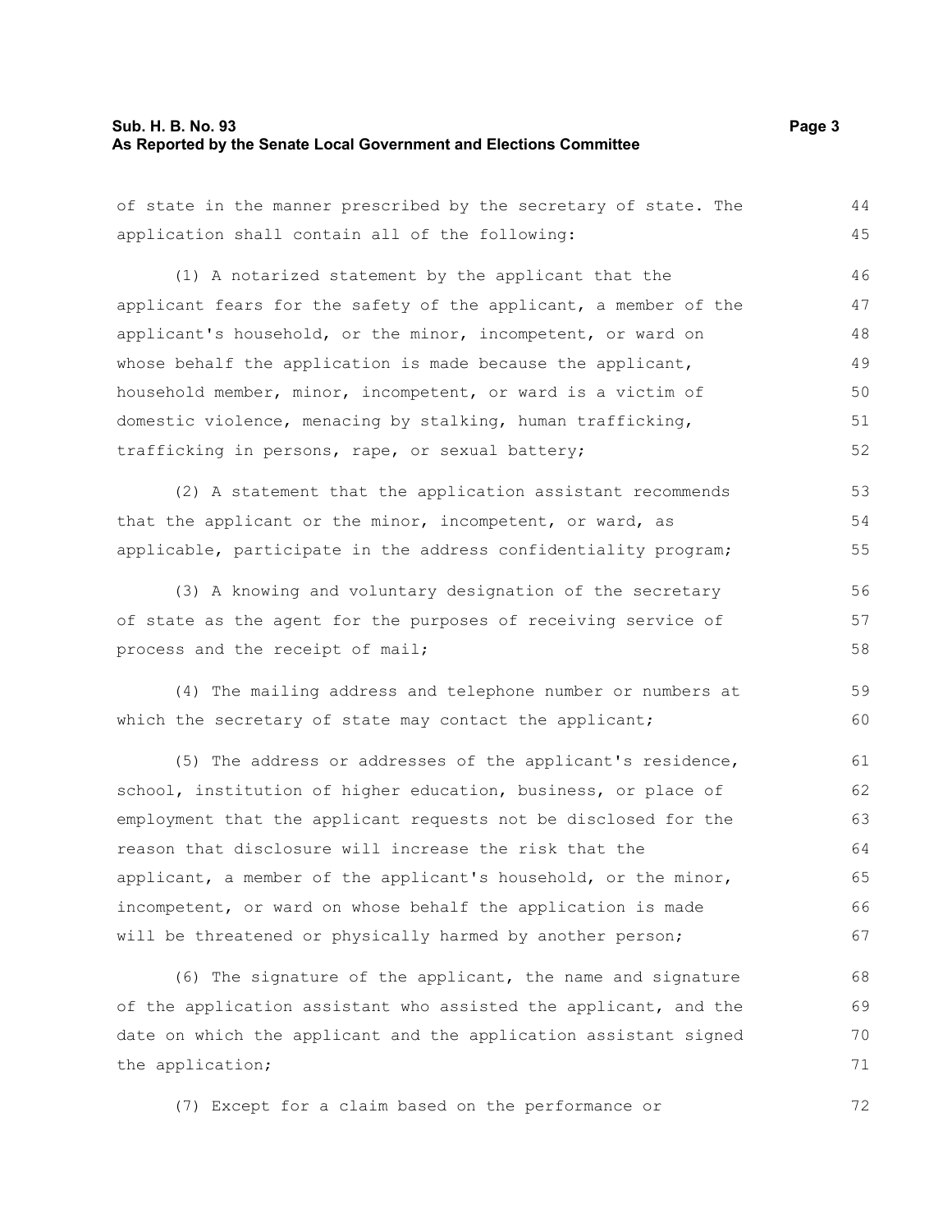of state in the manner prescribed by the secretary of state. The application shall contain all of the following:

(1) A notarized statement by the applicant that the applicant fears for the safety of the applicant, a member of the applicant's household, or the minor, incompetent, or ward on whose behalf the application is made because the applicant, household member, minor, incompetent, or ward is a victim of domestic violence, menacing by stalking, human trafficking, trafficking in persons, rape, or sexual battery;

(2) A statement that the application assistant recommends that the applicant or the minor, incompetent, or ward, as applicable, participate in the address confidentiality program;

(3) A knowing and voluntary designation of the secretary of state as the agent for the purposes of receiving service of process and the receipt of mail;

(4) The mailing address and telephone number or numbers at which the secretary of state may contact the applicant;

(5) The address or addresses of the applicant's residence, school, institution of higher education, business, or place of employment that the applicant requests not be disclosed for the reason that disclosure will increase the risk that the applicant, a member of the applicant's household, or the minor, incompetent, or ward on whose behalf the application is made will be threatened or physically harmed by another person;

(6) The signature of the applicant, the name and signature of the application assistant who assisted the applicant, and the date on which the applicant and the application assistant signed the application;

(7) Except for a claim based on the performance or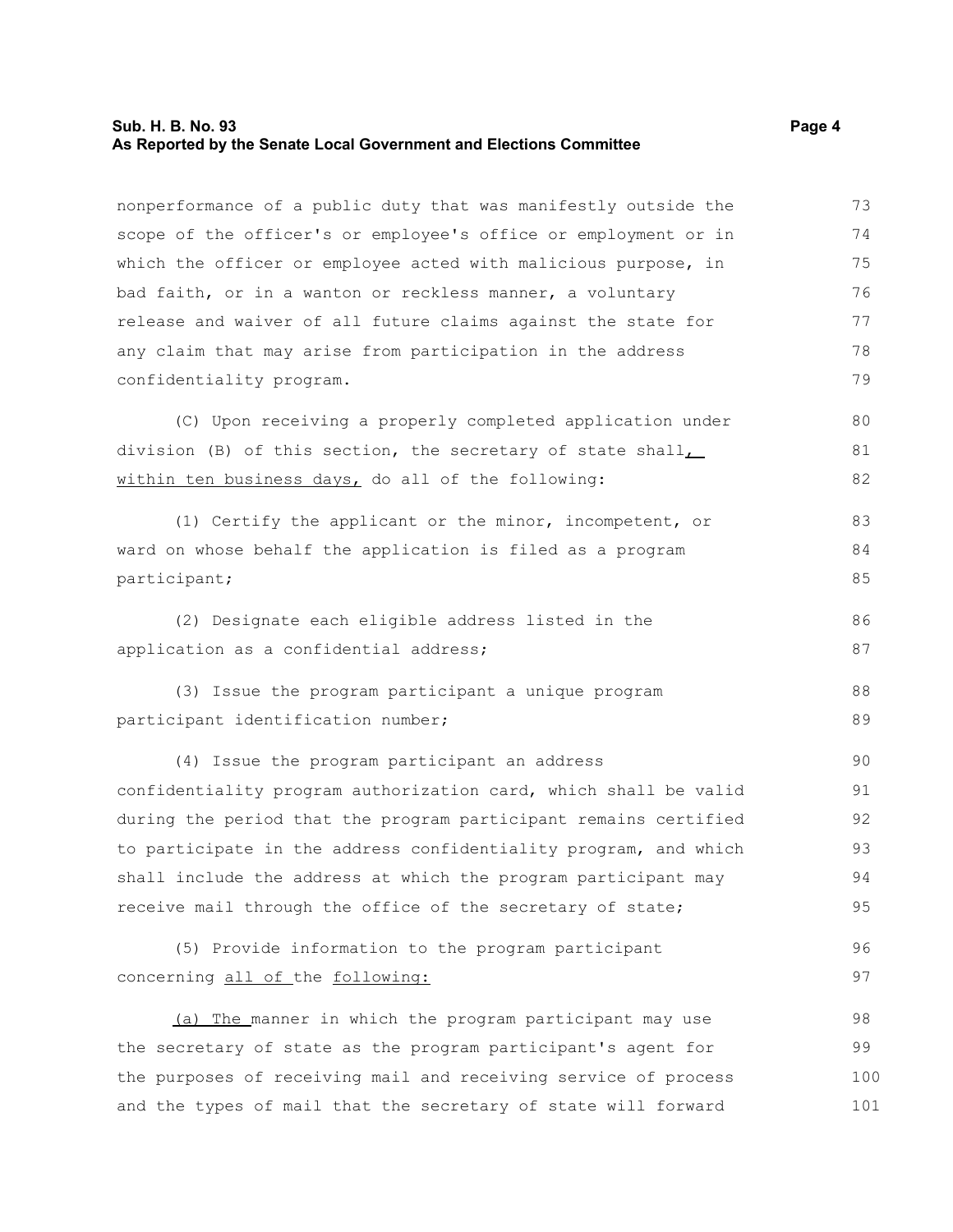nonperformance of a public duty that was manifestly outside the scope of the officer's or employee's office or employment or in which the officer or employee acted with malicious purpose, in bad faith, or in a wanton or reckless manner, a voluntary release and waiver of all future claims against the state for any claim that may arise from participation in the address confidentiality program.

(C) Upon receiving a properly completed application under division (B) of this section, the secretary of state shall, within ten business days, do all of the following:

(1) Certify the applicant or the minor, incompetent, or ward on whose behalf the application is filed as a program participant;

(2) Designate each eligible address listed in the application as a confidential address;

(3) Issue the program participant a unique program participant identification number;

(4) Issue the program participant an address confidentiality program authorization card, which shall be valid during the period that the program participant remains certified to participate in the address confidentiality program, and which shall include the address at which the program participant may receive mail through the office of the secretary of state;

(5) Provide information to the program participant concerning all of the following:

(a) The manner in which the program participant may use the secretary of state as the program participant's agent for the purposes of receiving mail and receiving service of process and the types of mail that the secretary of state will forward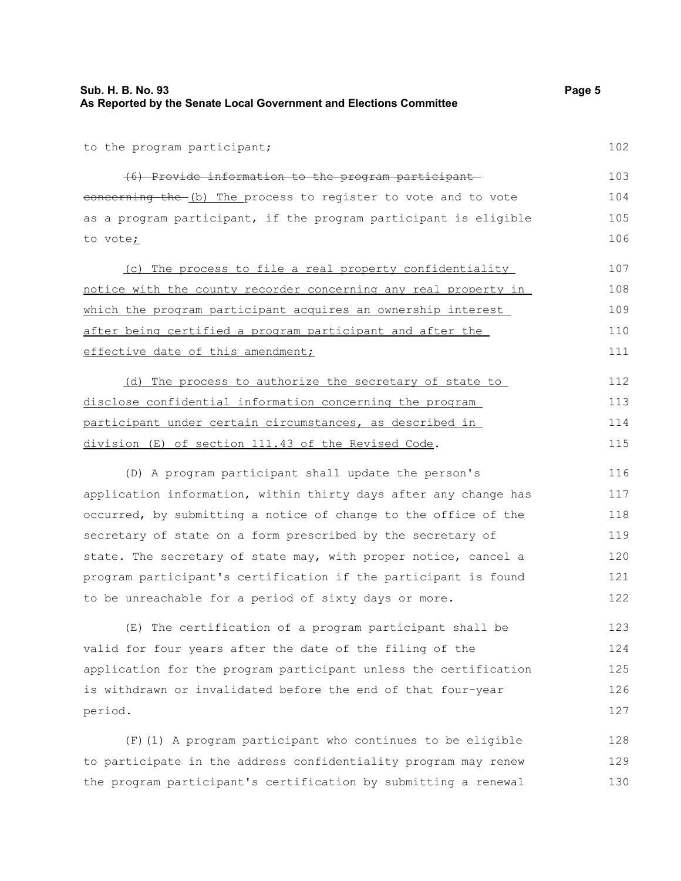to the program participant;

~~(6) Provide information to the program participant concerning the~~ (b) The process to register to vote and to vote as a program participant, if the program participant is eligible to vote;

(c) The process to file a real property confidentiality notice with the county recorder concerning any real property in which the program participant acquires an ownership interest after being certified a program participant and after the effective date of this amendment;

(d) The process to authorize the secretary of state to disclose confidential information concerning the program participant under certain circumstances, as described in division (E) of section 111.43 of the Revised Code.

(D) A program participant shall update the person's application information, within thirty days after any change has occurred, by submitting a notice of change to the office of the secretary of state on a form prescribed by the secretary of state. The secretary of state may, with proper notice, cancel a program participant's certification if the participant is found to be unreachable for a period of sixty days or more.

(E) The certification of a program participant shall be valid for four years after the date of the filing of the application for the program participant unless the certification is withdrawn or invalidated before the end of that four-year period.

(F)(1) A program participant who continues to be eligible to participate in the address confidentiality program may renew the program participant's certification by submitting a renewal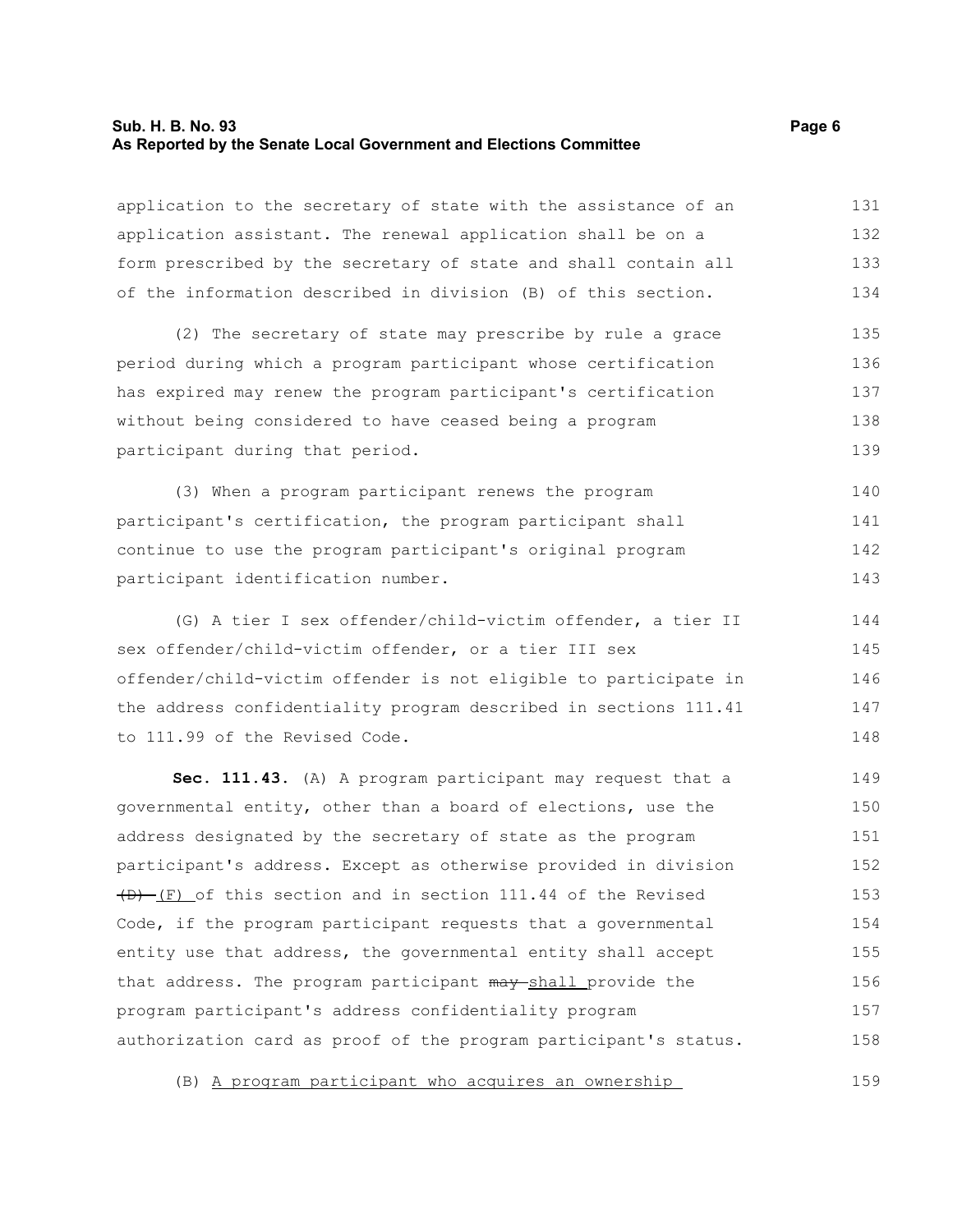application to the secretary of state with the assistance of an application assistant. The renewal application shall be on a form prescribed by the secretary of state and shall contain all of the information described in division (B) of this section.

(2) The secretary of state may prescribe by rule a grace period during which a program participant whose certification has expired may renew the program participant's certification without being considered to have ceased being a program participant during that period.

(3) When a program participant renews the program participant's certification, the program participant shall continue to use the program participant's original program participant identification number.

(G) A tier I sex offender/child-victim offender, a tier II sex offender/child-victim offender, or a tier III sex offender/child-victim offender is not eligible to participate in the address confidentiality program described in sections 111.41 to 111.99 of the Revised Code.

**Sec. 111.43.** (A) A program participant may request that a governmental entity, other than a board of elections, use the address designated by the secretary of state as the program participant's address. Except as otherwise provided in division ~~(D)~~ (F) of this section and in section 111.44 of the Revised Code, if the program participant requests that a governmental entity use that address, the governmental entity shall accept that address. The program participant ~~may~~ shall provide the program participant's address confidentiality program authorization card as proof of the program participant's status.

(B) A program participant who acquires an ownership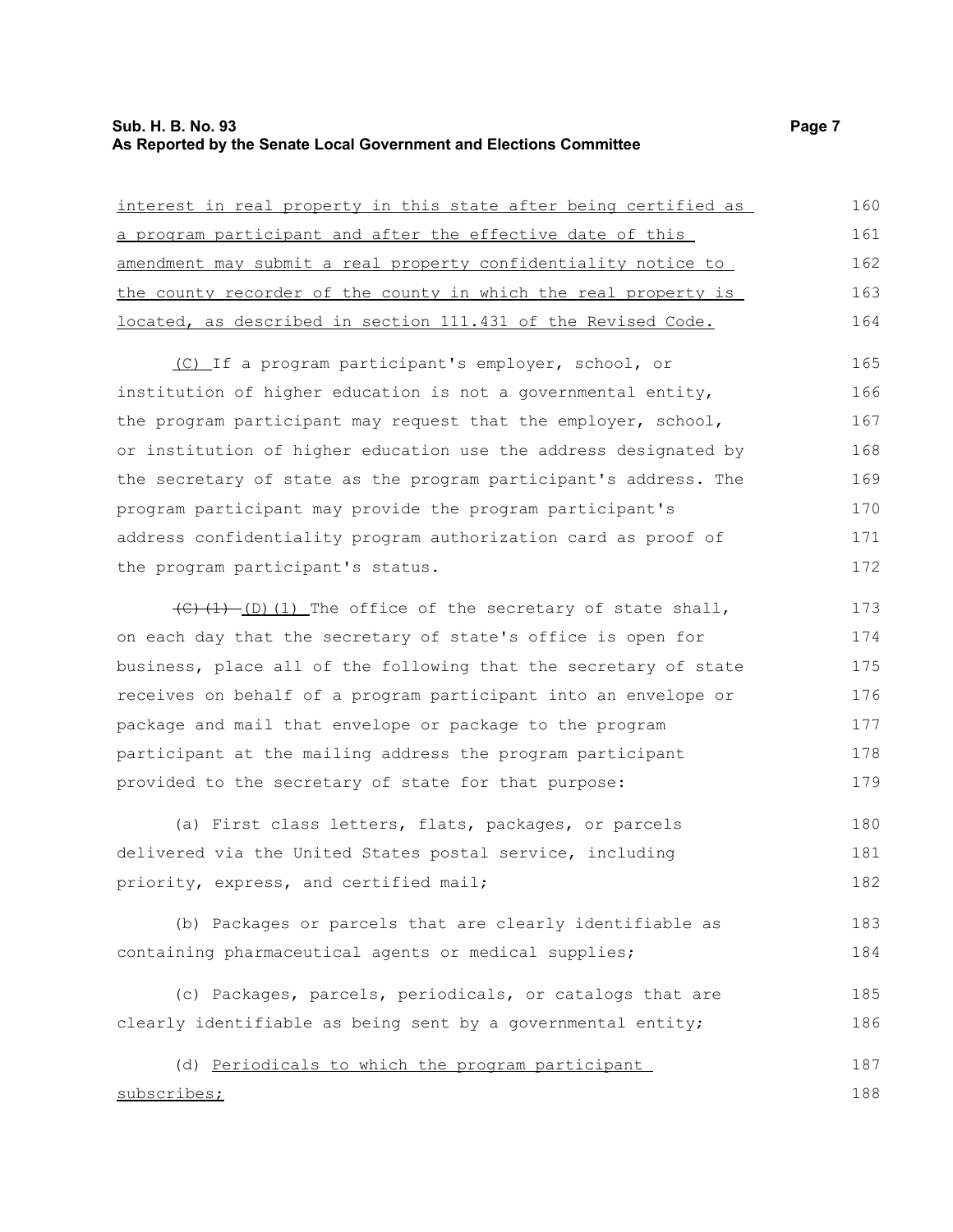interest in real property in this state after being certified as a program participant and after the effective date of this amendment may submit a real property confidentiality notice to the county recorder of the county in which the real property is located, as described in section 111.431 of the Revised Code.

(C) If a program participant's employer, school, or institution of higher education is not a governmental entity, the program participant may request that the employer, school, or institution of higher education use the address designated by the secretary of state as the program participant's address. The program participant may provide the program participant's address confidentiality program authorization card as proof of the program participant's status.

~~(C)(1)~~ (D)(1) The office of the secretary of state shall, on each day that the secretary of state's office is open for business, place all of the following that the secretary of state receives on behalf of a program participant into an envelope or package and mail that envelope or package to the program participant at the mailing address the program participant provided to the secretary of state for that purpose:

(a) First class letters, flats, packages, or parcels delivered via the United States postal service, including priority, express, and certified mail;

(b) Packages or parcels that are clearly identifiable as containing pharmaceutical agents or medical supplies;

(c) Packages, parcels, periodicals, or catalogs that are clearly identifiable as being sent by a governmental entity;

(d) Periodicals to which the program participant subscribes;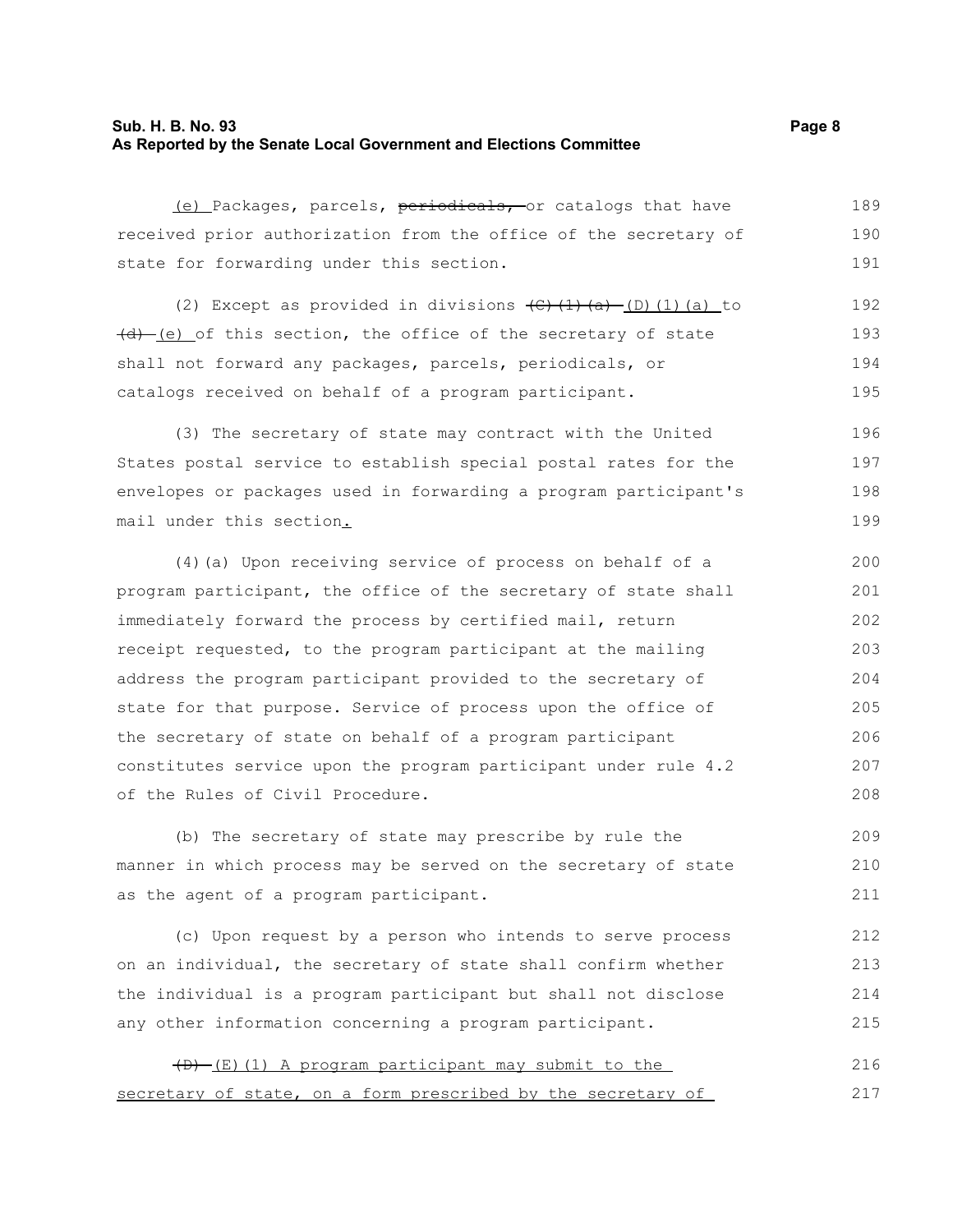(e) Packages, parcels, ~~periodicals,~~ or catalogs that have received prior authorization from the office of the secretary of state for forwarding under this section.

(2) Except as provided in divisions ~~(C)(1)(a)~~ (D)(1)(a) to ~~(d)~~ (e) of this section, the office of the secretary of state shall not forward any packages, parcels, periodicals, or catalogs received on behalf of a program participant.

(3) The secretary of state may contract with the United States postal service to establish special postal rates for the envelopes or packages used in forwarding a program participant's mail under this section.

(4)(a) Upon receiving service of process on behalf of a program participant, the office of the secretary of state shall immediately forward the process by certified mail, return receipt requested, to the program participant at the mailing address the program participant provided to the secretary of state for that purpose. Service of process upon the office of the secretary of state on behalf of a program participant constitutes service upon the program participant under rule 4.2 of the Rules of Civil Procedure.

(b) The secretary of state may prescribe by rule the manner in which process may be served on the secretary of state as the agent of a program participant.

(c) Upon request by a person who intends to serve process on an individual, the secretary of state shall confirm whether the individual is a program participant but shall not disclose any other information concerning a program participant.

~~(D)~~ (E)(1) A program participant may submit to the secretary of state, on a form prescribed by the secretary of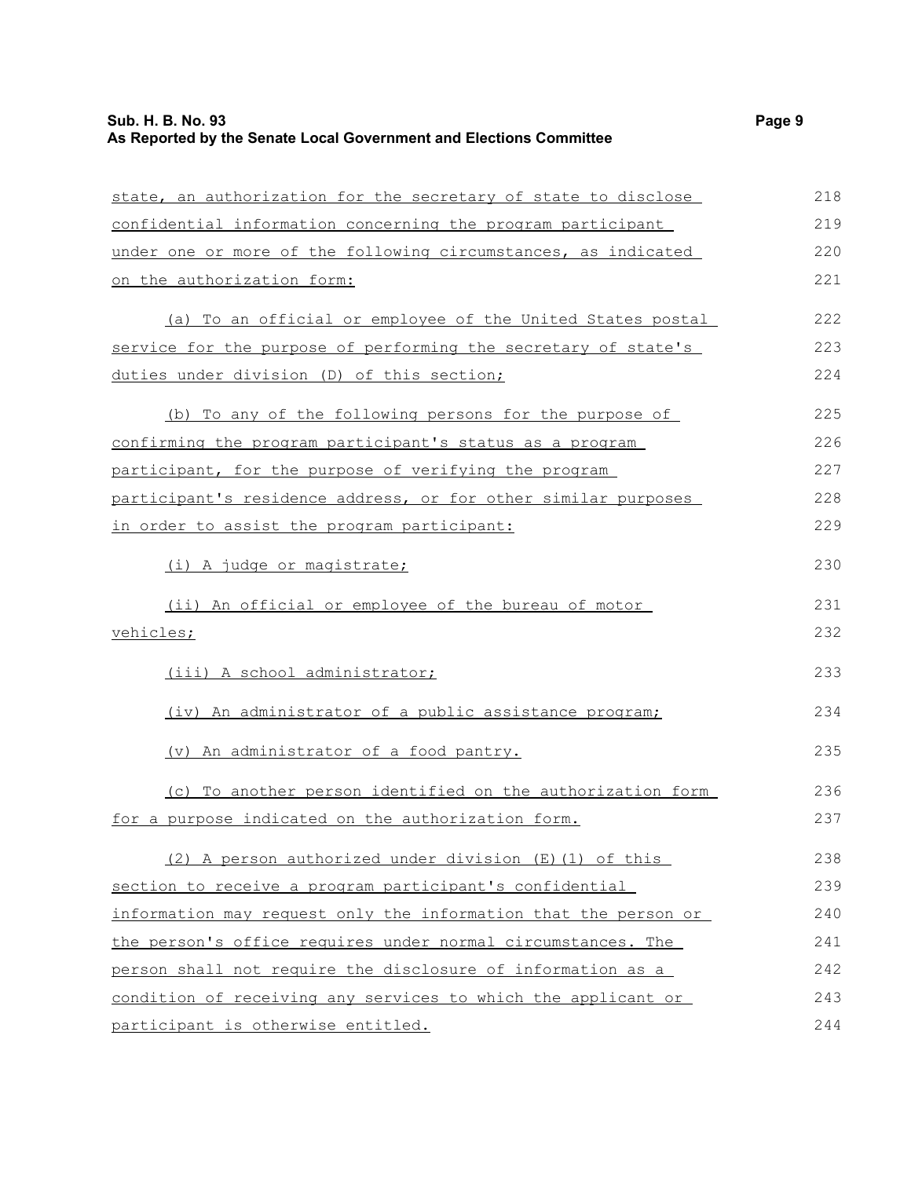state, an authorization for the secretary of state to disclose confidential information concerning the program participant under one or more of the following circumstances, as indicated on the authorization form:

(a) To an official or employee of the United States postal service for the purpose of performing the secretary of state's duties under division (D) of this section;

(b) To any of the following persons for the purpose of confirming the program participant's status as a program participant, for the purpose of verifying the program participant's residence address, or for other similar purposes in order to assist the program participant:

(i) A judge or magistrate;

(ii) An official or employee of the bureau of motor vehicles;

(iii) A school administrator;

(iv) An administrator of a public assistance program;

(v) An administrator of a food pantry.

(c) To another person identified on the authorization form for a purpose indicated on the authorization form.

(2) A person authorized under division (E)(1) of this section to receive a program participant's confidential information may request only the information that the person or the person's office requires under normal circumstances. The person shall not require the disclosure of information as a condition of receiving any services to which the applicant or participant is otherwise entitled.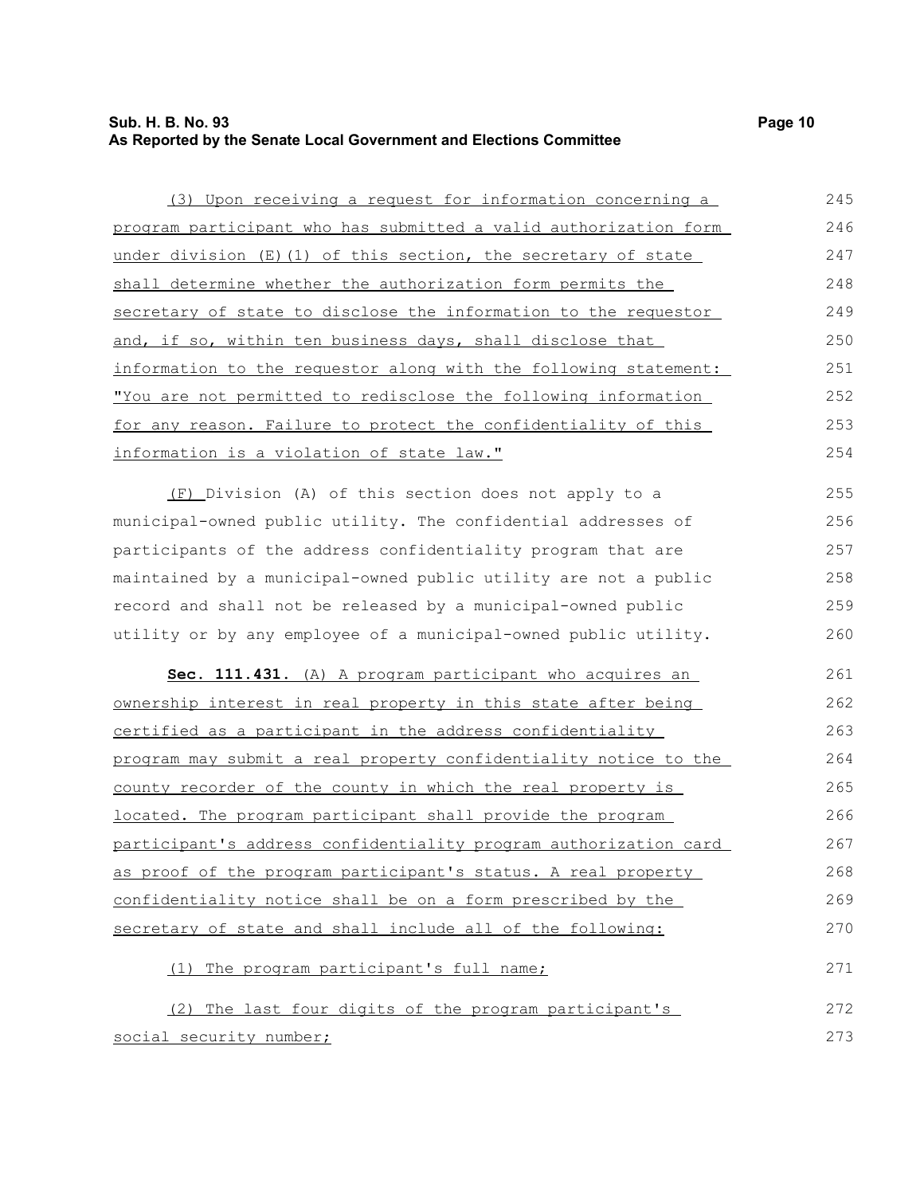(3) Upon receiving a request for information concerning a program participant who has submitted a valid authorization form under division (E)(1) of this section, the secretary of state shall determine whether the authorization form permits the secretary of state to disclose the information to the requestor and, if so, within ten business days, shall disclose that information to the requestor along with the following statement: "You are not permitted to redisclose the following information for any reason. Failure to protect the confidentiality of this information is a violation of state law."

(F) Division (A) of this section does not apply to a municipal-owned public utility. The confidential addresses of participants of the address confidentiality program that are maintained by a municipal-owned public utility are not a public record and shall not be released by a municipal-owned public utility or by any employee of a municipal-owned public utility.

**Sec. 111.431.** (A) A program participant who acquires an ownership interest in real property in this state after being certified as a participant in the address confidentiality program may submit a real property confidentiality notice to the county recorder of the county in which the real property is located. The program participant shall provide the program participant's address confidentiality program authorization card as proof of the program participant's status. A real property confidentiality notice shall be on a form prescribed by the secretary of state and shall include all of the following:

(1) The program participant's full name;

(2) The last four digits of the program participant's social security number;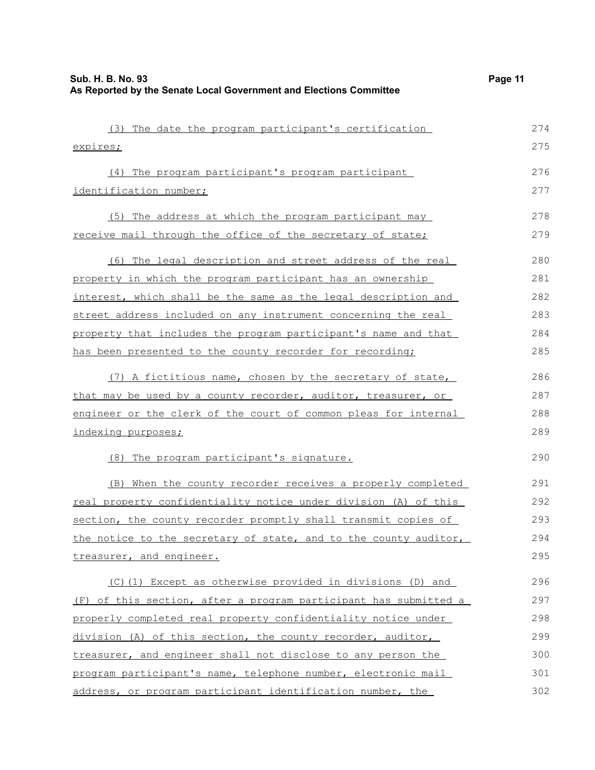(3) The date the program participant's certification expires;

(4) The program participant's program participant identification number;

(5) The address at which the program participant may receive mail through the office of the secretary of state;

(6) The legal description and street address of the real property in which the program participant has an ownership interest, which shall be the same as the legal description and street address included on any instrument concerning the real property that includes the program participant's name and that has been presented to the county recorder for recording;

(7) A fictitious name, chosen by the secretary of state, that may be used by a county recorder, auditor, treasurer, or engineer or the clerk of the court of common pleas for internal indexing purposes;

(8) The program participant's signature.

(B) When the county recorder receives a properly completed real property confidentiality notice under division (A) of this section, the county recorder promptly shall transmit copies of the notice to the secretary of state, and to the county auditor, treasurer, and engineer.

(C)(1) Except as otherwise provided in divisions (D) and (F) of this section, after a program participant has submitted a properly completed real property confidentiality notice under division (A) of this section, the county recorder, auditor, treasurer, and engineer shall not disclose to any person the program participant's name, telephone number, electronic mail address, or program participant identification number, the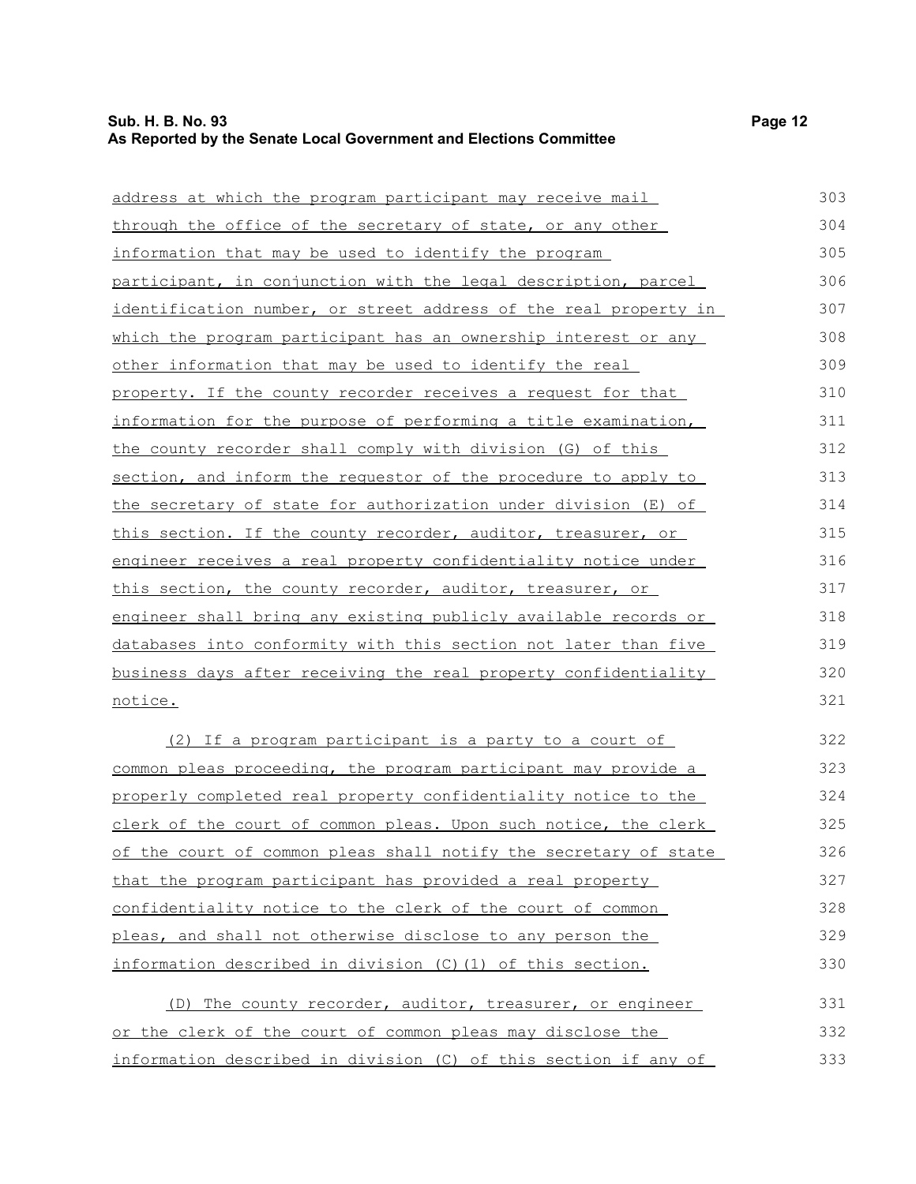address at which the program participant may receive mail through the office of the secretary of state, or any other information that may be used to identify the program participant, in conjunction with the legal description, parcel identification number, or street address of the real property in which the program participant has an ownership interest or any other information that may be used to identify the real property. If the county recorder receives a request for that information for the purpose of performing a title examination, the county recorder shall comply with division (G) of this section, and inform the requestor of the procedure to apply to the secretary of state for authorization under division (E) of this section. If the county recorder, auditor, treasurer, or engineer receives a real property confidentiality notice under this section, the county recorder, auditor, treasurer, or engineer shall bring any existing publicly available records or databases into conformity with this section not later than five business days after receiving the real property confidentiality notice.

(2) If a program participant is a party to a court of common pleas proceeding, the program participant may provide a properly completed real property confidentiality notice to the clerk of the court of common pleas. Upon such notice, the clerk of the court of common pleas shall notify the secretary of state that the program participant has provided a real property confidentiality notice to the clerk of the court of common pleas, and shall not otherwise disclose to any person the information described in division (C)(1) of this section.

(D) The county recorder, auditor, treasurer, or engineer or the clerk of the court of common pleas may disclose the information described in division (C) of this section if any of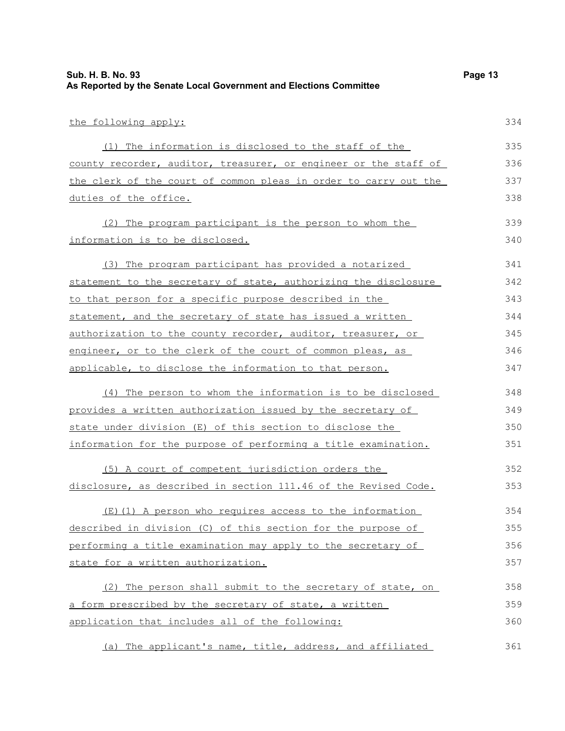the following apply:

(1) The information is disclosed to the staff of the county recorder, auditor, treasurer, or engineer or the staff of the clerk of the court of common pleas in order to carry out the duties of the office.

(2) The program participant is the person to whom the information is to be disclosed.

(3) The program participant has provided a notarized statement to the secretary of state, authorizing the disclosure to that person for a specific purpose described in the statement, and the secretary of state has issued a written authorization to the county recorder, auditor, treasurer, or engineer, or to the clerk of the court of common pleas, as applicable, to disclose the information to that person.

(4) The person to whom the information is to be disclosed provides a written authorization issued by the secretary of state under division (E) of this section to disclose the information for the purpose of performing a title examination.

(5) A court of competent jurisdiction orders the disclosure, as described in section 111.46 of the Revised Code.

(E)(1) A person who requires access to the information described in division (C) of this section for the purpose of performing a title examination may apply to the secretary of state for a written authorization.

(2) The person shall submit to the secretary of state, on a form prescribed by the secretary of state, a written application that includes all of the following:

(a) The applicant's name, title, address, and affiliated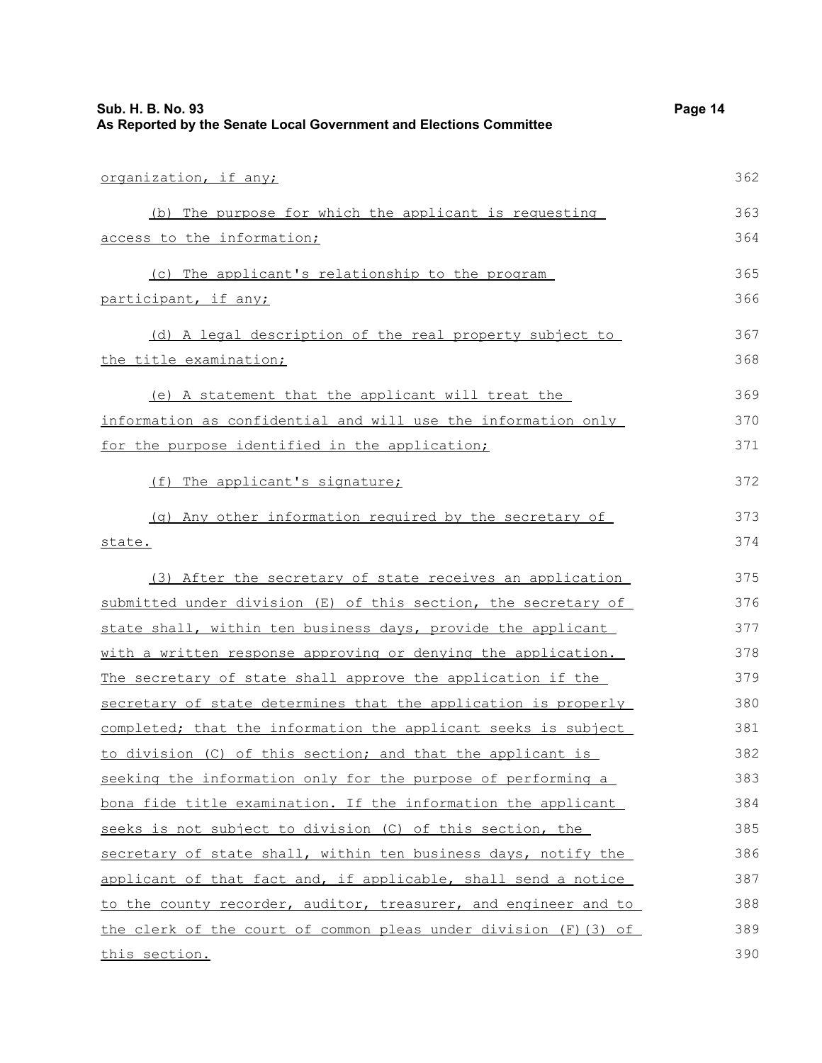organization, if any;

(b) The purpose for which the applicant is requesting access to the information;

(c) The applicant's relationship to the program participant, if any;

(d) A legal description of the real property subject to the title examination;

(e) A statement that the applicant will treat the information as confidential and will use the information only for the purpose identified in the application;

(f) The applicant's signature;

(g) Any other information required by the secretary of state.

(3) After the secretary of state receives an application submitted under division (E) of this section, the secretary of state shall, within ten business days, provide the applicant with a written response approving or denying the application. The secretary of state shall approve the application if the secretary of state determines that the application is properly completed; that the information the applicant seeks is subject to division (C) of this section; and that the applicant is seeking the information only for the purpose of performing a bona fide title examination. If the information the applicant seeks is not subject to division (C) of this section, the secretary of state shall, within ten business days, notify the applicant of that fact and, if applicable, shall send a notice to the county recorder, auditor, treasurer, and engineer and to the clerk of the court of common pleas under division (F)(3) of this section.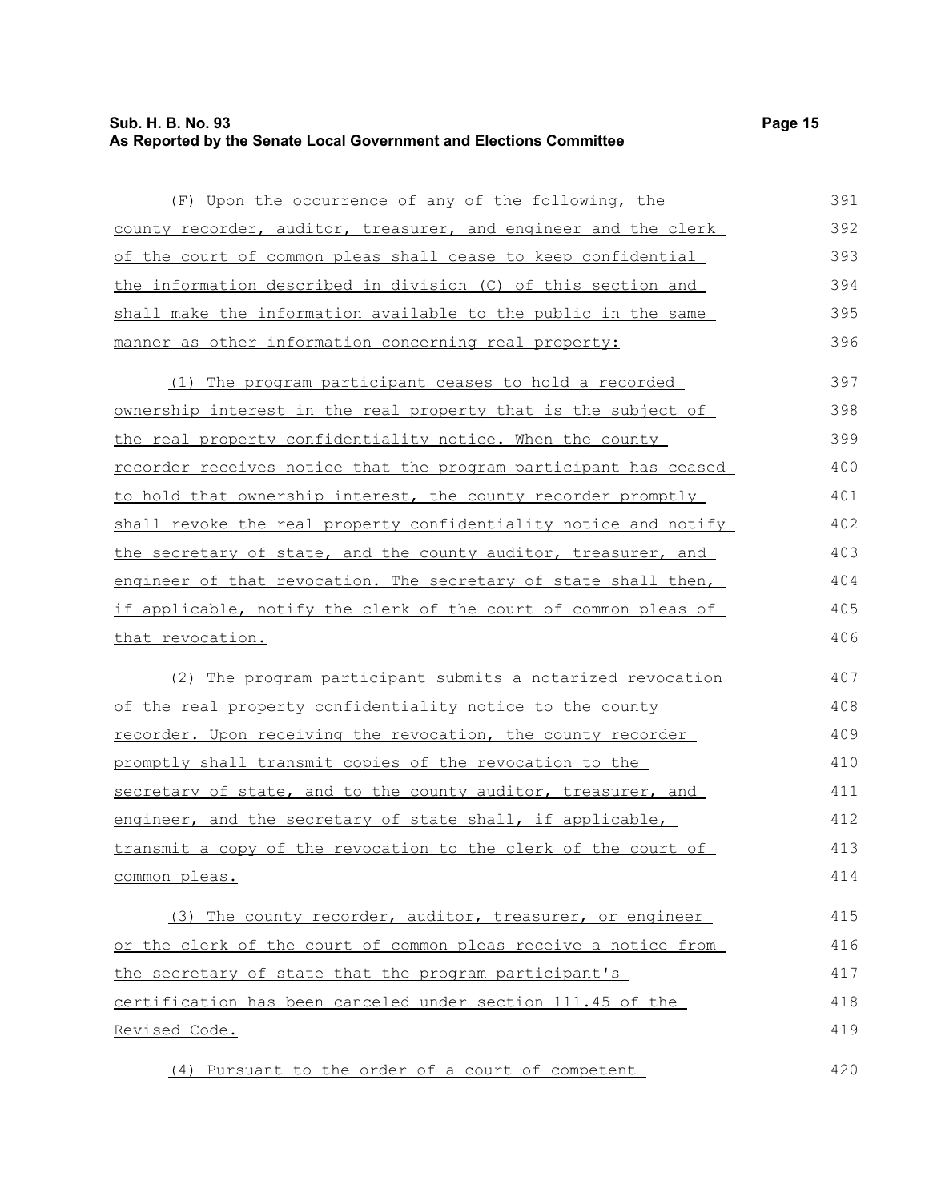(F) Upon the occurrence of any of the following, the county recorder, auditor, treasurer, and engineer and the clerk of the court of common pleas shall cease to keep confidential the information described in division (C) of this section and shall make the information available to the public in the same manner as other information concerning real property:

(1) The program participant ceases to hold a recorded ownership interest in the real property that is the subject of the real property confidentiality notice. When the county recorder receives notice that the program participant has ceased to hold that ownership interest, the county recorder promptly shall revoke the real property confidentiality notice and notify the secretary of state, and the county auditor, treasurer, and engineer of that revocation. The secretary of state shall then, if applicable, notify the clerk of the court of common pleas of that revocation.

(2) The program participant submits a notarized revocation of the real property confidentiality notice to the county recorder. Upon receiving the revocation, the county recorder promptly shall transmit copies of the revocation to the secretary of state, and to the county auditor, treasurer, and engineer, and the secretary of state shall, if applicable, transmit a copy of the revocation to the clerk of the court of common pleas.

(3) The county recorder, auditor, treasurer, or engineer or the clerk of the court of common pleas receive a notice from the secretary of state that the program participant's certification has been canceled under section 111.45 of the Revised Code.

(4) Pursuant to the order of a court of competent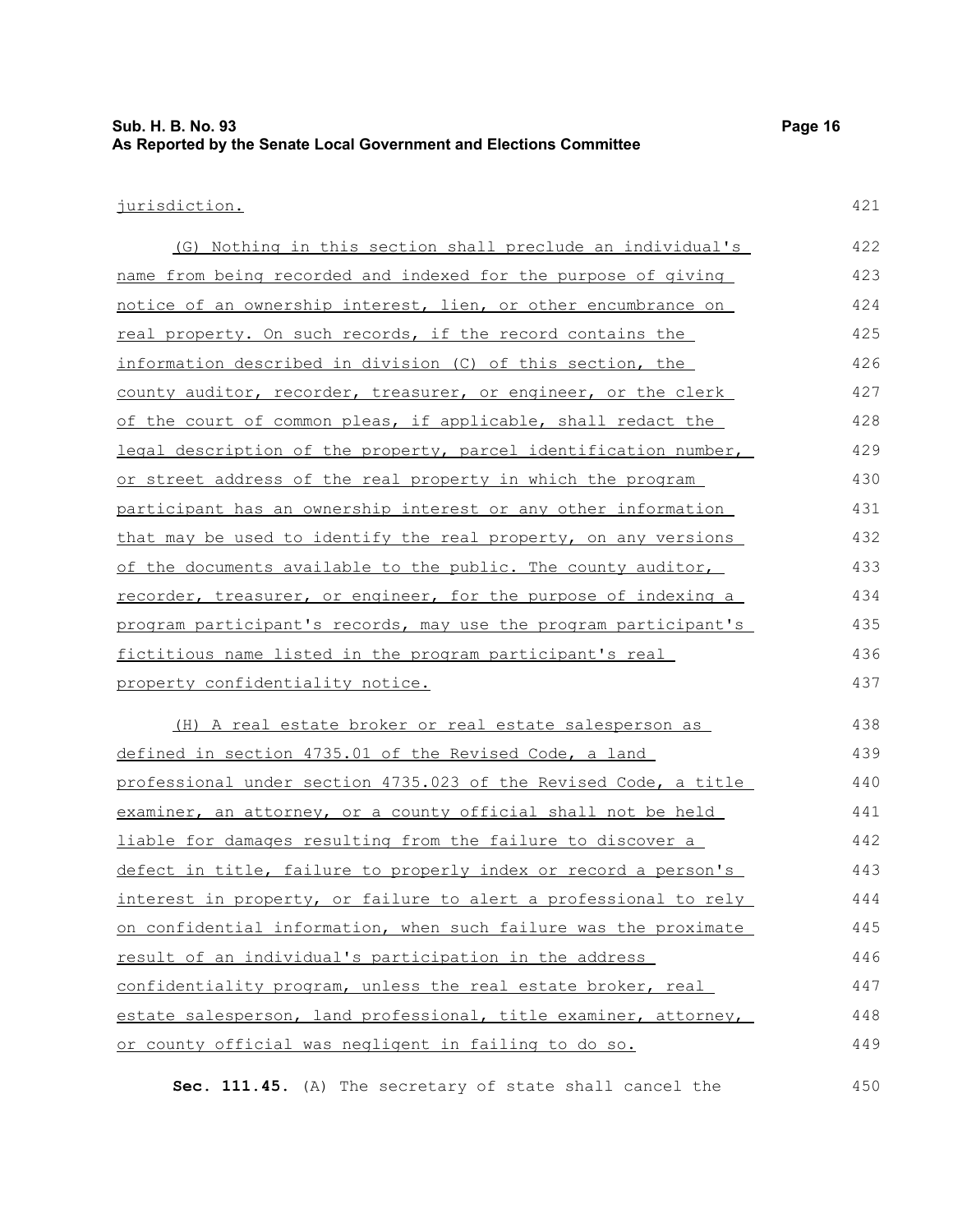jurisdiction.

(G) Nothing in this section shall preclude an individual's name from being recorded and indexed for the purpose of giving notice of an ownership interest, lien, or other encumbrance on real property. On such records, if the record contains the information described in division (C) of this section, the county auditor, recorder, treasurer, or engineer, or the clerk of the court of common pleas, if applicable, shall redact the legal description of the property, parcel identification number, or street address of the real property in which the program participant has an ownership interest or any other information that may be used to identify the real property, on any versions of the documents available to the public. The county auditor, recorder, treasurer, or engineer, for the purpose of indexing a program participant's records, may use the program participant's fictitious name listed in the program participant's real property confidentiality notice.

(H) A real estate broker or real estate salesperson as defined in section 4735.01 of the Revised Code, a land professional under section 4735.023 of the Revised Code, a title examiner, an attorney, or a county official shall not be held liable for damages resulting from the failure to discover a defect in title, failure to properly index or record a person's interest in property, or failure to alert a professional to rely on confidential information, when such failure was the proximate result of an individual's participation in the address confidentiality program, unless the real estate broker, real estate salesperson, land professional, title examiner, attorney, or county official was negligent in failing to do so.

**Sec. 111.45.** (A) The secretary of state shall cancel the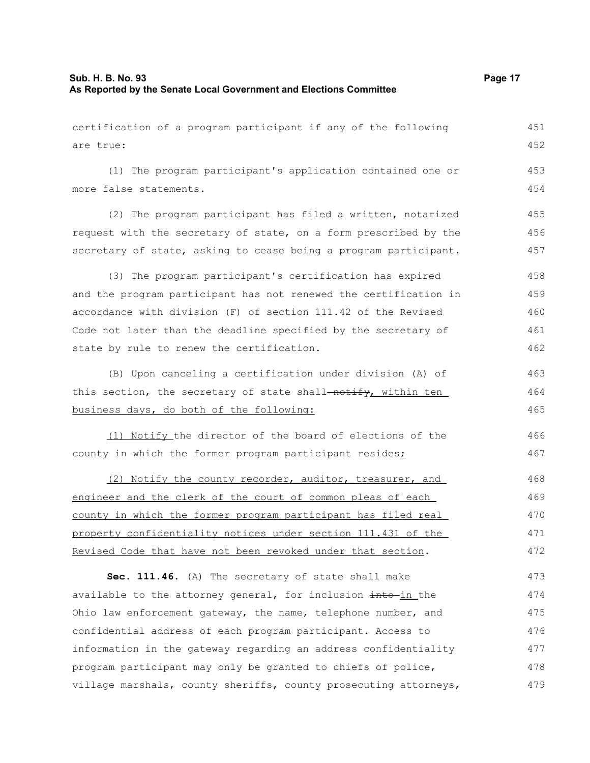certification of a program participant if any of the following are true:

(1) The program participant's application contained one or more false statements.

(2) The program participant has filed a written, notarized request with the secretary of state, on a form prescribed by the secretary of state, asking to cease being a program participant.

(3) The program participant's certification has expired and the program participant has not renewed the certification in accordance with division (F) of section 111.42 of the Revised Code not later than the deadline specified by the secretary of state by rule to renew the certification.

(B) Upon canceling a certification under division (A) of this section, the secretary of state shall ~~notify~~, within ten business days, do both of the following:

(1) Notify the director of the board of elections of the county in which the former program participant resides;

(2) Notify the county recorder, auditor, treasurer, and engineer and the clerk of the court of common pleas of each county in which the former program participant has filed real property confidentiality notices under section 111.431 of the Revised Code that have not been revoked under that section.

**Sec. 111.46.** (A) The secretary of state shall make available to the attorney general, for inclusion ~~into~~ in the Ohio law enforcement gateway, the name, telephone number, and confidential address of each program participant. Access to information in the gateway regarding an address confidentiality program participant may only be granted to chiefs of police, village marshals, county sheriffs, county prosecuting attorneys,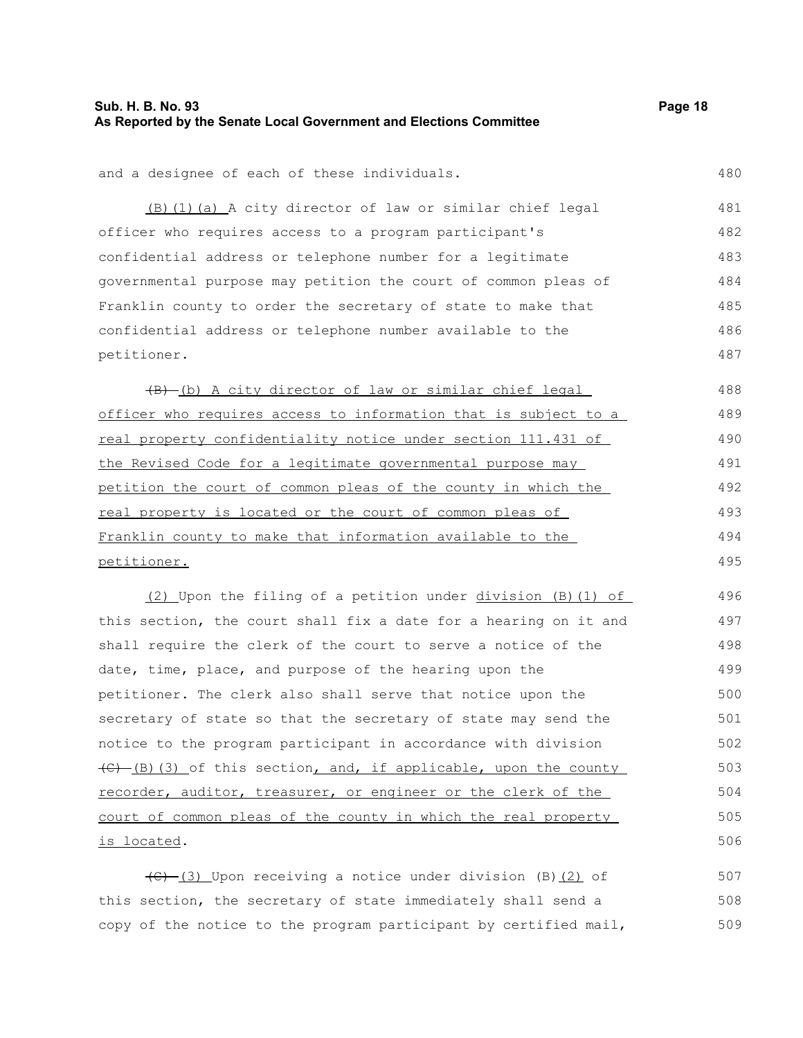and a designee of each of these individuals.

(B)(1)(a) A city director of law or similar chief legal officer who requires access to a program participant's confidential address or telephone number for a legitimate governmental purpose may petition the court of common pleas of Franklin county to order the secretary of state to make that confidential address or telephone number available to the petitioner.

~~(B)~~ (b) A city director of law or similar chief legal officer who requires access to information that is subject to a real property confidentiality notice under section 111.431 of the Revised Code for a legitimate governmental purpose may petition the court of common pleas of the county in which the real property is located or the court of common pleas of Franklin county to make that information available to the petitioner.

(2) Upon the filing of a petition under division (B)(1) of this section, the court shall fix a date for a hearing on it and shall require the clerk of the court to serve a notice of the date, time, place, and purpose of the hearing upon the petitioner. The clerk also shall serve that notice upon the secretary of state so that the secretary of state may send the notice to the program participant in accordance with division ~~(C)~~ (B)(3) of this section, and, if applicable, upon the county recorder, auditor, treasurer, or engineer or the clerk of the court of common pleas of the county in which the real property is located.

~~(C)~~ (3) Upon receiving a notice under division (B)(2) of this section, the secretary of state immediately shall send a copy of the notice to the program participant by certified mail,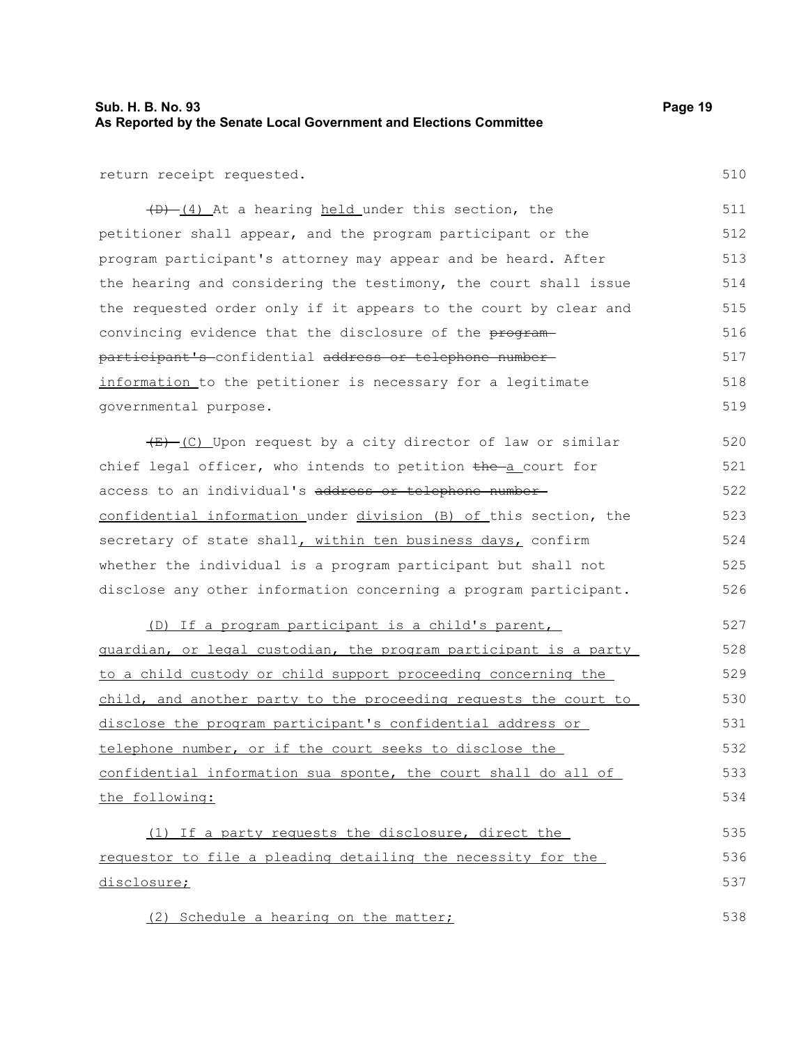return receipt requested.

~~(D)~~ (4) At a hearing held under this section, the petitioner shall appear, and the program participant or the program participant's attorney may appear and be heard. After the hearing and considering the testimony, the court shall issue the requested order only if it appears to the court by clear and convincing evidence that the disclosure of the ~~program participant's~~ confidential ~~address or telephone number~~ information to the petitioner is necessary for a legitimate governmental purpose.

~~(E)~~ (C) Upon request by a city director of law or similar chief legal officer, who intends to petition ~~the~~ a court for access to an individual's ~~address or telephone number~~ confidential information under division (B) of this section, the secretary of state shall, within ten business days, confirm whether the individual is a program participant but shall not disclose any other information concerning a program participant.

(D) If a program participant is a child's parent, guardian, or legal custodian, the program participant is a party to a child custody or child support proceeding concerning the child, and another party to the proceeding requests the court to disclose the program participant's confidential address or telephone number, or if the court seeks to disclose the confidential information sua sponte, the court shall do all of the following:

(1) If a party requests the disclosure, direct the requestor to file a pleading detailing the necessity for the disclosure;

(2) Schedule a hearing on the matter;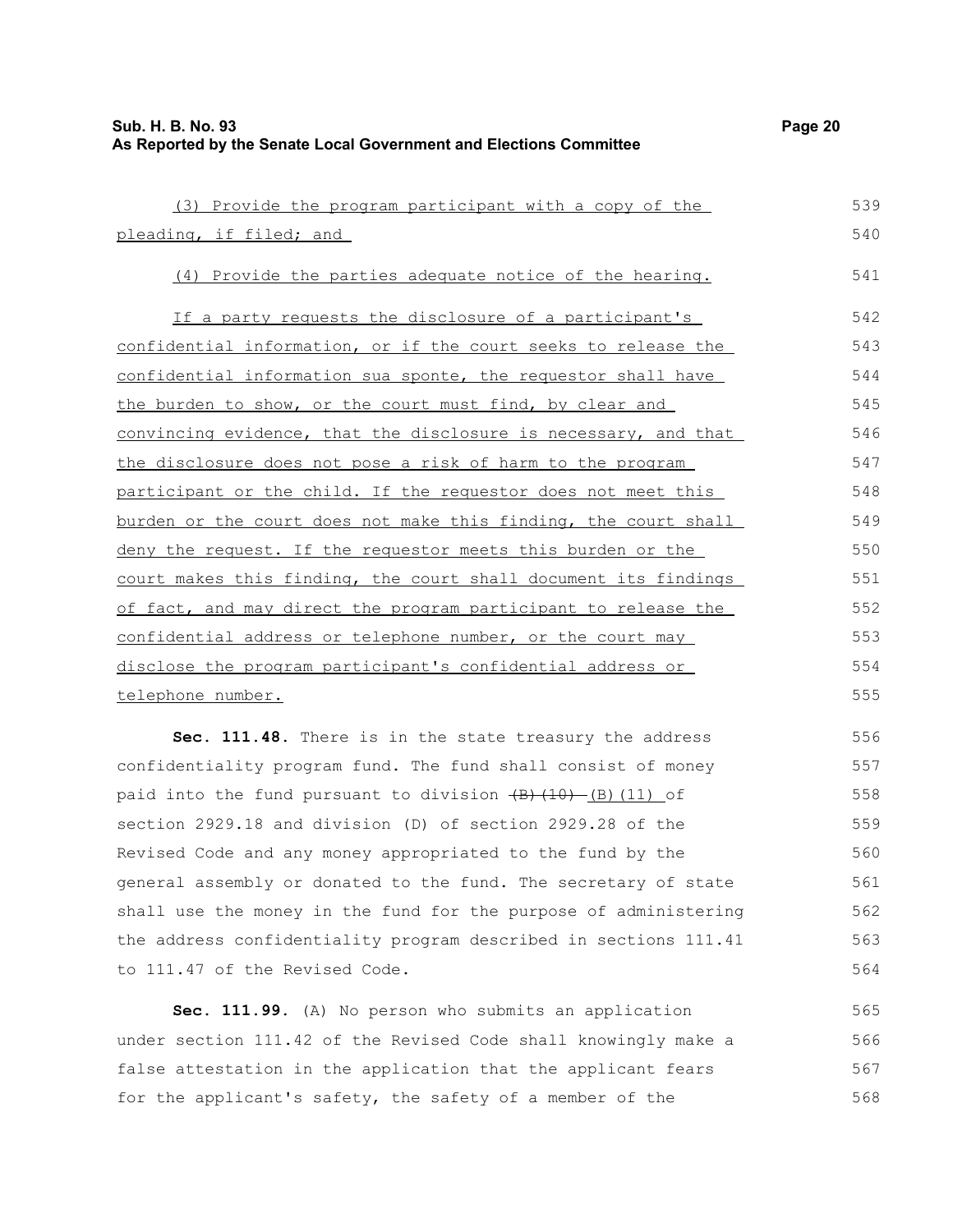(3) Provide the program participant with a copy of the pleading, if filed; and

(4) Provide the parties adequate notice of the hearing.

If a party requests the disclosure of a participant's confidential information, or if the court seeks to release the confidential information sua sponte, the requestor shall have the burden to show, or the court must find, by clear and convincing evidence, that the disclosure is necessary, and that the disclosure does not pose a risk of harm to the program participant or the child. If the requestor does not meet this burden or the court does not make this finding, the court shall deny the request. If the requestor meets this burden or the court makes this finding, the court shall document its findings of fact, and may direct the program participant to release the confidential address or telephone number, or the court may disclose the program participant's confidential address or telephone number.

**Sec. 111.48.** There is in the state treasury the address confidentiality program fund. The fund shall consist of money paid into the fund pursuant to division ~~(B)(10)~~ (B)(11) of section 2929.18 and division (D) of section 2929.28 of the Revised Code and any money appropriated to the fund by the general assembly or donated to the fund. The secretary of state shall use the money in the fund for the purpose of administering the address confidentiality program described in sections 111.41 to 111.47 of the Revised Code.

**Sec. 111.99.** (A) No person who submits an application under section 111.42 of the Revised Code shall knowingly make a false attestation in the application that the applicant fears for the applicant's safety, the safety of a member of the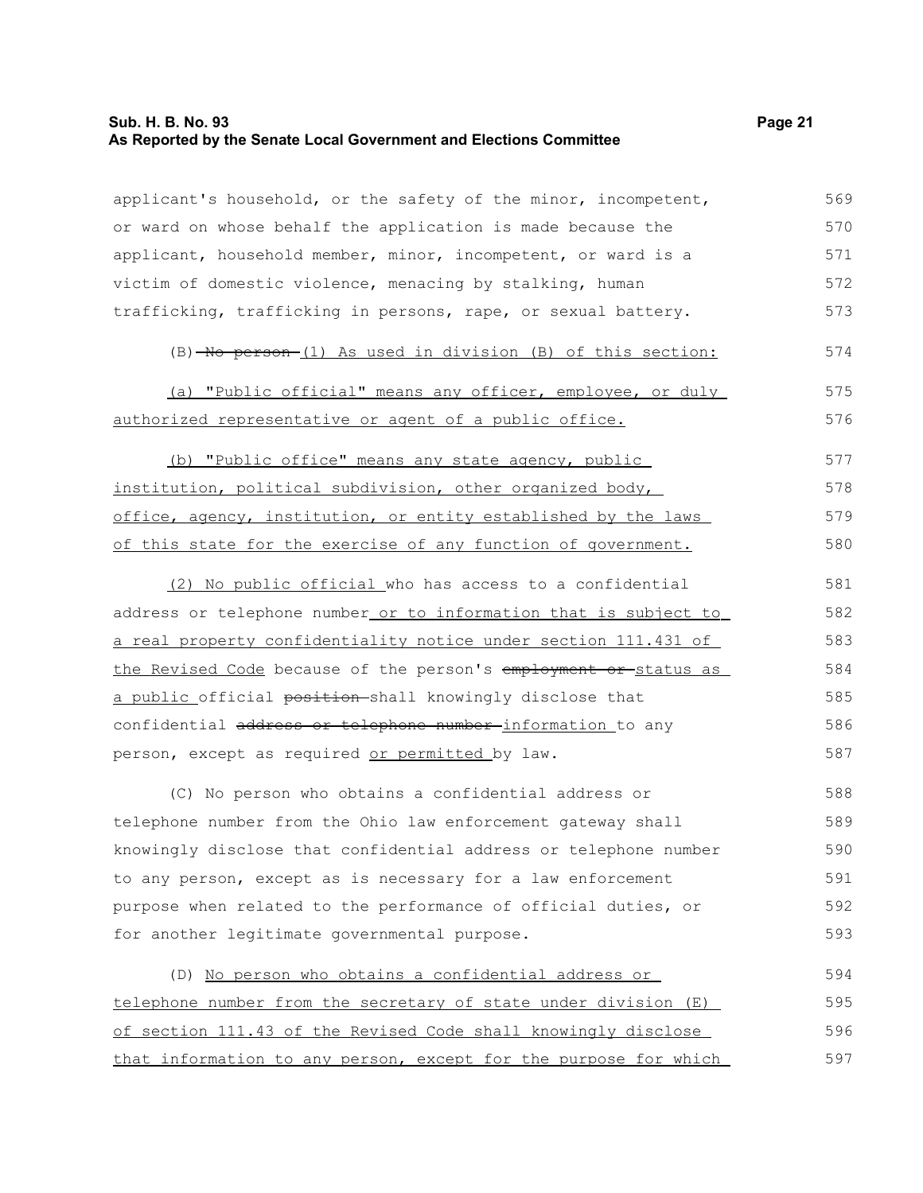applicant's household, or the safety of the minor, incompetent, or ward on whose behalf the application is made because the applicant, household member, minor, incompetent, or ward is a victim of domestic violence, menacing by stalking, human trafficking, trafficking in persons, rape, or sexual battery.

(B) ~~No person~~ (1) As used in division (B) of this section:

(a) "Public official" means any officer, employee, or duly authorized representative or agent of a public office.

(b) "Public office" means any state agency, public institution, political subdivision, other organized body, office, agency, institution, or entity established by the laws of this state for the exercise of any function of government.

(2) No public official who has access to a confidential address or telephone number or to information that is subject to a real property confidentiality notice under section 111.431 of the Revised Code because of the person's ~~employment or~~ status as a public official ~~position~~ shall knowingly disclose that confidential ~~address or telephone number~~ information to any person, except as required or permitted by law.

(C) No person who obtains a confidential address or telephone number from the Ohio law enforcement gateway shall knowingly disclose that confidential address or telephone number to any person, except as is necessary for a law enforcement purpose when related to the performance of official duties, or for another legitimate governmental purpose.

(D) No person who obtains a confidential address or telephone number from the secretary of state under division (E) of section 111.43 of the Revised Code shall knowingly disclose that information to any person, except for the purpose for which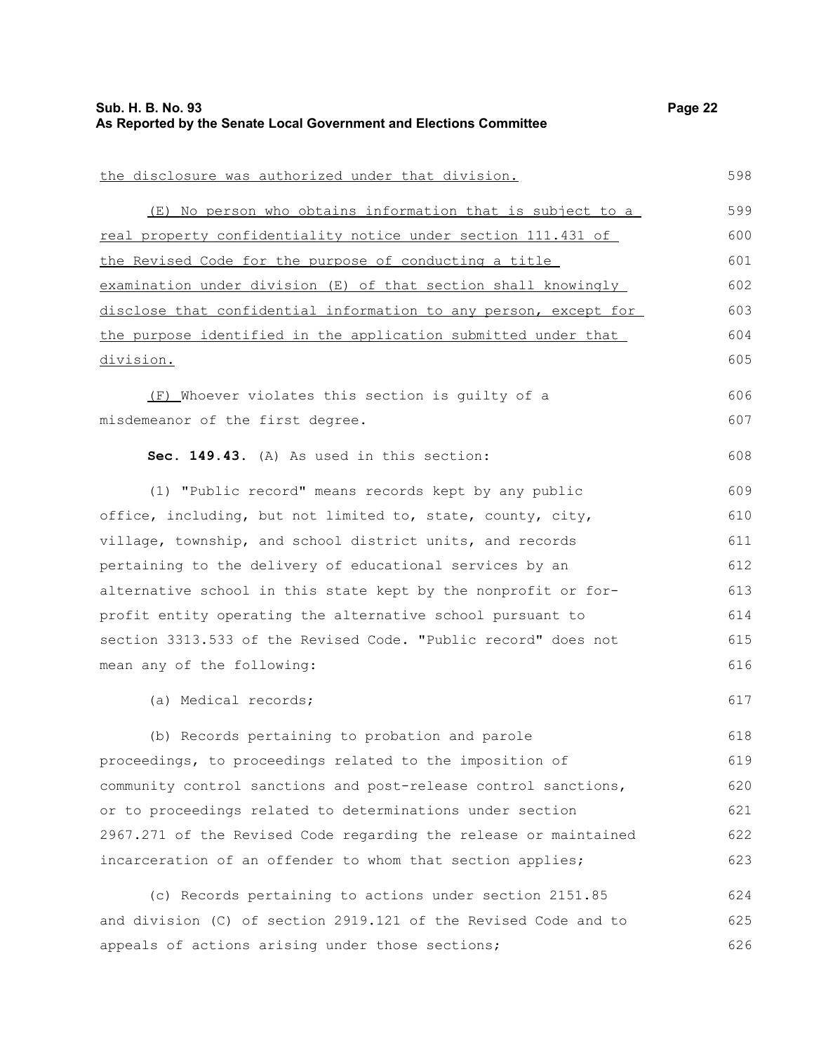the disclosure was authorized under that division.

(E) No person who obtains information that is subject to a real property confidentiality notice under section 111.431 of the Revised Code for the purpose of conducting a title examination under division (E) of that section shall knowingly disclose that confidential information to any person, except for the purpose identified in the application submitted under that division.

(F) Whoever violates this section is guilty of a misdemeanor of the first degree.

**Sec. 149.43.** (A) As used in this section:

(1) "Public record" means records kept by any public office, including, but not limited to, state, county, city, village, township, and school district units, and records pertaining to the delivery of educational services by an alternative school in this state kept by the nonprofit or for-profit entity operating the alternative school pursuant to section 3313.533 of the Revised Code. "Public record" does not mean any of the following:

(a) Medical records;

(b) Records pertaining to probation and parole proceedings, to proceedings related to the imposition of community control sanctions and post-release control sanctions, or to proceedings related to determinations under section 2967.271 of the Revised Code regarding the release or maintained incarceration of an offender to whom that section applies;

(c) Records pertaining to actions under section 2151.85 and division (C) of section 2919.121 of the Revised Code and to appeals of actions arising under those sections;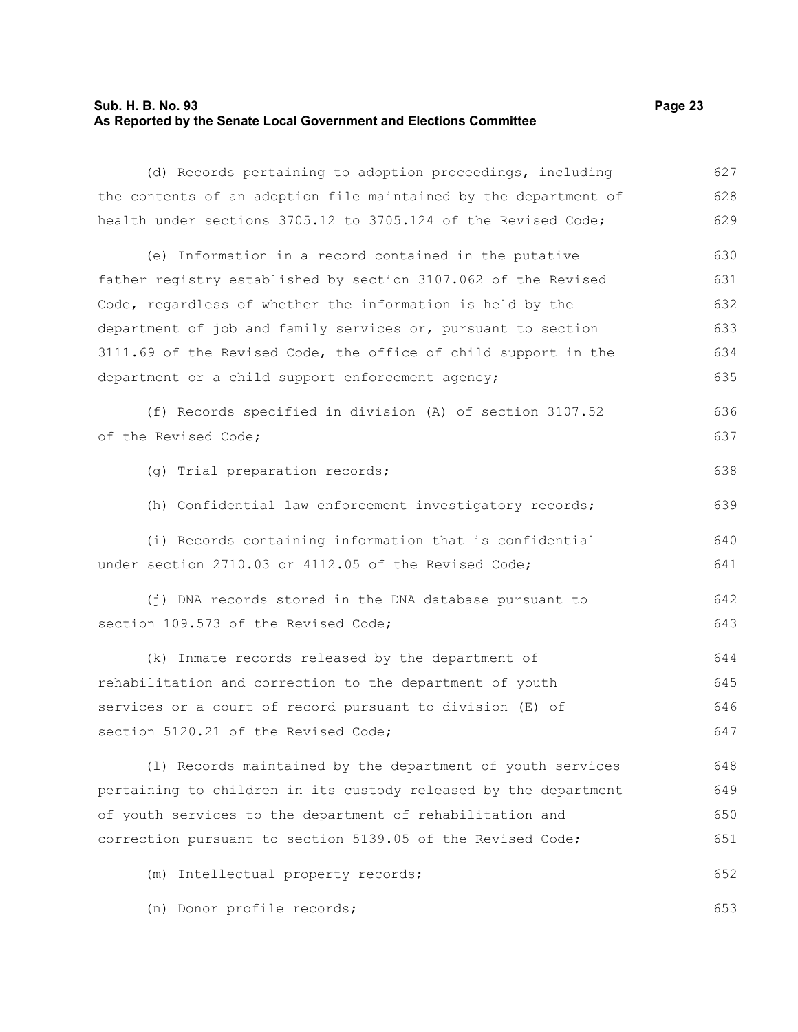(d) Records pertaining to adoption proceedings, including the contents of an adoption file maintained by the department of health under sections 3705.12 to 3705.124 of the Revised Code;

(e) Information in a record contained in the putative father registry established by section 3107.062 of the Revised Code, regardless of whether the information is held by the department of job and family services or, pursuant to section 3111.69 of the Revised Code, the office of child support in the department or a child support enforcement agency;

(f) Records specified in division (A) of section 3107.52 of the Revised Code;

(g) Trial preparation records;

(h) Confidential law enforcement investigatory records;

(i) Records containing information that is confidential under section 2710.03 or 4112.05 of the Revised Code;

(j) DNA records stored in the DNA database pursuant to section 109.573 of the Revised Code;

(k) Inmate records released by the department of rehabilitation and correction to the department of youth services or a court of record pursuant to division (E) of section 5120.21 of the Revised Code;

(l) Records maintained by the department of youth services pertaining to children in its custody released by the department of youth services to the department of rehabilitation and correction pursuant to section 5139.05 of the Revised Code;

(m) Intellectual property records;

(n) Donor profile records;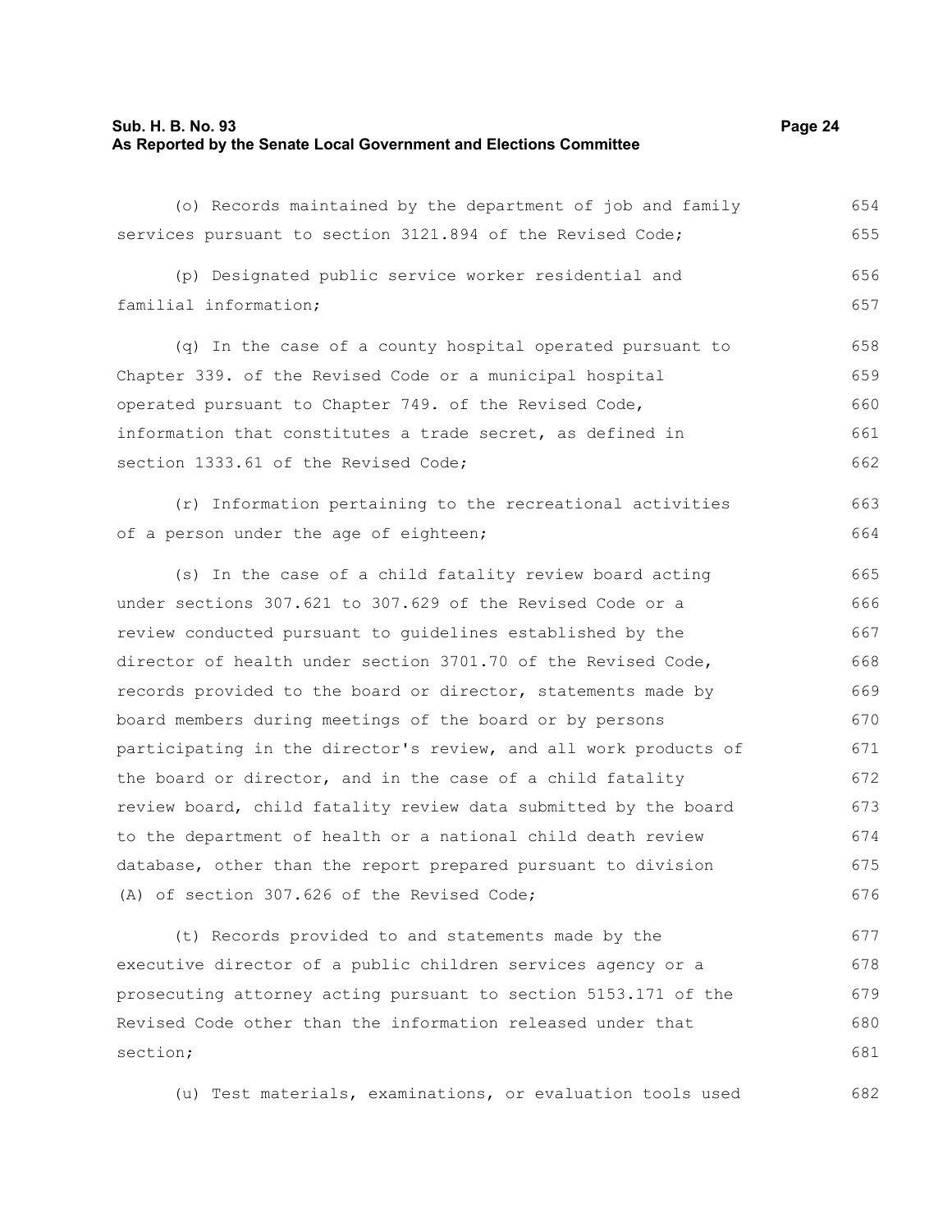(o) Records maintained by the department of job and family services pursuant to section 3121.894 of the Revised Code;

(p) Designated public service worker residential and familial information;

(q) In the case of a county hospital operated pursuant to Chapter 339. of the Revised Code or a municipal hospital operated pursuant to Chapter 749. of the Revised Code, information that constitutes a trade secret, as defined in section 1333.61 of the Revised Code;

(r) Information pertaining to the recreational activities of a person under the age of eighteen;

(s) In the case of a child fatality review board acting under sections 307.621 to 307.629 of the Revised Code or a review conducted pursuant to guidelines established by the director of health under section 3701.70 of the Revised Code, records provided to the board or director, statements made by board members during meetings of the board or by persons participating in the director's review, and all work products of the board or director, and in the case of a child fatality review board, child fatality review data submitted by the board to the department of health or a national child death review database, other than the report prepared pursuant to division (A) of section 307.626 of the Revised Code;

(t) Records provided to and statements made by the executive director of a public children services agency or a prosecuting attorney acting pursuant to section 5153.171 of the Revised Code other than the information released under that section;

(u) Test materials, examinations, or evaluation tools used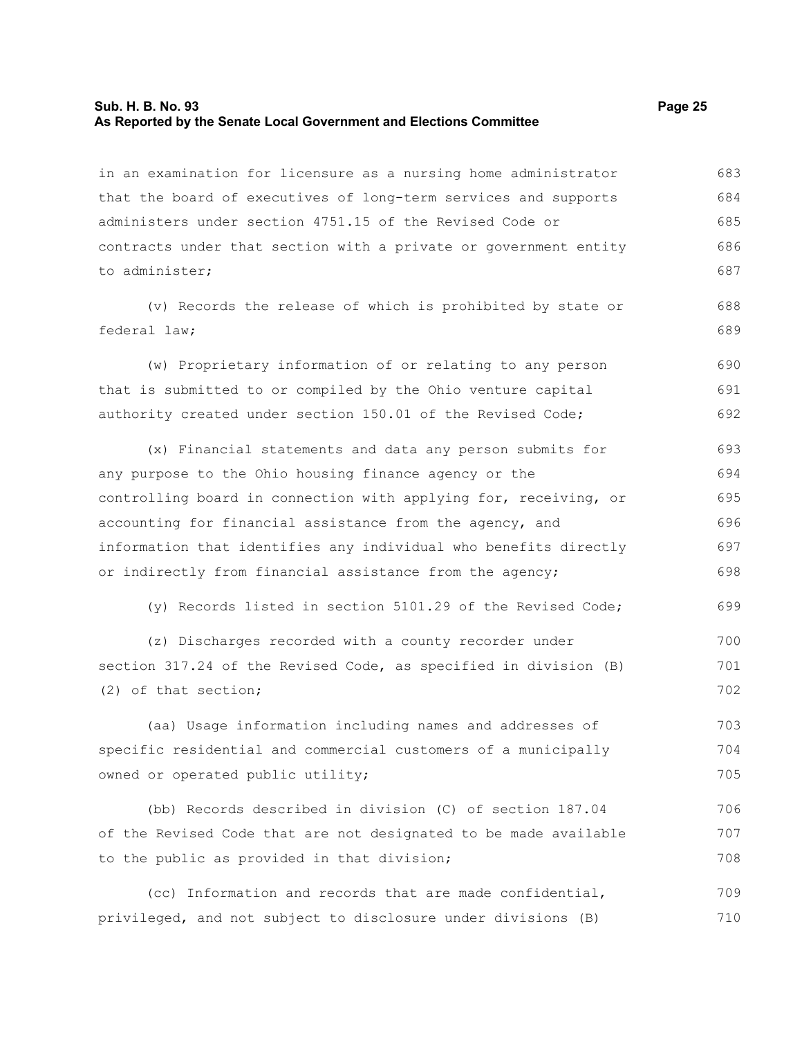in an examination for licensure as a nursing home administrator that the board of executives of long-term services and supports administers under section 4751.15 of the Revised Code or contracts under that section with a private or government entity to administer;

(v) Records the release of which is prohibited by state or federal law;

(w) Proprietary information of or relating to any person that is submitted to or compiled by the Ohio venture capital authority created under section 150.01 of the Revised Code;

(x) Financial statements and data any person submits for any purpose to the Ohio housing finance agency or the controlling board in connection with applying for, receiving, or accounting for financial assistance from the agency, and information that identifies any individual who benefits directly or indirectly from financial assistance from the agency;

(y) Records listed in section 5101.29 of the Revised Code;

(z) Discharges recorded with a county recorder under section 317.24 of the Revised Code, as specified in division (B)(2) of that section;

(aa) Usage information including names and addresses of specific residential and commercial customers of a municipally owned or operated public utility;

(bb) Records described in division (C) of section 187.04 of the Revised Code that are not designated to be made available to the public as provided in that division;

(cc) Information and records that are made confidential, privileged, and not subject to disclosure under divisions (B)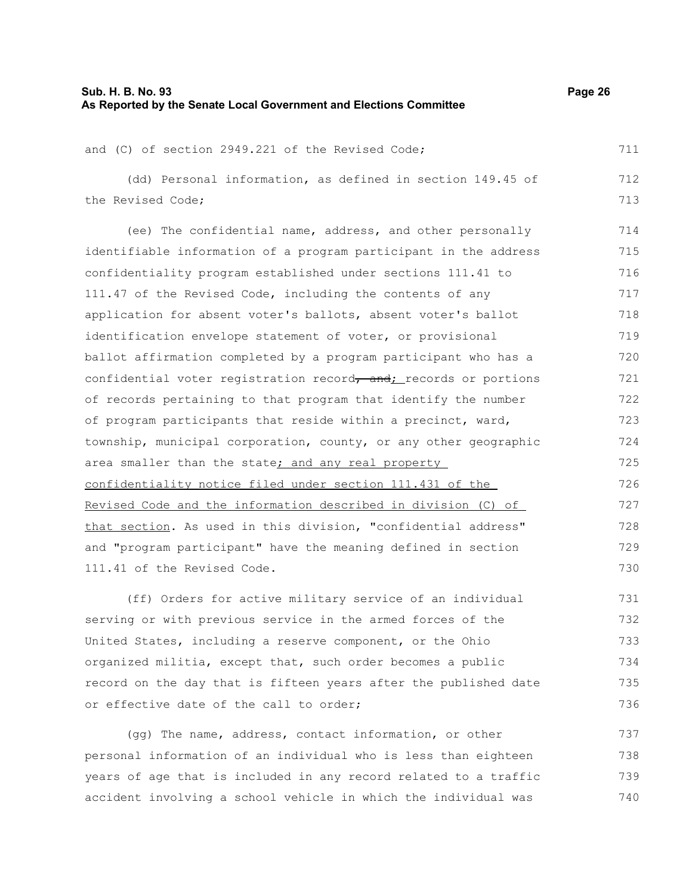and (C) of section 2949.221 of the Revised Code;

(dd) Personal information, as defined in section 149.45 of the Revised Code;

(ee) The confidential name, address, and other personally identifiable information of a program participant in the address confidentiality program established under sections 111.41 to 111.47 of the Revised Code, including the contents of any application for absent voter's ballots, absent voter's ballot identification envelope statement of voter, or provisional ballot affirmation completed by a program participant who has a confidential voter registration record~~, and~~; records or portions of records pertaining to that program that identify the number of program participants that reside within a precinct, ward, township, municipal corporation, county, or any other geographic area smaller than the state; and any real property confidentiality notice filed under section 111.431 of the Revised Code and the information described in division (C) of that section. As used in this division, "confidential address" and "program participant" have the meaning defined in section 111.41 of the Revised Code.

(ff) Orders for active military service of an individual serving or with previous service in the armed forces of the United States, including a reserve component, or the Ohio organized militia, except that, such order becomes a public record on the day that is fifteen years after the published date or effective date of the call to order;

(gg) The name, address, contact information, or other personal information of an individual who is less than eighteen years of age that is included in any record related to a traffic accident involving a school vehicle in which the individual was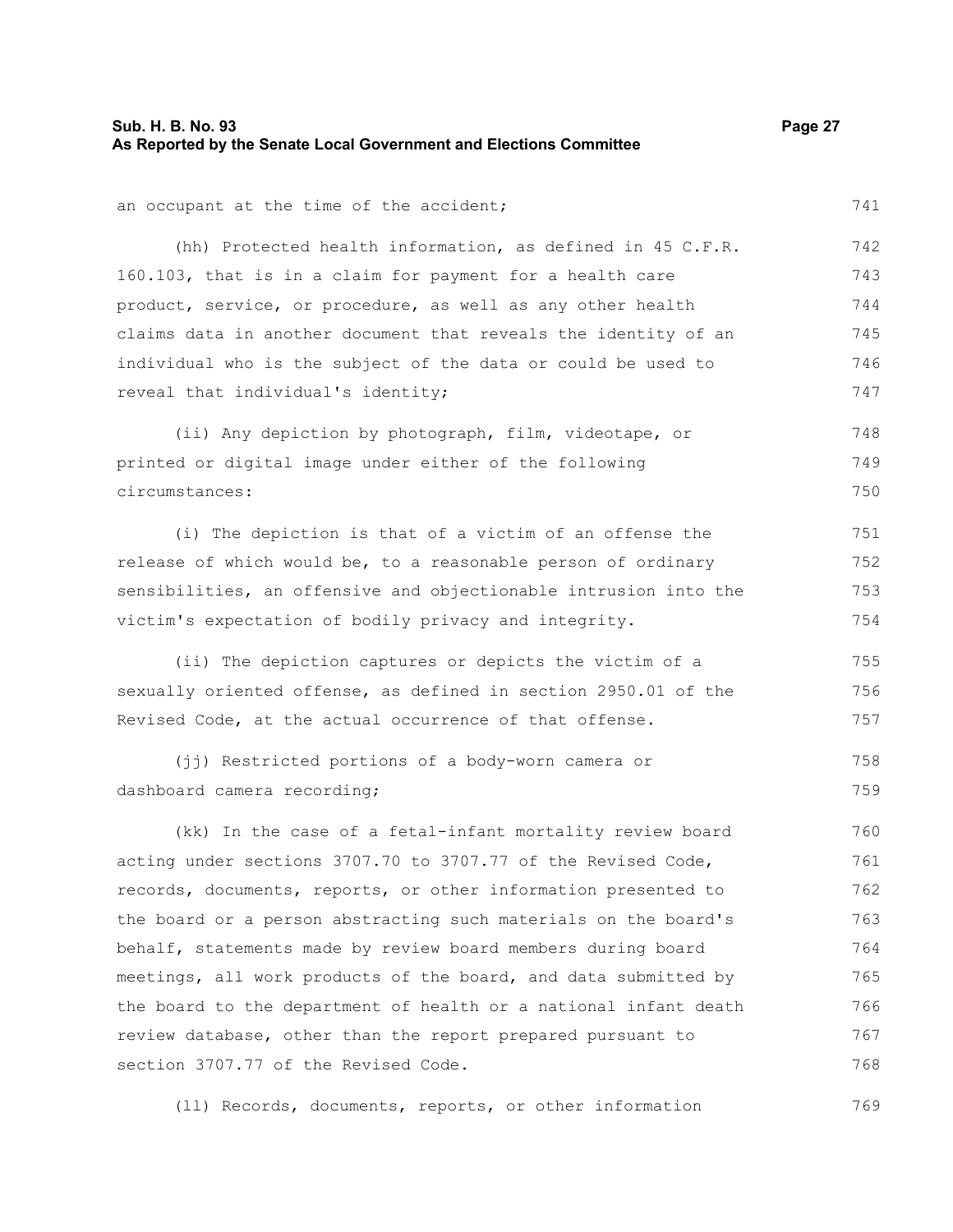an occupant at the time of the accident;

(hh) Protected health information, as defined in 45 C.F.R. 160.103, that is in a claim for payment for a health care product, service, or procedure, as well as any other health claims data in another document that reveals the identity of an individual who is the subject of the data or could be used to reveal that individual's identity;

(ii) Any depiction by photograph, film, videotape, or printed or digital image under either of the following circumstances:

(i) The depiction is that of a victim of an offense the release of which would be, to a reasonable person of ordinary sensibilities, an offensive and objectionable intrusion into the victim's expectation of bodily privacy and integrity.

(ii) The depiction captures or depicts the victim of a sexually oriented offense, as defined in section 2950.01 of the Revised Code, at the actual occurrence of that offense.

(jj) Restricted portions of a body-worn camera or dashboard camera recording;

(kk) In the case of a fetal-infant mortality review board acting under sections 3707.70 to 3707.77 of the Revised Code, records, documents, reports, or other information presented to the board or a person abstracting such materials on the board's behalf, statements made by review board members during board meetings, all work products of the board, and data submitted by the board to the department of health or a national infant death review database, other than the report prepared pursuant to section 3707.77 of the Revised Code.

(ll) Records, documents, reports, or other information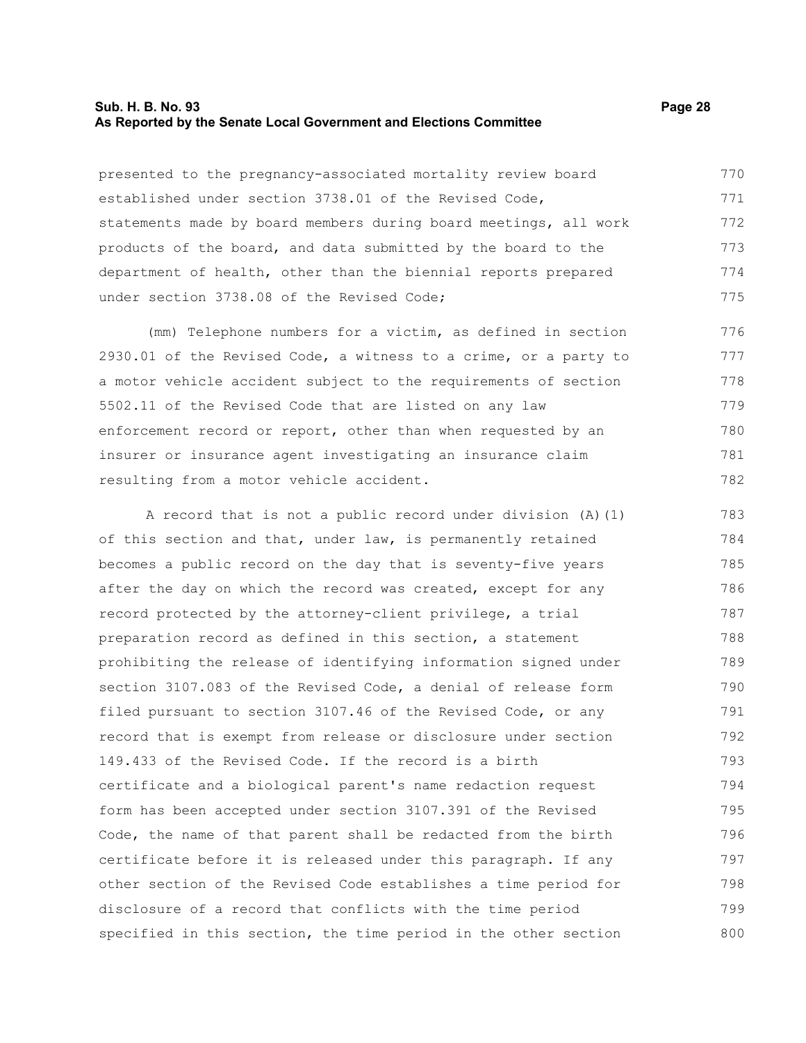presented to the pregnancy-associated mortality review board established under section 3738.01 of the Revised Code, statements made by board members during board meetings, all work products of the board, and data submitted by the board to the department of health, other than the biennial reports prepared under section 3738.08 of the Revised Code;

(mm) Telephone numbers for a victim, as defined in section 2930.01 of the Revised Code, a witness to a crime, or a party to a motor vehicle accident subject to the requirements of section 5502.11 of the Revised Code that are listed on any law enforcement record or report, other than when requested by an insurer or insurance agent investigating an insurance claim resulting from a motor vehicle accident.

A record that is not a public record under division (A)(1) of this section and that, under law, is permanently retained becomes a public record on the day that is seventy-five years after the day on which the record was created, except for any record protected by the attorney-client privilege, a trial preparation record as defined in this section, a statement prohibiting the release of identifying information signed under section 3107.083 of the Revised Code, a denial of release form filed pursuant to section 3107.46 of the Revised Code, or any record that is exempt from release or disclosure under section 149.433 of the Revised Code. If the record is a birth certificate and a biological parent's name redaction request form has been accepted under section 3107.391 of the Revised Code, the name of that parent shall be redacted from the birth certificate before it is released under this paragraph. If any other section of the Revised Code establishes a time period for disclosure of a record that conflicts with the time period specified in this section, the time period in the other section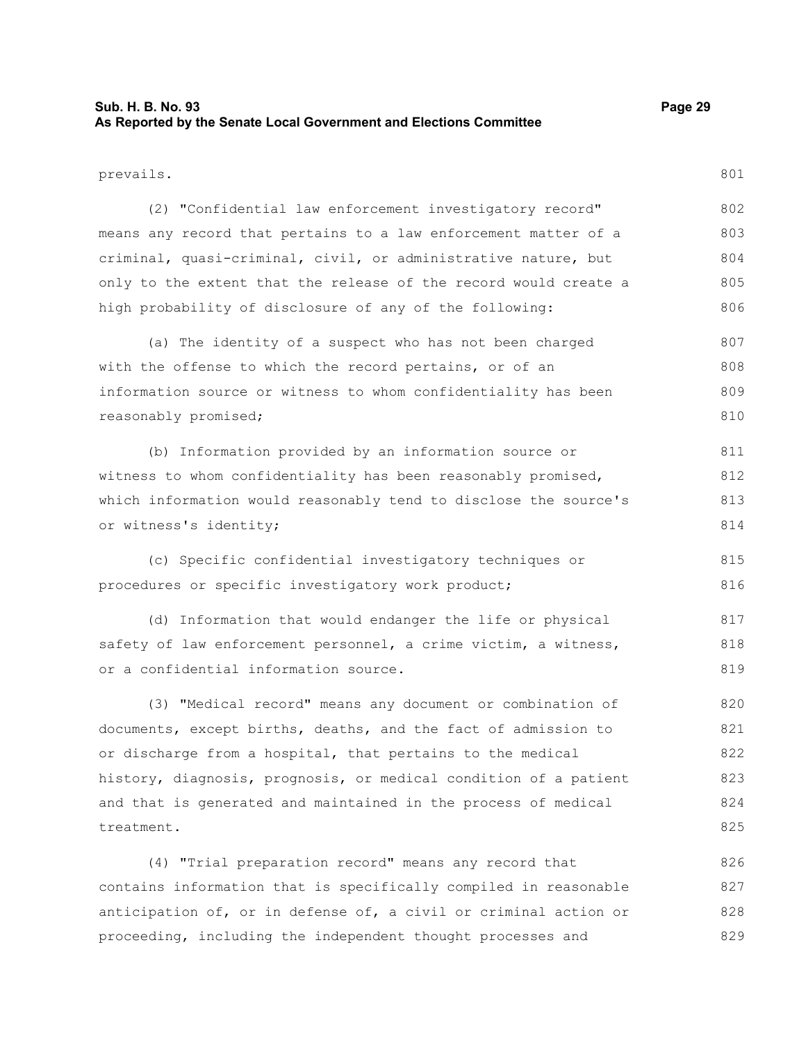prevails.

(2) "Confidential law enforcement investigatory record" means any record that pertains to a law enforcement matter of a criminal, quasi-criminal, civil, or administrative nature, but only to the extent that the release of the record would create a high probability of disclosure of any of the following:

(a) The identity of a suspect who has not been charged with the offense to which the record pertains, or of an information source or witness to whom confidentiality has been reasonably promised;

(b) Information provided by an information source or witness to whom confidentiality has been reasonably promised, which information would reasonably tend to disclose the source's or witness's identity;

(c) Specific confidential investigatory techniques or procedures or specific investigatory work product;

(d) Information that would endanger the life or physical safety of law enforcement personnel, a crime victim, a witness, or a confidential information source.

(3) "Medical record" means any document or combination of documents, except births, deaths, and the fact of admission to or discharge from a hospital, that pertains to the medical history, diagnosis, prognosis, or medical condition of a patient and that is generated and maintained in the process of medical treatment.

(4) "Trial preparation record" means any record that contains information that is specifically compiled in reasonable anticipation of, or in defense of, a civil or criminal action or proceeding, including the independent thought processes and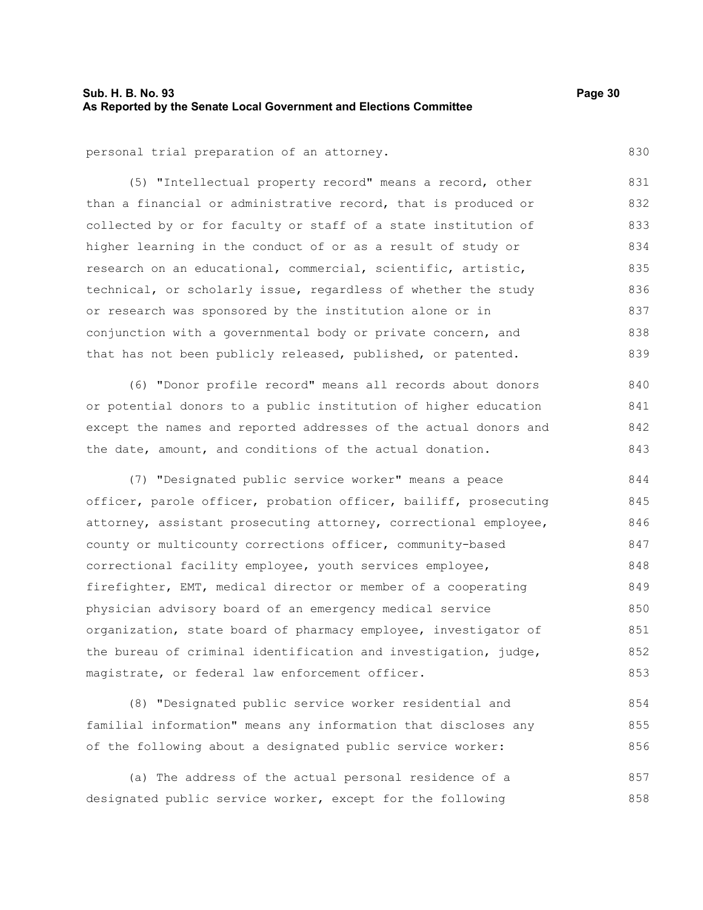personal trial preparation of an attorney.

(5) "Intellectual property record" means a record, other than a financial or administrative record, that is produced or collected by or for faculty or staff of a state institution of higher learning in the conduct of or as a result of study or research on an educational, commercial, scientific, artistic, technical, or scholarly issue, regardless of whether the study or research was sponsored by the institution alone or in conjunction with a governmental body or private concern, and that has not been publicly released, published, or patented.

(6) "Donor profile record" means all records about donors or potential donors to a public institution of higher education except the names and reported addresses of the actual donors and the date, amount, and conditions of the actual donation.

(7) "Designated public service worker" means a peace officer, parole officer, probation officer, bailiff, prosecuting attorney, assistant prosecuting attorney, correctional employee, county or multicounty corrections officer, community-based correctional facility employee, youth services employee, firefighter, EMT, medical director or member of a cooperating physician advisory board of an emergency medical service organization, state board of pharmacy employee, investigator of the bureau of criminal identification and investigation, judge, magistrate, or federal law enforcement officer.

(8) "Designated public service worker residential and familial information" means any information that discloses any of the following about a designated public service worker:

(a) The address of the actual personal residence of a designated public service worker, except for the following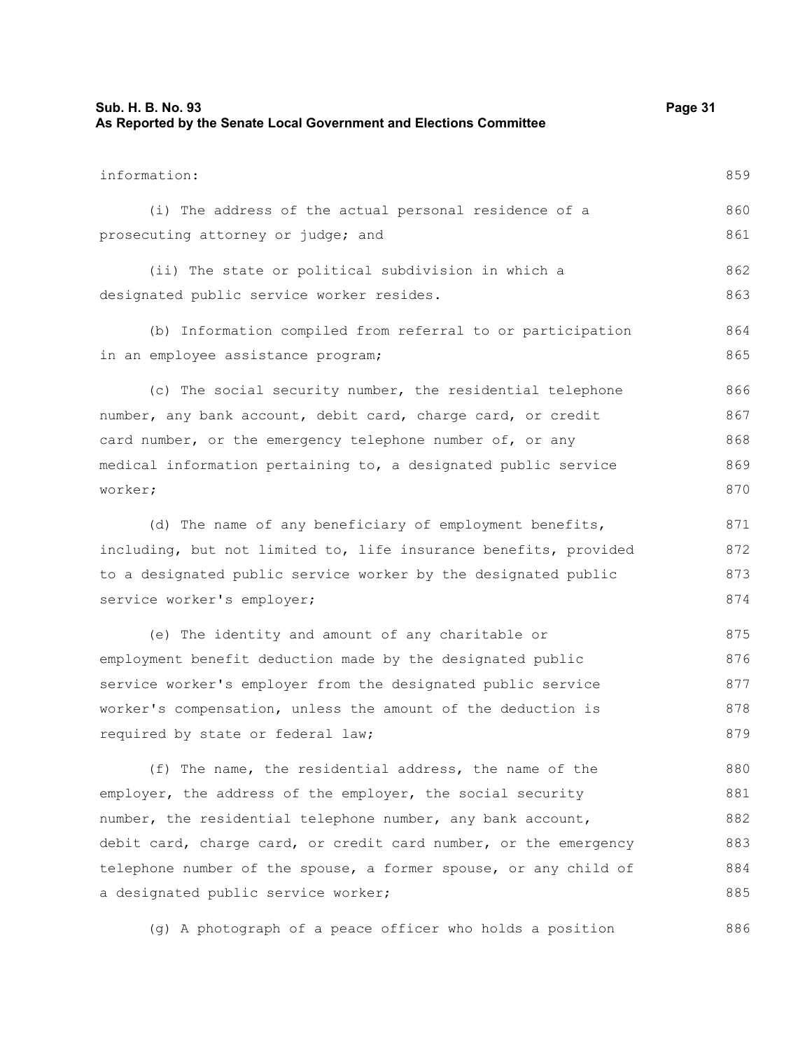information:

(i) The address of the actual personal residence of a prosecuting attorney or judge; and

(ii) The state or political subdivision in which a designated public service worker resides.

(b) Information compiled from referral to or participation in an employee assistance program;

(c) The social security number, the residential telephone number, any bank account, debit card, charge card, or credit card number, or the emergency telephone number of, or any medical information pertaining to, a designated public service worker;

(d) The name of any beneficiary of employment benefits, including, but not limited to, life insurance benefits, provided to a designated public service worker by the designated public service worker's employer;

(e) The identity and amount of any charitable or employment benefit deduction made by the designated public service worker's employer from the designated public service worker's compensation, unless the amount of the deduction is required by state or federal law;

(f) The name, the residential address, the name of the employer, the address of the employer, the social security number, the residential telephone number, any bank account, debit card, charge card, or credit card number, or the emergency telephone number of the spouse, a former spouse, or any child of a designated public service worker;

(g) A photograph of a peace officer who holds a position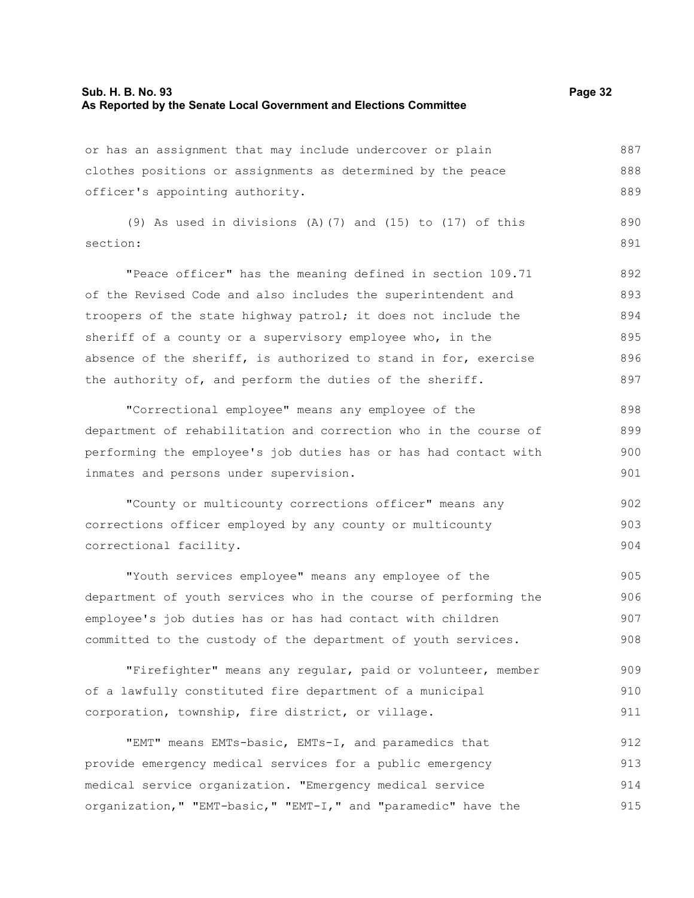or has an assignment that may include undercover or plain clothes positions or assignments as determined by the peace officer's appointing authority.

(9) As used in divisions (A)(7) and (15) to (17) of this section:

"Peace officer" has the meaning defined in section 109.71 of the Revised Code and also includes the superintendent and troopers of the state highway patrol; it does not include the sheriff of a county or a supervisory employee who, in the absence of the sheriff, is authorized to stand in for, exercise the authority of, and perform the duties of the sheriff.

"Correctional employee" means any employee of the department of rehabilitation and correction who in the course of performing the employee's job duties has or has had contact with inmates and persons under supervision.

"County or multicounty corrections officer" means any corrections officer employed by any county or multicounty correctional facility.

"Youth services employee" means any employee of the department of youth services who in the course of performing the employee's job duties has or has had contact with children committed to the custody of the department of youth services.

"Firefighter" means any regular, paid or volunteer, member of a lawfully constituted fire department of a municipal corporation, township, fire district, or village.

"EMT" means EMTs-basic, EMTs-I, and paramedics that provide emergency medical services for a public emergency medical service organization. "Emergency medical service organization," "EMT-basic," "EMT-I," and "paramedic" have the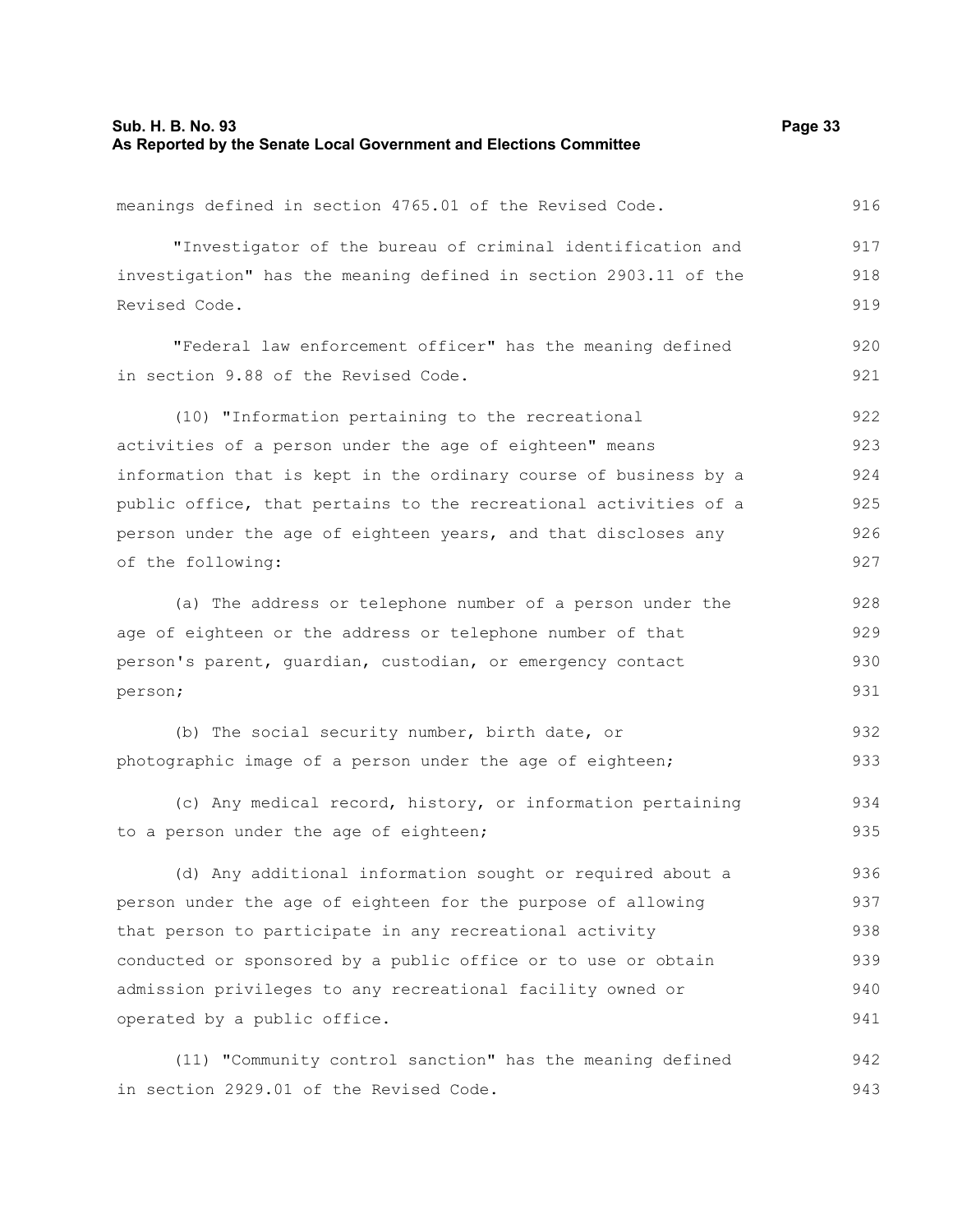meanings defined in section 4765.01 of the Revised Code.

"Investigator of the bureau of criminal identification and investigation" has the meaning defined in section 2903.11 of the Revised Code.

"Federal law enforcement officer" has the meaning defined in section 9.88 of the Revised Code.

(10) "Information pertaining to the recreational activities of a person under the age of eighteen" means information that is kept in the ordinary course of business by a public office, that pertains to the recreational activities of a person under the age of eighteen years, and that discloses any of the following:

(a) The address or telephone number of a person under the age of eighteen or the address or telephone number of that person's parent, guardian, custodian, or emergency contact person;

(b) The social security number, birth date, or photographic image of a person under the age of eighteen;

(c) Any medical record, history, or information pertaining to a person under the age of eighteen;

(d) Any additional information sought or required about a person under the age of eighteen for the purpose of allowing that person to participate in any recreational activity conducted or sponsored by a public office or to use or obtain admission privileges to any recreational facility owned or operated by a public office.

(11) "Community control sanction" has the meaning defined in section 2929.01 of the Revised Code.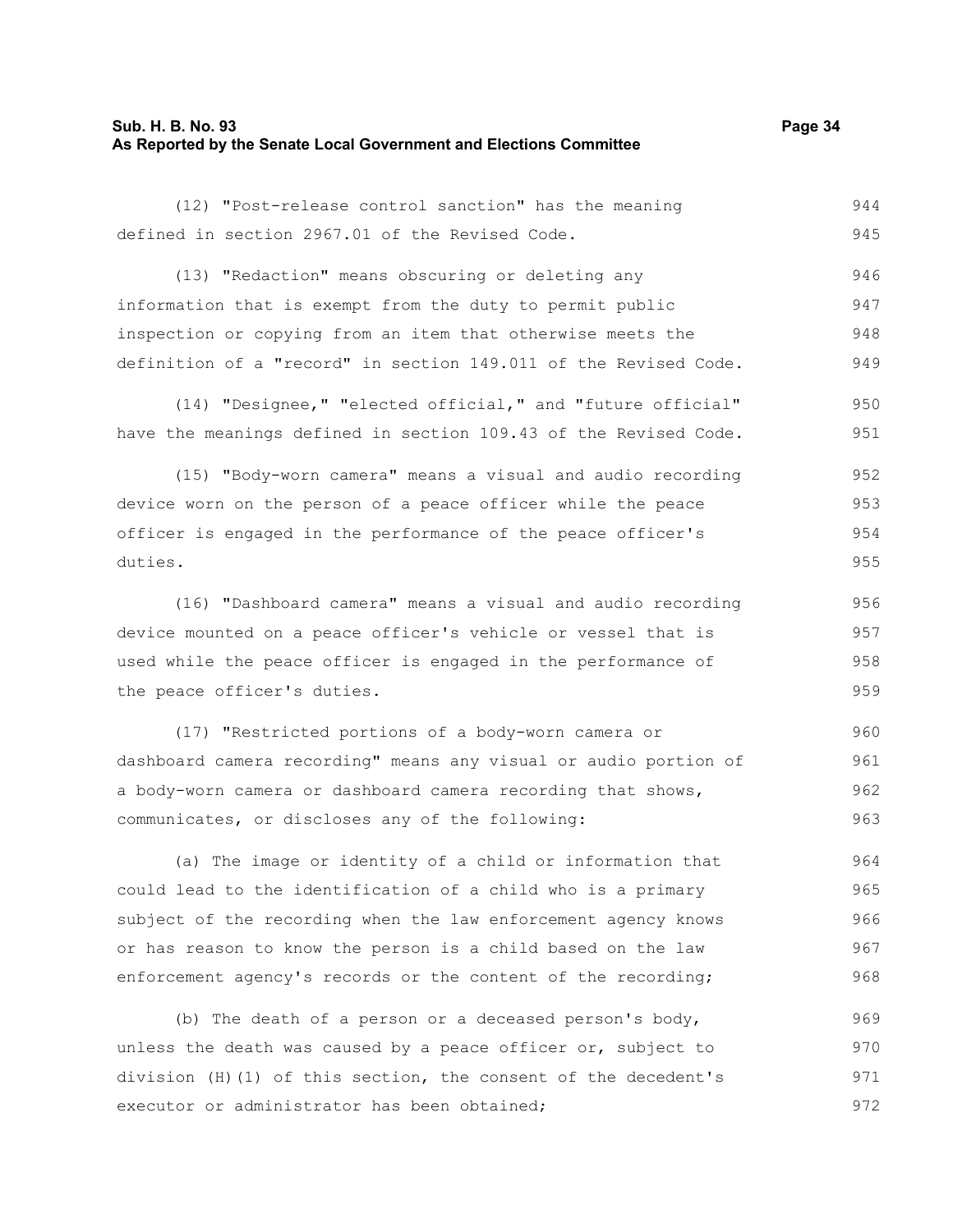(12) "Post-release control sanction" has the meaning defined in section 2967.01 of the Revised Code.

(13) "Redaction" means obscuring or deleting any information that is exempt from the duty to permit public inspection or copying from an item that otherwise meets the definition of a "record" in section 149.011 of the Revised Code.

(14) "Designee," "elected official," and "future official" have the meanings defined in section 109.43 of the Revised Code.

(15) "Body-worn camera" means a visual and audio recording device worn on the person of a peace officer while the peace officer is engaged in the performance of the peace officer's duties.

(16) "Dashboard camera" means a visual and audio recording device mounted on a peace officer's vehicle or vessel that is used while the peace officer is engaged in the performance of the peace officer's duties.

(17) "Restricted portions of a body-worn camera or dashboard camera recording" means any visual or audio portion of a body-worn camera or dashboard camera recording that shows, communicates, or discloses any of the following:

(a) The image or identity of a child or information that could lead to the identification of a child who is a primary subject of the recording when the law enforcement agency knows or has reason to know the person is a child based on the law enforcement agency's records or the content of the recording;

(b) The death of a person or a deceased person's body, unless the death was caused by a peace officer or, subject to division (H)(1) of this section, the consent of the decedent's executor or administrator has been obtained;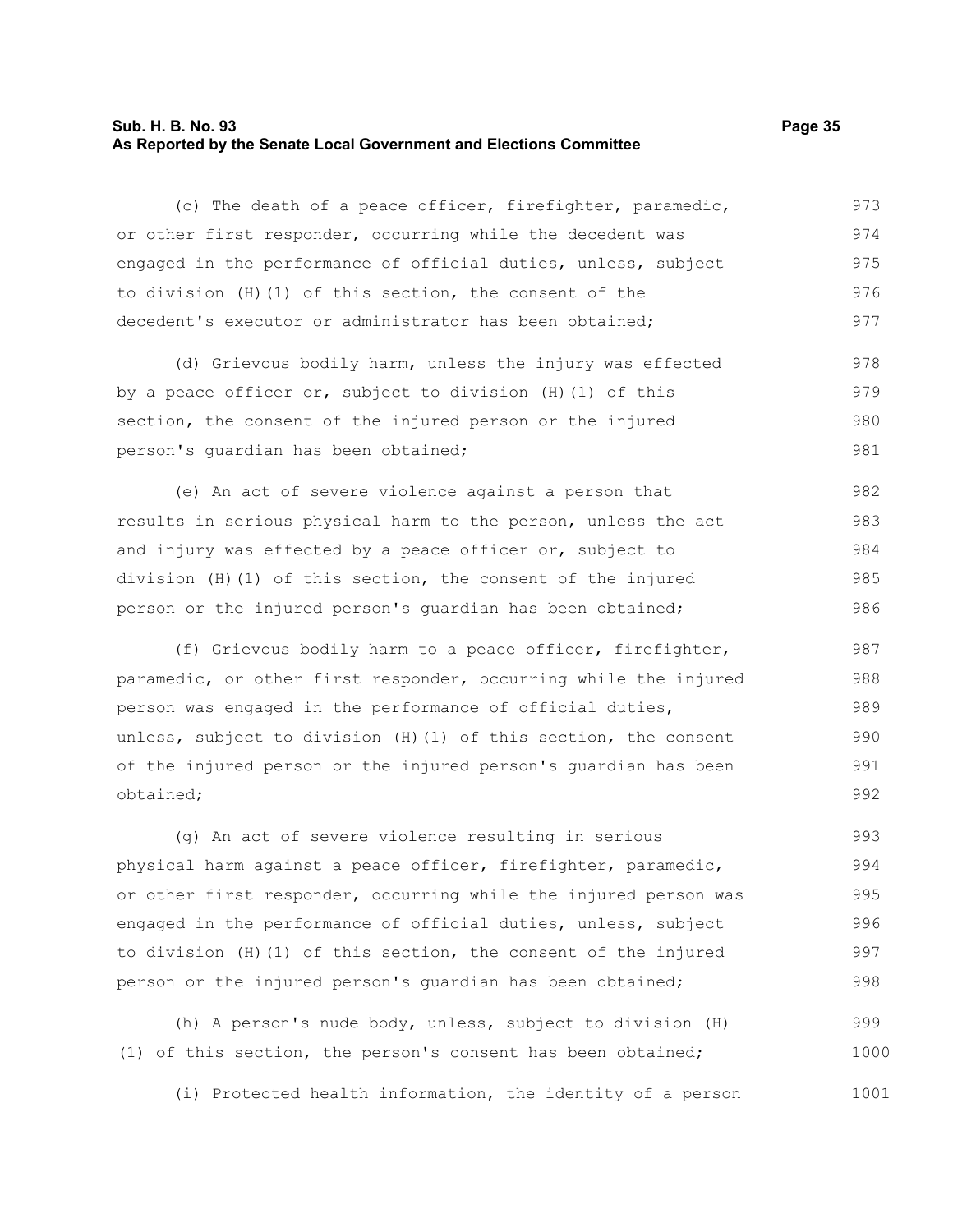(c) The death of a peace officer, firefighter, paramedic, or other first responder, occurring while the decedent was engaged in the performance of official duties, unless, subject to division (H)(1) of this section, the consent of the decedent's executor or administrator has been obtained;

(d) Grievous bodily harm, unless the injury was effected by a peace officer or, subject to division (H)(1) of this section, the consent of the injured person or the injured person's guardian has been obtained;

(e) An act of severe violence against a person that results in serious physical harm to the person, unless the act and injury was effected by a peace officer or, subject to division (H)(1) of this section, the consent of the injured person or the injured person's guardian has been obtained;

(f) Grievous bodily harm to a peace officer, firefighter, paramedic, or other first responder, occurring while the injured person was engaged in the performance of official duties, unless, subject to division (H)(1) of this section, the consent of the injured person or the injured person's guardian has been obtained;

(g) An act of severe violence resulting in serious physical harm against a peace officer, firefighter, paramedic, or other first responder, occurring while the injured person was engaged in the performance of official duties, unless, subject to division (H)(1) of this section, the consent of the injured person or the injured person's guardian has been obtained;

(h) A person's nude body, unless, subject to division (H)(1) of this section, the person's consent has been obtained;

(i) Protected health information, the identity of a person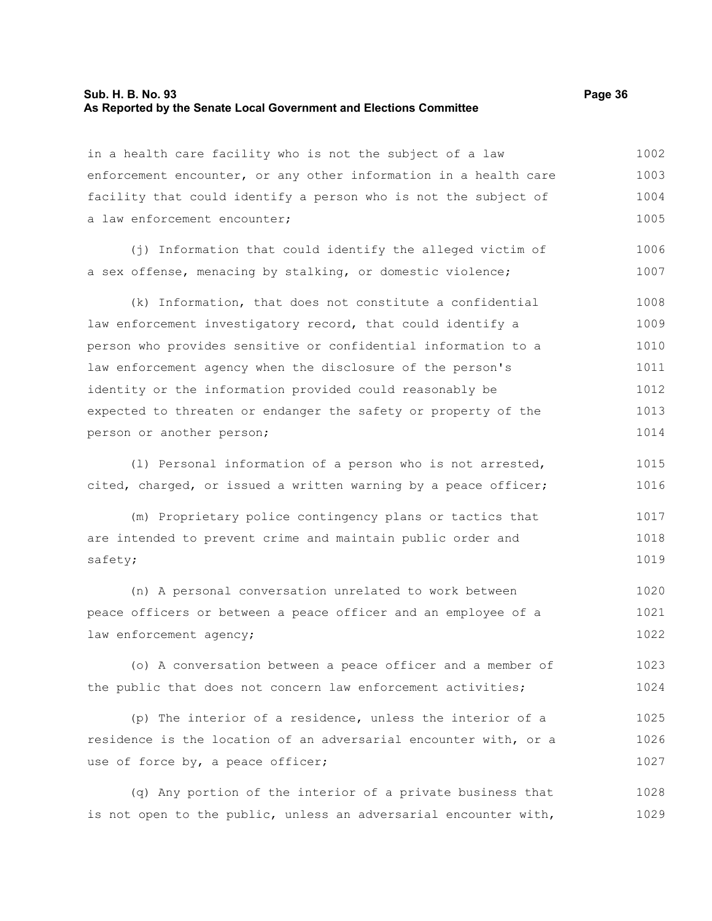in a health care facility who is not the subject of a law enforcement encounter, or any other information in a health care facility that could identify a person who is not the subject of a law enforcement encounter;

(j) Information that could identify the alleged victim of a sex offense, menacing by stalking, or domestic violence;

(k) Information, that does not constitute a confidential law enforcement investigatory record, that could identify a person who provides sensitive or confidential information to a law enforcement agency when the disclosure of the person's identity or the information provided could reasonably be expected to threaten or endanger the safety or property of the person or another person;

(l) Personal information of a person who is not arrested, cited, charged, or issued a written warning by a peace officer;

(m) Proprietary police contingency plans or tactics that are intended to prevent crime and maintain public order and safety;

(n) A personal conversation unrelated to work between peace officers or between a peace officer and an employee of a law enforcement agency;

(o) A conversation between a peace officer and a member of the public that does not concern law enforcement activities;

(p) The interior of a residence, unless the interior of a residence is the location of an adversarial encounter with, or a use of force by, a peace officer;

(q) Any portion of the interior of a private business that is not open to the public, unless an adversarial encounter with,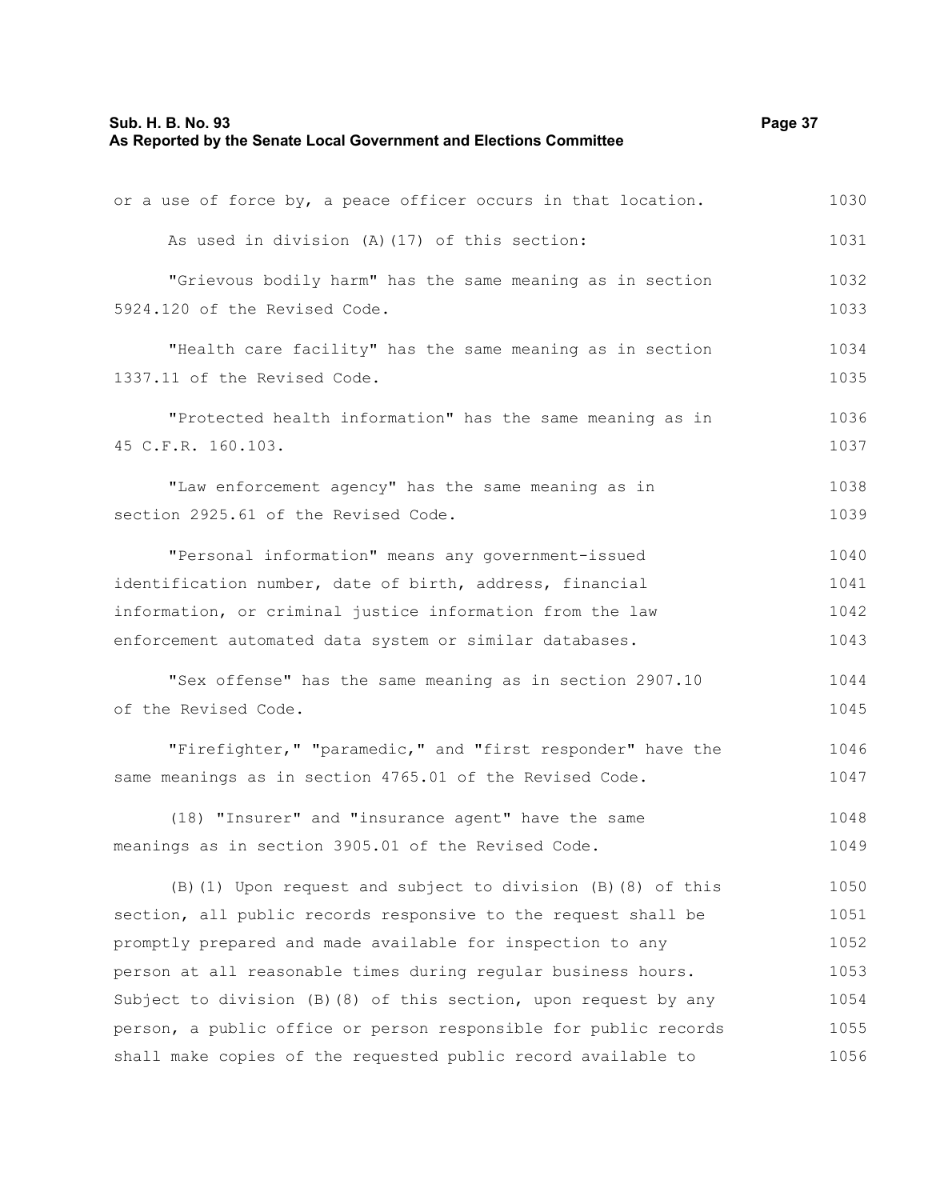or a use of force by, a peace officer occurs in that location.

As used in division (A)(17) of this section:

"Grievous bodily harm" has the same meaning as in section 5924.120 of the Revised Code.

"Health care facility" has the same meaning as in section 1337.11 of the Revised Code.

"Protected health information" has the same meaning as in 45 C.F.R. 160.103.

"Law enforcement agency" has the same meaning as in section 2925.61 of the Revised Code.

"Personal information" means any government-issued identification number, date of birth, address, financial information, or criminal justice information from the law enforcement automated data system or similar databases.

"Sex offense" has the same meaning as in section 2907.10 of the Revised Code.

"Firefighter," "paramedic," and "first responder" have the same meanings as in section 4765.01 of the Revised Code.

(18) "Insurer" and "insurance agent" have the same meanings as in section 3905.01 of the Revised Code.

(B)(1) Upon request and subject to division (B)(8) of this section, all public records responsive to the request shall be promptly prepared and made available for inspection to any person at all reasonable times during regular business hours. Subject to division (B)(8) of this section, upon request by any person, a public office or person responsible for public records shall make copies of the requested public record available to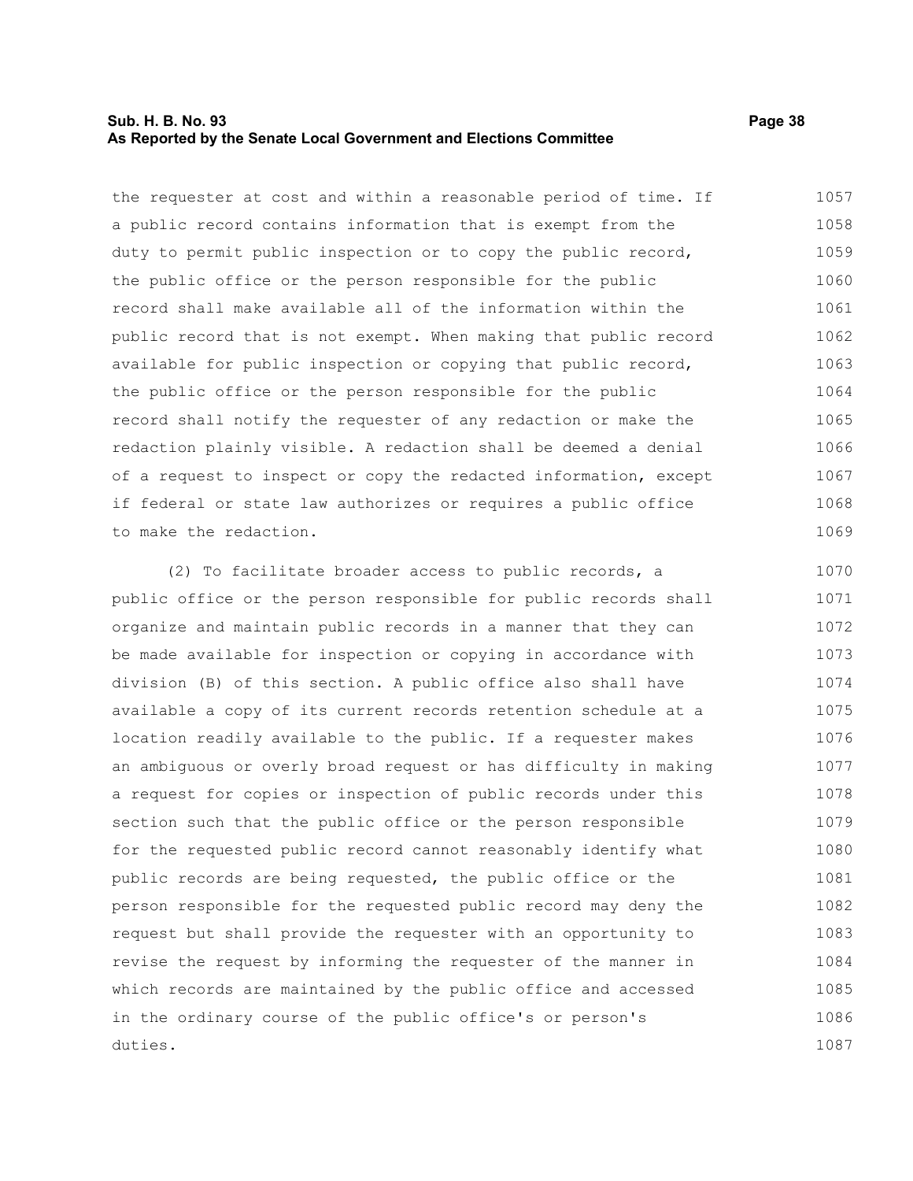the requester at cost and within a reasonable period of time. If a public record contains information that is exempt from the duty to permit public inspection or to copy the public record, the public office or the person responsible for the public record shall make available all of the information within the public record that is not exempt. When making that public record available for public inspection or copying that public record, the public office or the person responsible for the public record shall notify the requester of any redaction or make the redaction plainly visible. A redaction shall be deemed a denial of a request to inspect or copy the redacted information, except if federal or state law authorizes or requires a public office to make the redaction.

(2) To facilitate broader access to public records, a public office or the person responsible for public records shall organize and maintain public records in a manner that they can be made available for inspection or copying in accordance with division (B) of this section. A public office also shall have available a copy of its current records retention schedule at a location readily available to the public. If a requester makes an ambiguous or overly broad request or has difficulty in making a request for copies or inspection of public records under this section such that the public office or the person responsible for the requested public record cannot reasonably identify what public records are being requested, the public office or the person responsible for the requested public record may deny the request but shall provide the requester with an opportunity to revise the request by informing the requester of the manner in which records are maintained by the public office and accessed in the ordinary course of the public office's or person's duties.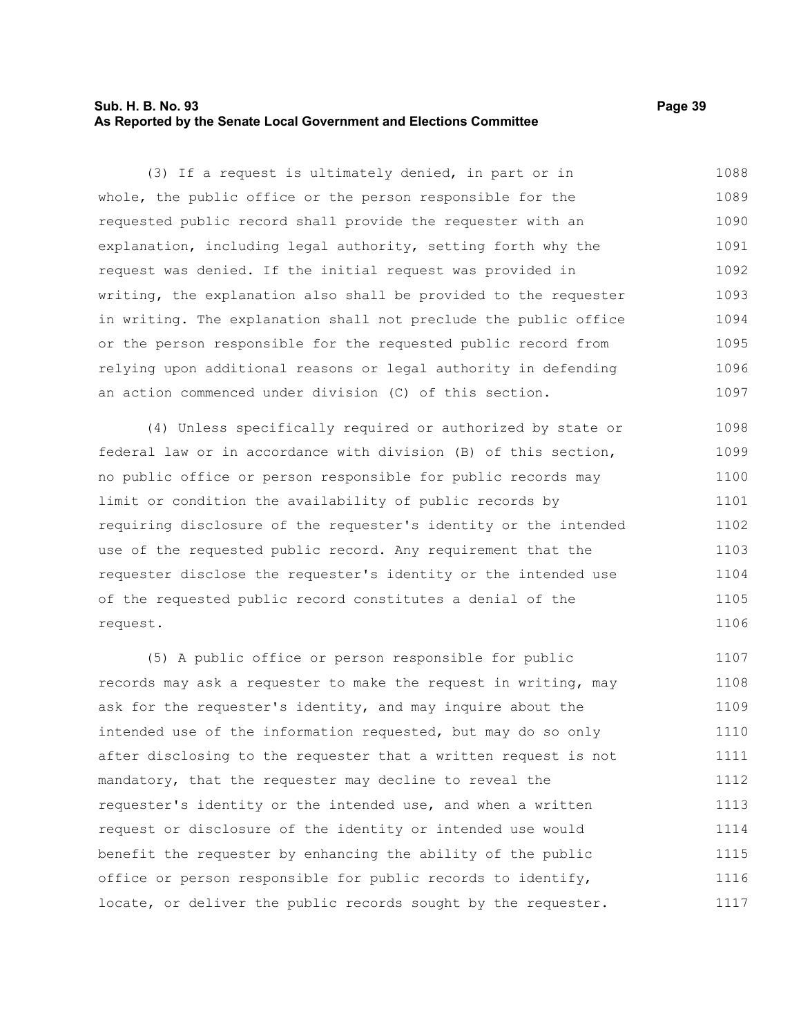(3) If a request is ultimately denied, in part or in whole, the public office or the person responsible for the requested public record shall provide the requester with an explanation, including legal authority, setting forth why the request was denied. If the initial request was provided in writing, the explanation also shall be provided to the requester in writing. The explanation shall not preclude the public office or the person responsible for the requested public record from relying upon additional reasons or legal authority in defending an action commenced under division (C) of this section.

(4) Unless specifically required or authorized by state or federal law or in accordance with division (B) of this section, no public office or person responsible for public records may limit or condition the availability of public records by requiring disclosure of the requester's identity or the intended use of the requested public record. Any requirement that the requester disclose the requester's identity or the intended use of the requested public record constitutes a denial of the request.

(5) A public office or person responsible for public records may ask a requester to make the request in writing, may ask for the requester's identity, and may inquire about the intended use of the information requested, but may do so only after disclosing to the requester that a written request is not mandatory, that the requester may decline to reveal the requester's identity or the intended use, and when a written request or disclosure of the identity or intended use would benefit the requester by enhancing the ability of the public office or person responsible for public records to identify, locate, or deliver the public records sought by the requester.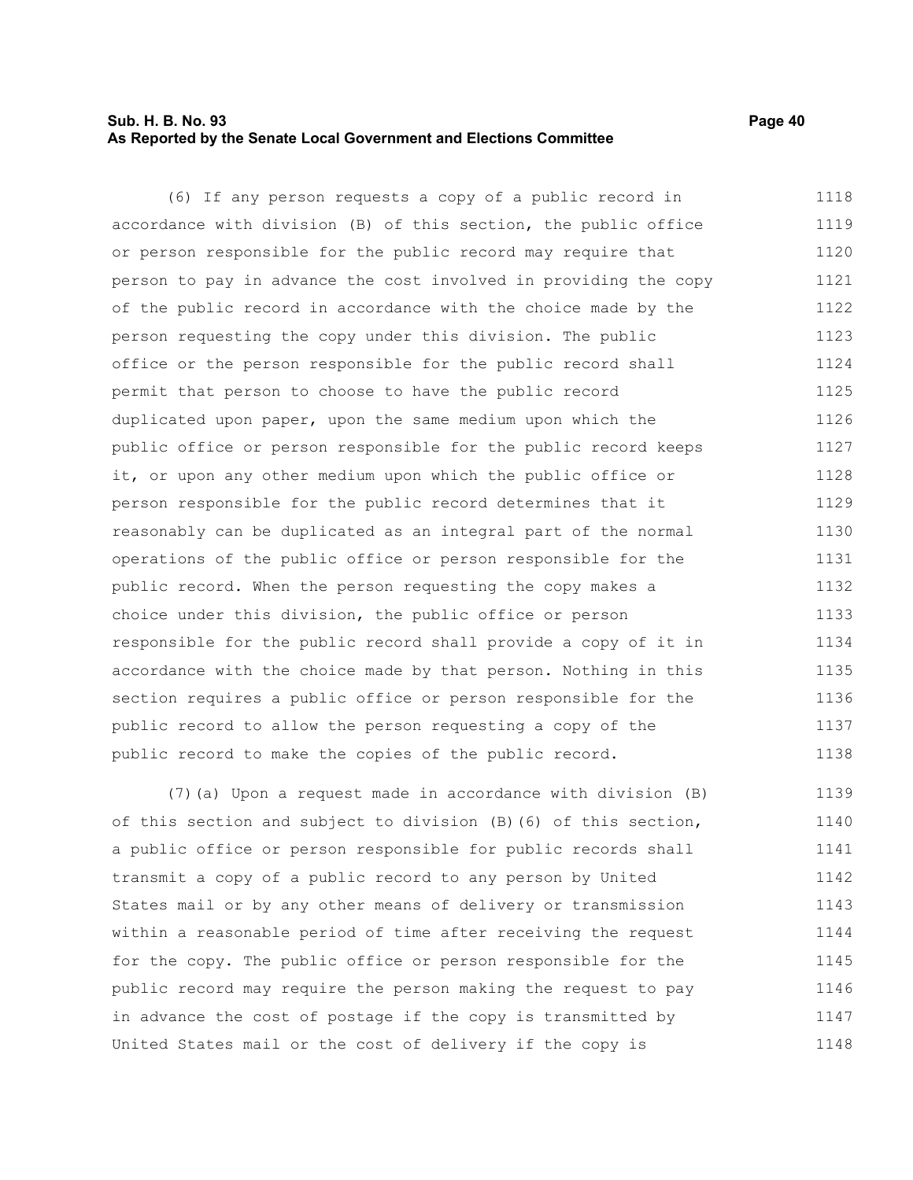(6) If any person requests a copy of a public record in accordance with division (B) of this section, the public office or person responsible for the public record may require that person to pay in advance the cost involved in providing the copy of the public record in accordance with the choice made by the person requesting the copy under this division. The public office or the person responsible for the public record shall permit that person to choose to have the public record duplicated upon paper, upon the same medium upon which the public office or person responsible for the public record keeps it, or upon any other medium upon which the public office or person responsible for the public record determines that it reasonably can be duplicated as an integral part of the normal operations of the public office or person responsible for the public record. When the person requesting the copy makes a choice under this division, the public office or person responsible for the public record shall provide a copy of it in accordance with the choice made by that person. Nothing in this section requires a public office or person responsible for the public record to allow the person requesting a copy of the public record to make the copies of the public record.

(7)(a) Upon a request made in accordance with division (B) of this section and subject to division (B)(6) of this section, a public office or person responsible for public records shall transmit a copy of a public record to any person by United States mail or by any other means of delivery or transmission within a reasonable period of time after receiving the request for the copy. The public office or person responsible for the public record may require the person making the request to pay in advance the cost of postage if the copy is transmitted by United States mail or the cost of delivery if the copy is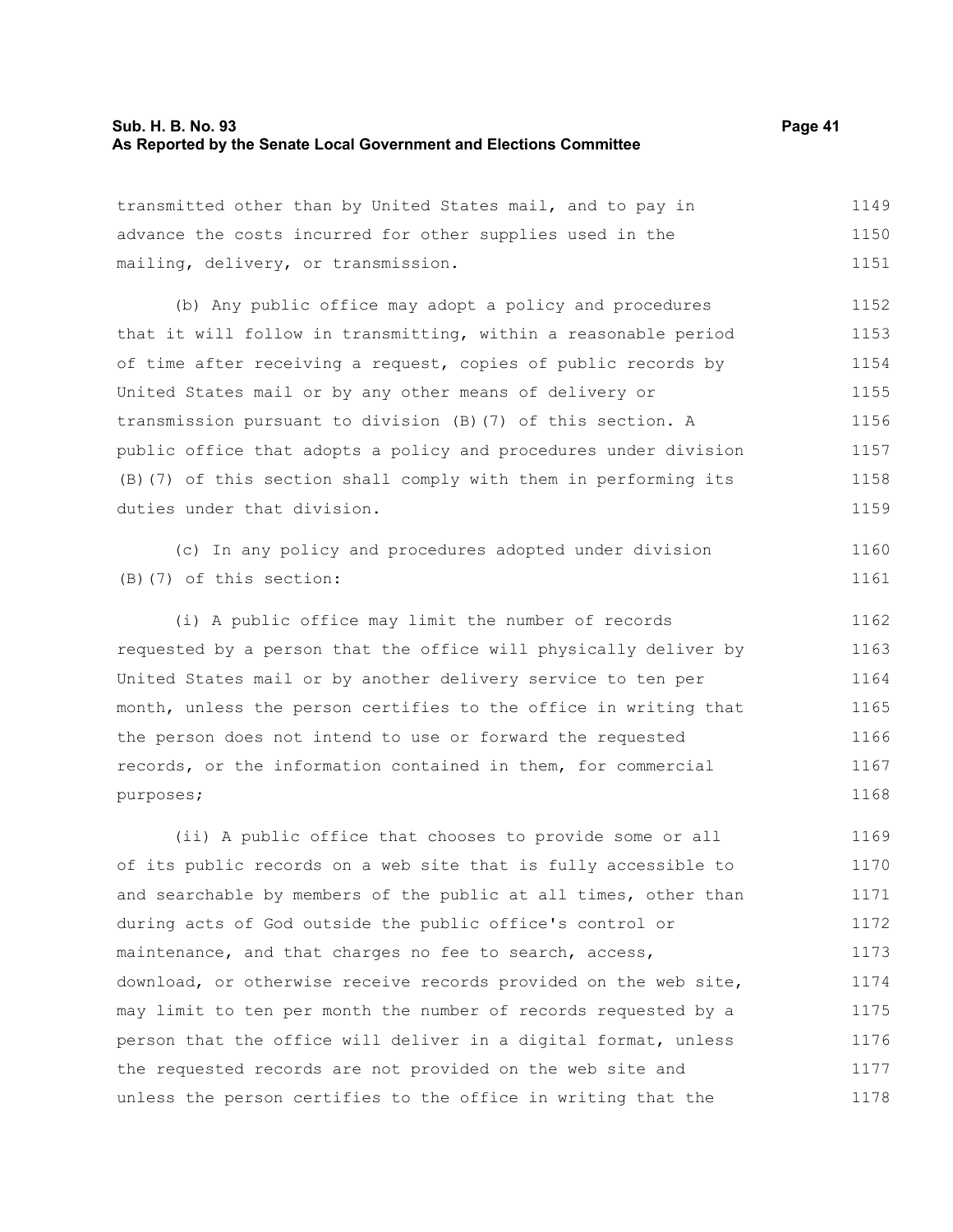transmitted other than by United States mail, and to pay in advance the costs incurred for other supplies used in the mailing, delivery, or transmission.

(b) Any public office may adopt a policy and procedures that it will follow in transmitting, within a reasonable period of time after receiving a request, copies of public records by United States mail or by any other means of delivery or transmission pursuant to division (B)(7) of this section. A public office that adopts a policy and procedures under division (B)(7) of this section shall comply with them in performing its duties under that division.

(c) In any policy and procedures adopted under division (B)(7) of this section:

(i) A public office may limit the number of records requested by a person that the office will physically deliver by United States mail or by another delivery service to ten per month, unless the person certifies to the office in writing that the person does not intend to use or forward the requested records, or the information contained in them, for commercial purposes;

(ii) A public office that chooses to provide some or all of its public records on a web site that is fully accessible to and searchable by members of the public at all times, other than during acts of God outside the public office's control or maintenance, and that charges no fee to search, access, download, or otherwise receive records provided on the web site, may limit to ten per month the number of records requested by a person that the office will deliver in a digital format, unless the requested records are not provided on the web site and unless the person certifies to the office in writing that the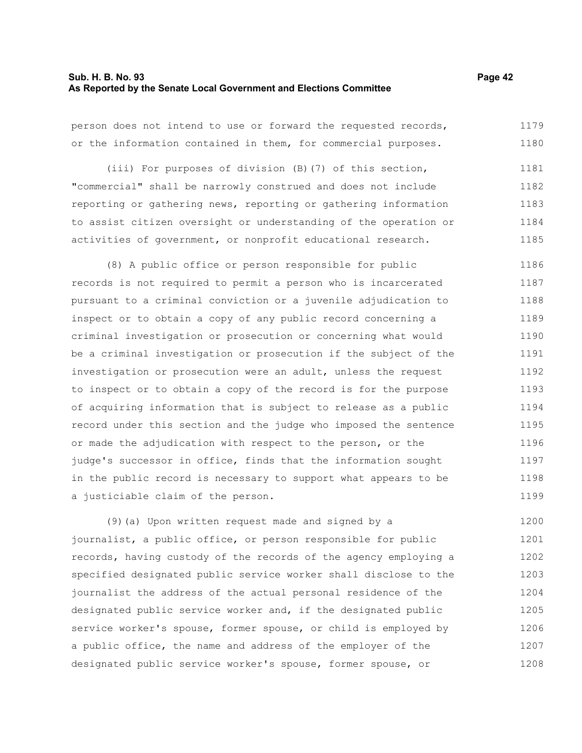person does not intend to use or forward the requested records, or the information contained in them, for commercial purposes.

(iii) For purposes of division (B)(7) of this section, "commercial" shall be narrowly construed and does not include reporting or gathering news, reporting or gathering information to assist citizen oversight or understanding of the operation or activities of government, or nonprofit educational research.

(8) A public office or person responsible for public records is not required to permit a person who is incarcerated pursuant to a criminal conviction or a juvenile adjudication to inspect or to obtain a copy of any public record concerning a criminal investigation or prosecution or concerning what would be a criminal investigation or prosecution if the subject of the investigation or prosecution were an adult, unless the request to inspect or to obtain a copy of the record is for the purpose of acquiring information that is subject to release as a public record under this section and the judge who imposed the sentence or made the adjudication with respect to the person, or the judge's successor in office, finds that the information sought in the public record is necessary to support what appears to be a justiciable claim of the person.

(9)(a) Upon written request made and signed by a journalist, a public office, or person responsible for public records, having custody of the records of the agency employing a specified designated public service worker shall disclose to the journalist the address of the actual personal residence of the designated public service worker and, if the designated public service worker's spouse, former spouse, or child is employed by a public office, the name and address of the employer of the designated public service worker's spouse, former spouse, or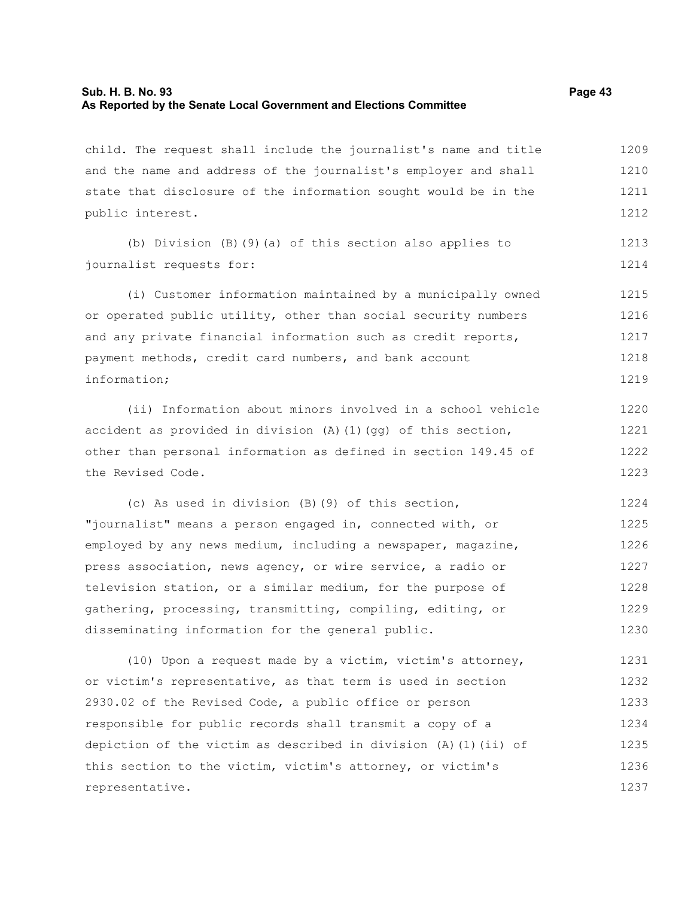child. The request shall include the journalist's name and title and the name and address of the journalist's employer and shall state that disclosure of the information sought would be in the public interest.

(b) Division (B)(9)(a) of this section also applies to journalist requests for:

(i) Customer information maintained by a municipally owned or operated public utility, other than social security numbers and any private financial information such as credit reports, payment methods, credit card numbers, and bank account information;

(ii) Information about minors involved in a school vehicle accident as provided in division (A)(1)(gg) of this section, other than personal information as defined in section 149.45 of the Revised Code.

(c) As used in division (B)(9) of this section, "journalist" means a person engaged in, connected with, or employed by any news medium, including a newspaper, magazine, press association, news agency, or wire service, a radio or television station, or a similar medium, for the purpose of gathering, processing, transmitting, compiling, editing, or disseminating information for the general public.

(10) Upon a request made by a victim, victim's attorney, or victim's representative, as that term is used in section 2930.02 of the Revised Code, a public office or person responsible for public records shall transmit a copy of a depiction of the victim as described in division (A)(1)(ii) of this section to the victim, victim's attorney, or victim's representative.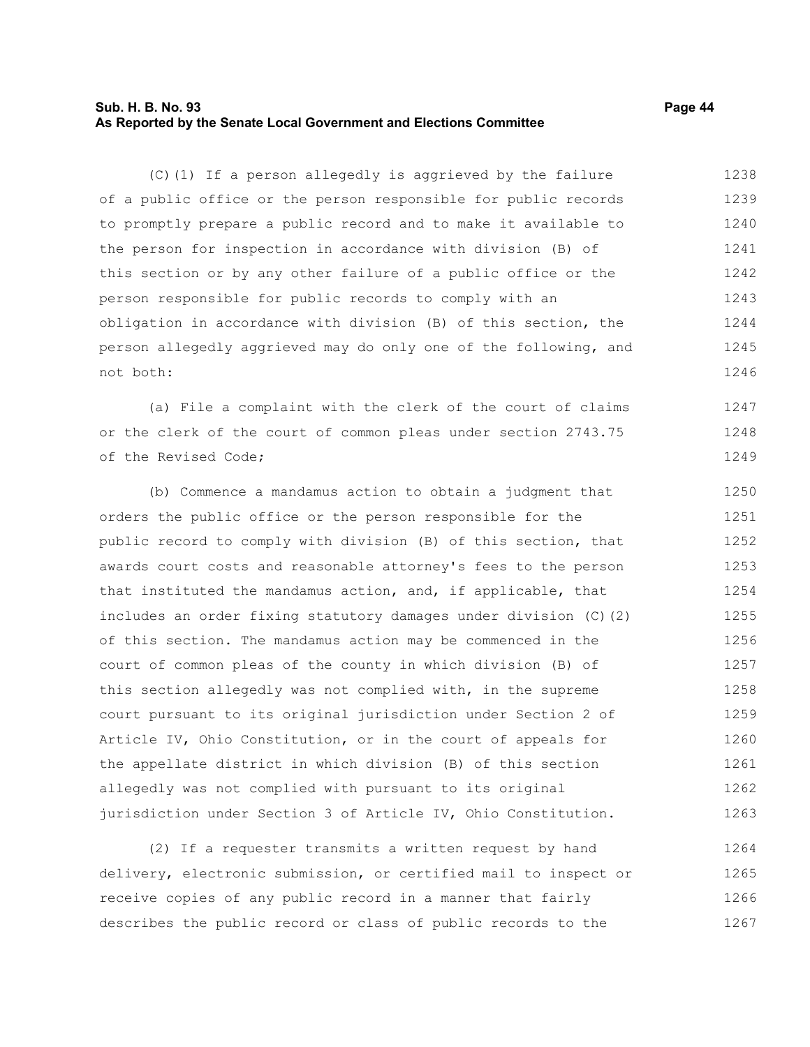(C)(1) If a person allegedly is aggrieved by the failure of a public office or the person responsible for public records to promptly prepare a public record and to make it available to the person for inspection in accordance with division (B) of this section or by any other failure of a public office or the person responsible for public records to comply with an obligation in accordance with division (B) of this section, the person allegedly aggrieved may do only one of the following, and not both:

(a) File a complaint with the clerk of the court of claims or the clerk of the court of common pleas under section 2743.75 of the Revised Code;

(b) Commence a mandamus action to obtain a judgment that orders the public office or the person responsible for the public record to comply with division (B) of this section, that awards court costs and reasonable attorney's fees to the person that instituted the mandamus action, and, if applicable, that includes an order fixing statutory damages under division (C)(2) of this section. The mandamus action may be commenced in the court of common pleas of the county in which division (B) of this section allegedly was not complied with, in the supreme court pursuant to its original jurisdiction under Section 2 of Article IV, Ohio Constitution, or in the court of appeals for the appellate district in which division (B) of this section allegedly was not complied with pursuant to its original jurisdiction under Section 3 of Article IV, Ohio Constitution.

(2) If a requester transmits a written request by hand delivery, electronic submission, or certified mail to inspect or receive copies of any public record in a manner that fairly describes the public record or class of public records to the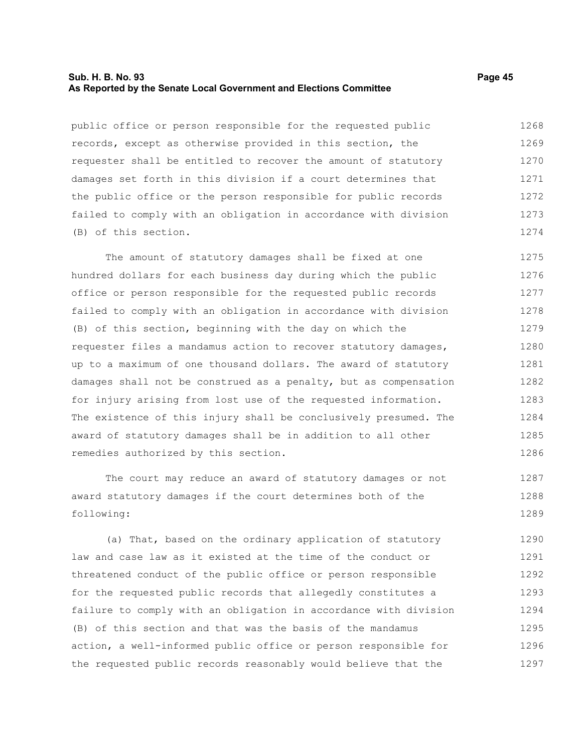public office or person responsible for the requested public records, except as otherwise provided in this section, the requester shall be entitled to recover the amount of statutory damages set forth in this division if a court determines that the public office or the person responsible for public records failed to comply with an obligation in accordance with division (B) of this section.

The amount of statutory damages shall be fixed at one hundred dollars for each business day during which the public office or person responsible for the requested public records failed to comply with an obligation in accordance with division (B) of this section, beginning with the day on which the requester files a mandamus action to recover statutory damages, up to a maximum of one thousand dollars. The award of statutory damages shall not be construed as a penalty, but as compensation for injury arising from lost use of the requested information. The existence of this injury shall be conclusively presumed. The award of statutory damages shall be in addition to all other remedies authorized by this section.

The court may reduce an award of statutory damages or not award statutory damages if the court determines both of the following:

(a) That, based on the ordinary application of statutory law and case law as it existed at the time of the conduct or threatened conduct of the public office or person responsible for the requested public records that allegedly constitutes a failure to comply with an obligation in accordance with division (B) of this section and that was the basis of the mandamus action, a well-informed public office or person responsible for the requested public records reasonably would believe that the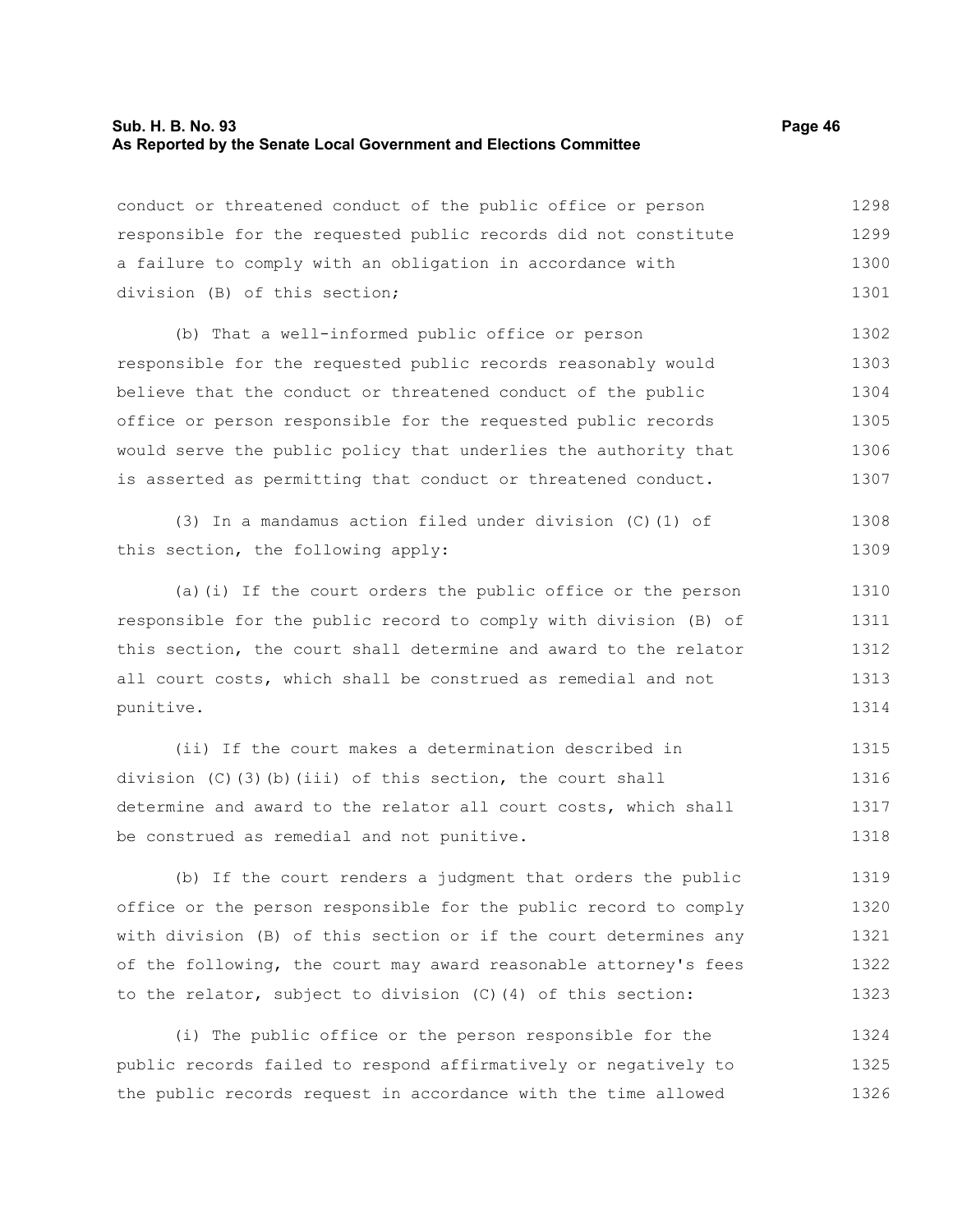conduct or threatened conduct of the public office or person responsible for the requested public records did not constitute a failure to comply with an obligation in accordance with division (B) of this section;

(b) That a well-informed public office or person responsible for the requested public records reasonably would believe that the conduct or threatened conduct of the public office or person responsible for the requested public records would serve the public policy that underlies the authority that is asserted as permitting that conduct or threatened conduct.

(3) In a mandamus action filed under division (C)(1) of this section, the following apply:

(a)(i) If the court orders the public office or the person responsible for the public record to comply with division (B) of this section, the court shall determine and award to the relator all court costs, which shall be construed as remedial and not punitive.

(ii) If the court makes a determination described in division (C)(3)(b)(iii) of this section, the court shall determine and award to the relator all court costs, which shall be construed as remedial and not punitive.

(b) If the court renders a judgment that orders the public office or the person responsible for the public record to comply with division (B) of this section or if the court determines any of the following, the court may award reasonable attorney's fees to the relator, subject to division (C)(4) of this section:

(i) The public office or the person responsible for the public records failed to respond affirmatively or negatively to the public records request in accordance with the time allowed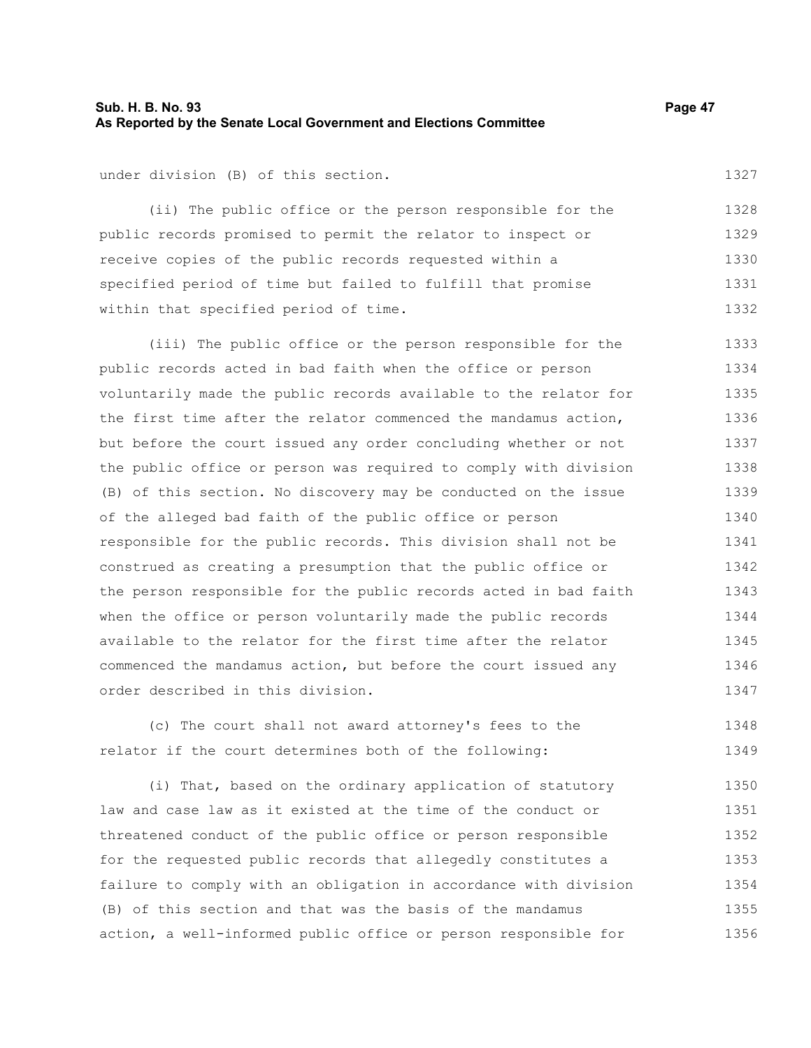under division (B) of this section.

(ii) The public office or the person responsible for the public records promised to permit the relator to inspect or receive copies of the public records requested within a specified period of time but failed to fulfill that promise within that specified period of time.

(iii) The public office or the person responsible for the public records acted in bad faith when the office or person voluntarily made the public records available to the relator for the first time after the relator commenced the mandamus action, but before the court issued any order concluding whether or not the public office or person was required to comply with division (B) of this section. No discovery may be conducted on the issue of the alleged bad faith of the public office or person responsible for the public records. This division shall not be construed as creating a presumption that the public office or the person responsible for the public records acted in bad faith when the office or person voluntarily made the public records available to the relator for the first time after the relator commenced the mandamus action, but before the court issued any order described in this division.

(c) The court shall not award attorney's fees to the relator if the court determines both of the following:

(i) That, based on the ordinary application of statutory law and case law as it existed at the time of the conduct or threatened conduct of the public office or person responsible for the requested public records that allegedly constitutes a failure to comply with an obligation in accordance with division (B) of this section and that was the basis of the mandamus action, a well-informed public office or person responsible for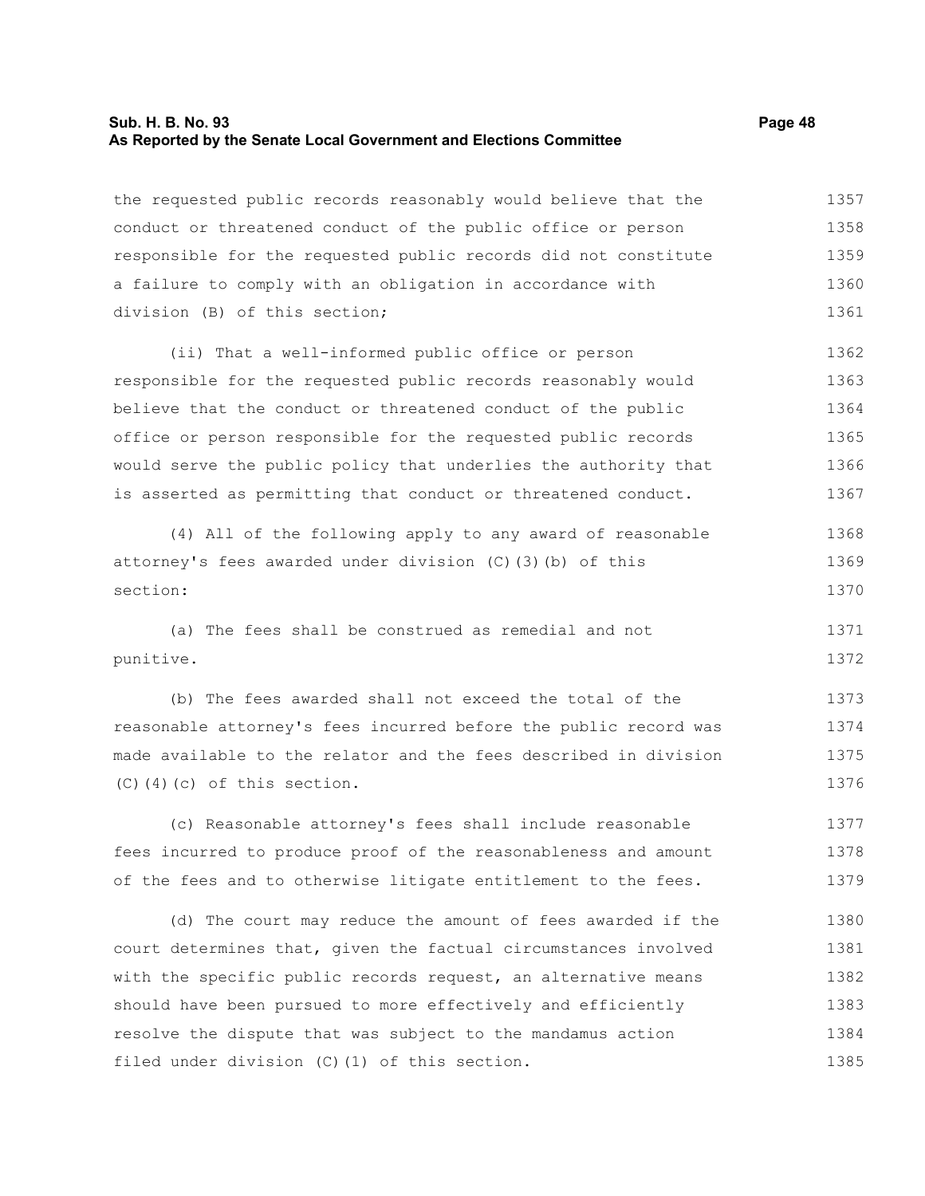the requested public records reasonably would believe that the conduct or threatened conduct of the public office or person responsible for the requested public records did not constitute a failure to comply with an obligation in accordance with division (B) of this section;

(ii) That a well-informed public office or person responsible for the requested public records reasonably would believe that the conduct or threatened conduct of the public office or person responsible for the requested public records would serve the public policy that underlies the authority that is asserted as permitting that conduct or threatened conduct.

(4) All of the following apply to any award of reasonable attorney's fees awarded under division (C)(3)(b) of this section:

(a) The fees shall be construed as remedial and not punitive.

(b) The fees awarded shall not exceed the total of the reasonable attorney's fees incurred before the public record was made available to the relator and the fees described in division (C)(4)(c) of this section.

(c) Reasonable attorney's fees shall include reasonable fees incurred to produce proof of the reasonableness and amount of the fees and to otherwise litigate entitlement to the fees.

(d) The court may reduce the amount of fees awarded if the court determines that, given the factual circumstances involved with the specific public records request, an alternative means should have been pursued to more effectively and efficiently resolve the dispute that was subject to the mandamus action filed under division (C)(1) of this section.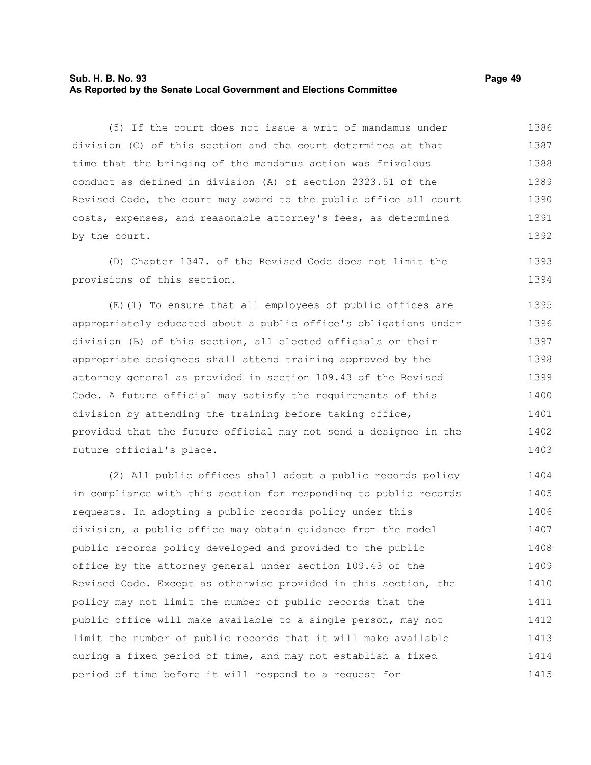(5) If the court does not issue a writ of mandamus under division (C) of this section and the court determines at that time that the bringing of the mandamus action was frivolous conduct as defined in division (A) of section 2323.51 of the Revised Code, the court may award to the public office all court costs, expenses, and reasonable attorney's fees, as determined by the court.

(D) Chapter 1347. of the Revised Code does not limit the provisions of this section.

(E)(1) To ensure that all employees of public offices are appropriately educated about a public office's obligations under division (B) of this section, all elected officials or their appropriate designees shall attend training approved by the attorney general as provided in section 109.43 of the Revised Code. A future official may satisfy the requirements of this division by attending the training before taking office, provided that the future official may not send a designee in the future official's place.

(2) All public offices shall adopt a public records policy in compliance with this section for responding to public records requests. In adopting a public records policy under this division, a public office may obtain guidance from the model public records policy developed and provided to the public office by the attorney general under section 109.43 of the Revised Code. Except as otherwise provided in this section, the policy may not limit the number of public records that the public office will make available to a single person, may not limit the number of public records that it will make available during a fixed period of time, and may not establish a fixed period of time before it will respond to a request for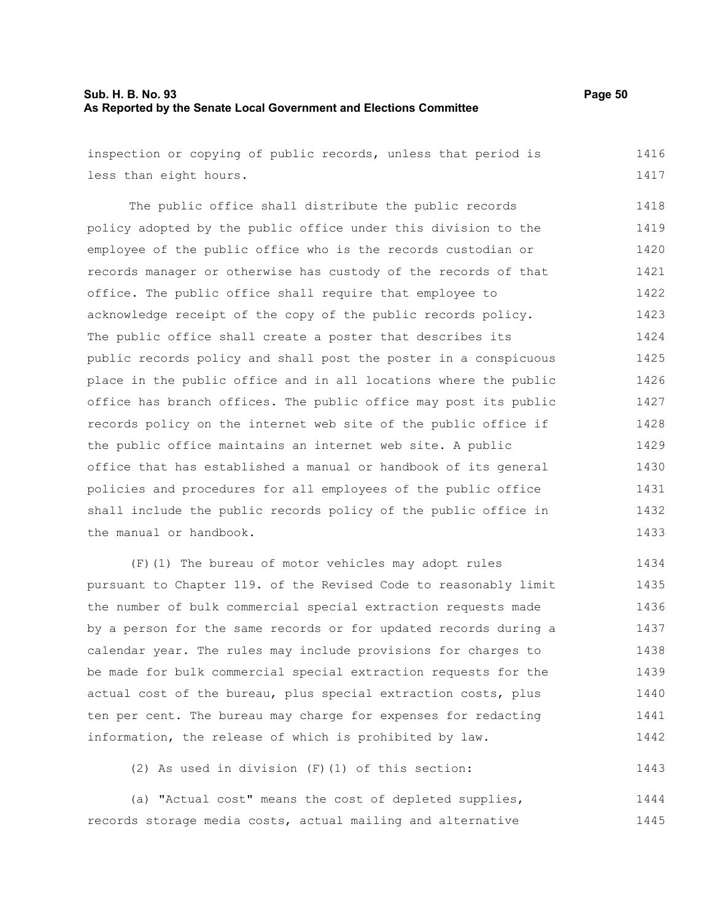inspection or copying of public records, unless that period is less than eight hours.

The public office shall distribute the public records policy adopted by the public office under this division to the employee of the public office who is the records custodian or records manager or otherwise has custody of the records of that office. The public office shall require that employee to acknowledge receipt of the copy of the public records policy. The public office shall create a poster that describes its public records policy and shall post the poster in a conspicuous place in the public office and in all locations where the public office has branch offices. The public office may post its public records policy on the internet web site of the public office if the public office maintains an internet web site. A public office that has established a manual or handbook of its general policies and procedures for all employees of the public office shall include the public records policy of the public office in the manual or handbook.

(F)(1) The bureau of motor vehicles may adopt rules pursuant to Chapter 119. of the Revised Code to reasonably limit the number of bulk commercial special extraction requests made by a person for the same records or for updated records during a calendar year. The rules may include provisions for charges to be made for bulk commercial special extraction requests for the actual cost of the bureau, plus special extraction costs, plus ten per cent. The bureau may charge for expenses for redacting information, the release of which is prohibited by law.

(2) As used in division (F)(1) of this section:

(a) "Actual cost" means the cost of depleted supplies, records storage media costs, actual mailing and alternative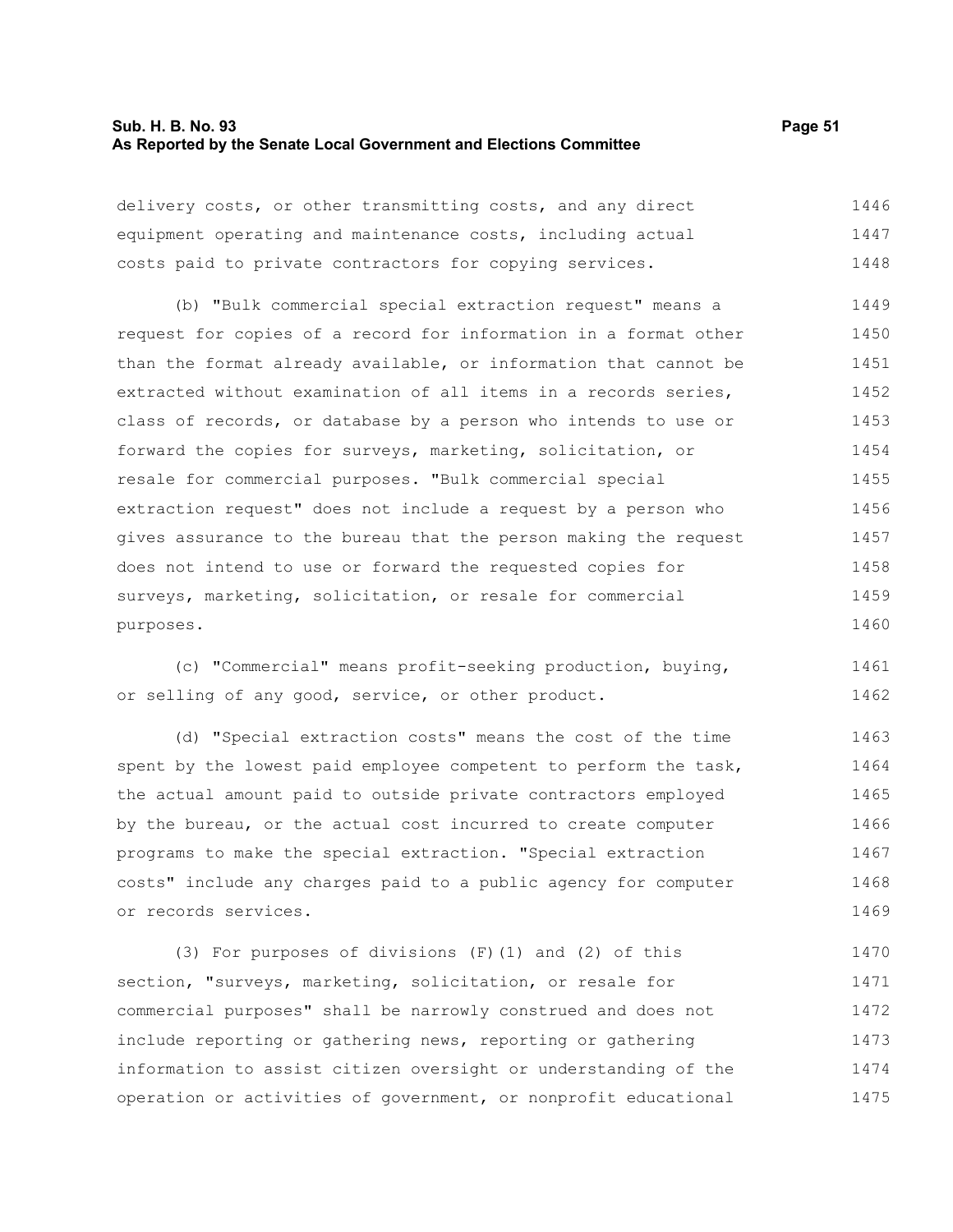delivery costs, or other transmitting costs, and any direct equipment operating and maintenance costs, including actual costs paid to private contractors for copying services.

(b) "Bulk commercial special extraction request" means a request for copies of a record for information in a format other than the format already available, or information that cannot be extracted without examination of all items in a records series, class of records, or database by a person who intends to use or forward the copies for surveys, marketing, solicitation, or resale for commercial purposes. "Bulk commercial special extraction request" does not include a request by a person who gives assurance to the bureau that the person making the request does not intend to use or forward the requested copies for surveys, marketing, solicitation, or resale for commercial purposes.

(c) "Commercial" means profit-seeking production, buying, or selling of any good, service, or other product.

(d) "Special extraction costs" means the cost of the time spent by the lowest paid employee competent to perform the task, the actual amount paid to outside private contractors employed by the bureau, or the actual cost incurred to create computer programs to make the special extraction. "Special extraction costs" include any charges paid to a public agency for computer or records services.

(3) For purposes of divisions (F)(1) and (2) of this section, "surveys, marketing, solicitation, or resale for commercial purposes" shall be narrowly construed and does not include reporting or gathering news, reporting or gathering information to assist citizen oversight or understanding of the operation or activities of government, or nonprofit educational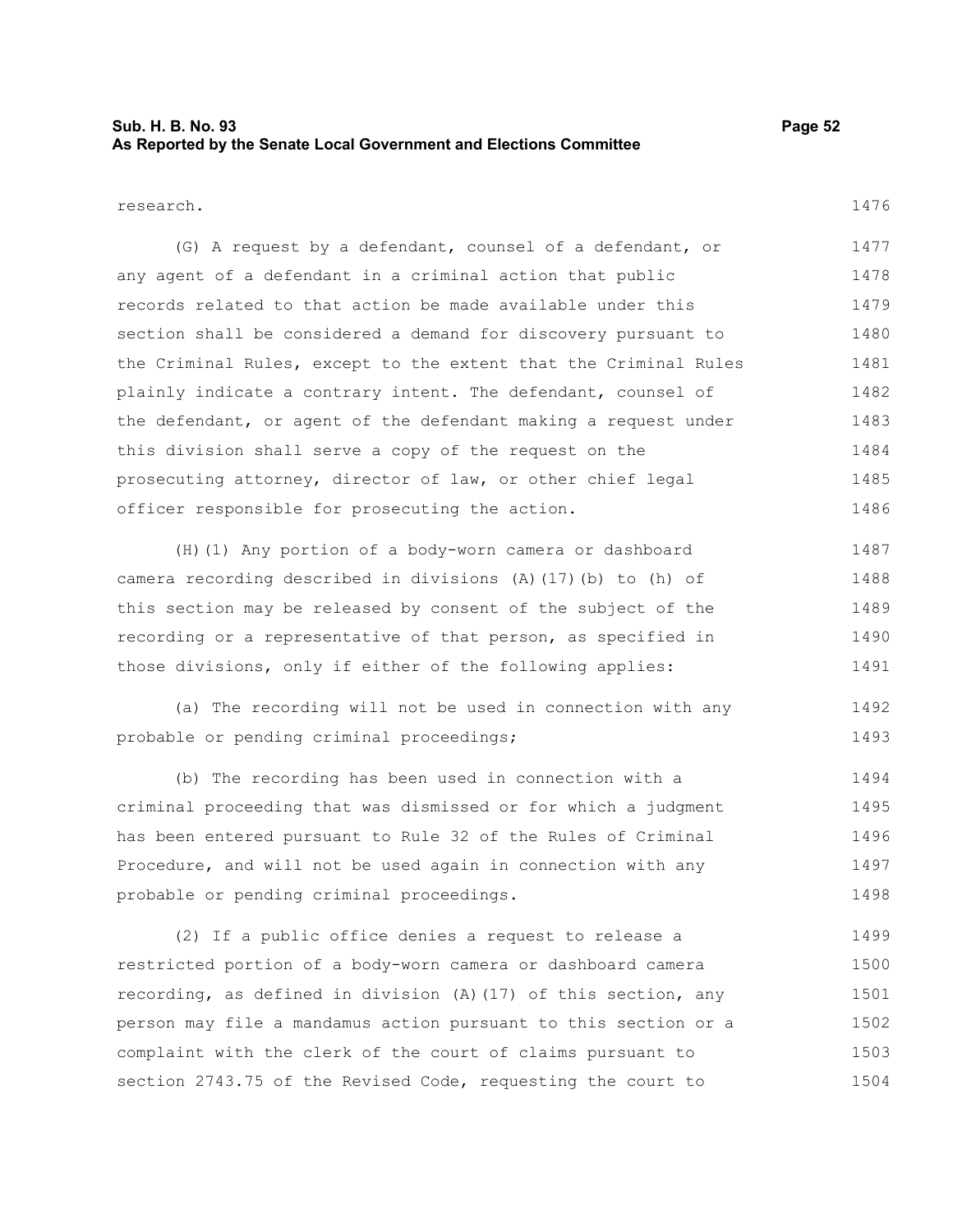research.

(G) A request by a defendant, counsel of a defendant, or any agent of a defendant in a criminal action that public records related to that action be made available under this section shall be considered a demand for discovery pursuant to the Criminal Rules, except to the extent that the Criminal Rules plainly indicate a contrary intent. The defendant, counsel of the defendant, or agent of the defendant making a request under this division shall serve a copy of the request on the prosecuting attorney, director of law, or other chief legal officer responsible for prosecuting the action.

(H)(1) Any portion of a body-worn camera or dashboard camera recording described in divisions (A)(17)(b) to (h) of this section may be released by consent of the subject of the recording or a representative of that person, as specified in those divisions, only if either of the following applies:

(a) The recording will not be used in connection with any probable or pending criminal proceedings;

(b) The recording has been used in connection with a criminal proceeding that was dismissed or for which a judgment has been entered pursuant to Rule 32 of the Rules of Criminal Procedure, and will not be used again in connection with any probable or pending criminal proceedings.

(2) If a public office denies a request to release a restricted portion of a body-worn camera or dashboard camera recording, as defined in division (A)(17) of this section, any person may file a mandamus action pursuant to this section or a complaint with the clerk of the court of claims pursuant to section 2743.75 of the Revised Code, requesting the court to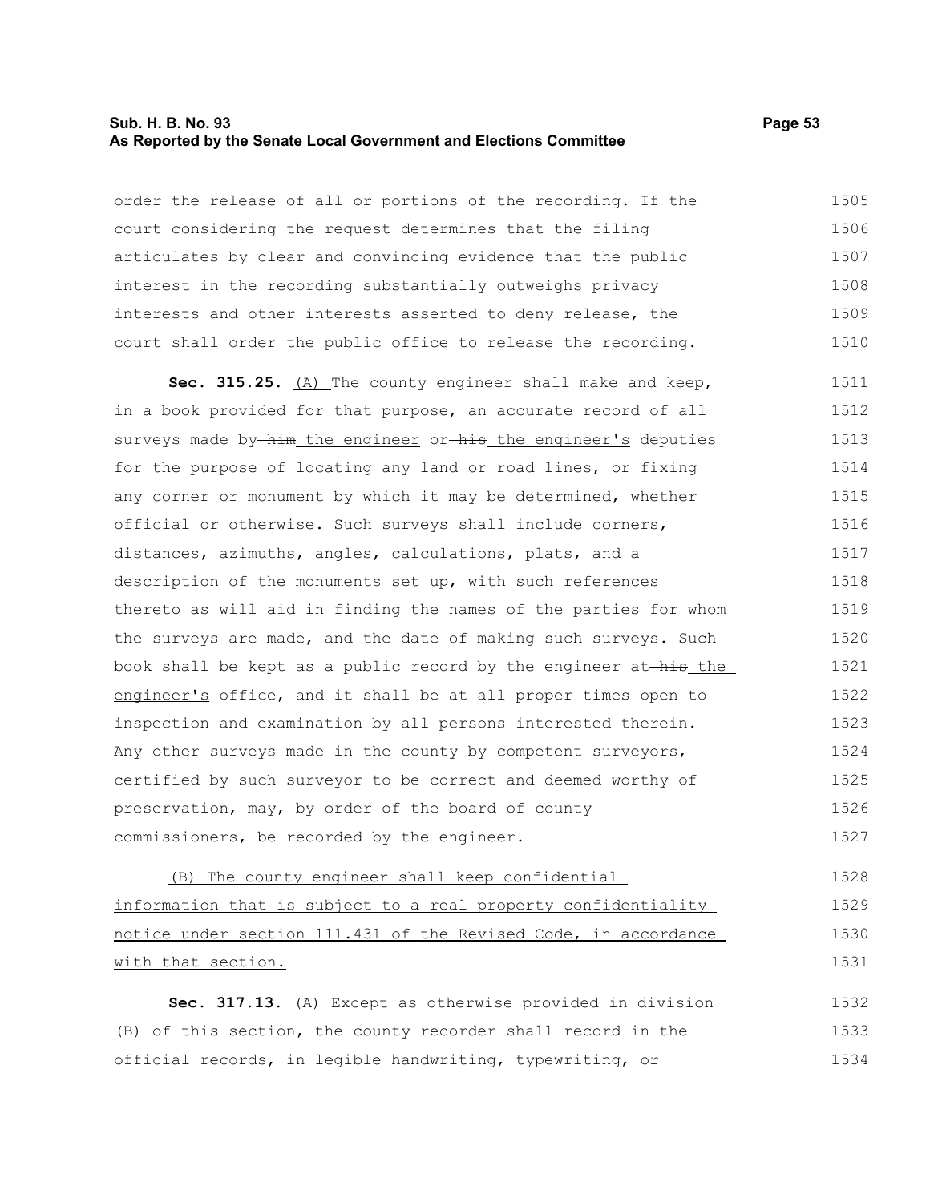order the release of all or portions of the recording. If the court considering the request determines that the filing articulates by clear and convincing evidence that the public interest in the recording substantially outweighs privacy interests and other interests asserted to deny release, the court shall order the public office to release the recording.

**Sec. 315.25.** <u>(A)</u> The county engineer shall make and keep, in a book provided for that purpose, an accurate record of all surveys made by ~~him~~ <u>the engineer</u> or ~~his~~ <u>the engineer's</u> deputies for the purpose of locating any land or road lines, or fixing any corner or monument by which it may be determined, whether official or otherwise. Such surveys shall include corners, distances, azimuths, angles, calculations, plats, and a description of the monuments set up, with such references thereto as will aid in finding the names of the parties for whom the surveys are made, and the date of making such surveys. Such book shall be kept as a public record by the engineer at ~~his~~ <u>the engineer's</u> office, and it shall be at all proper times open to inspection and examination by all persons interested therein. Any other surveys made in the county by competent surveyors, certified by such surveyor to be correct and deemed worthy of preservation, may, by order of the board of county commissioners, be recorded by the engineer.

<u>(B) The county engineer shall keep confidential information that is subject to a real property confidentiality notice under section 111.431 of the Revised Code, in accordance with that section.</u>

**Sec. 317.13.** (A) Except as otherwise provided in division (B) of this section, the county recorder shall record in the official records, in legible handwriting, typewriting, or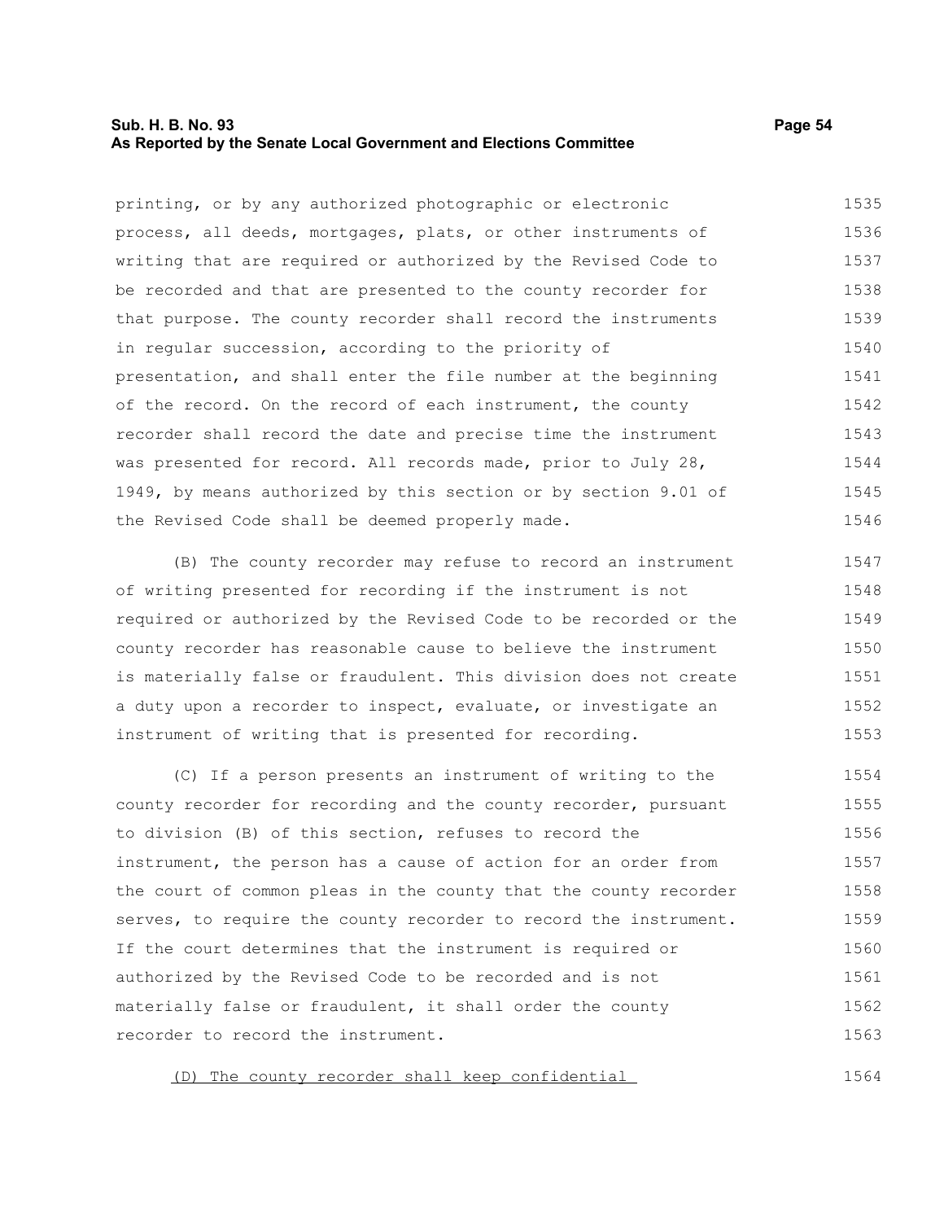printing, or by any authorized photographic or electronic process, all deeds, mortgages, plats, or other instruments of writing that are required or authorized by the Revised Code to be recorded and that are presented to the county recorder for that purpose. The county recorder shall record the instruments in regular succession, according to the priority of presentation, and shall enter the file number at the beginning of the record. On the record of each instrument, the county recorder shall record the date and precise time the instrument was presented for record. All records made, prior to July 28, 1949, by means authorized by this section or by section 9.01 of the Revised Code shall be deemed properly made.

(B) The county recorder may refuse to record an instrument of writing presented for recording if the instrument is not required or authorized by the Revised Code to be recorded or the county recorder has reasonable cause to believe the instrument is materially false or fraudulent. This division does not create a duty upon a recorder to inspect, evaluate, or investigate an instrument of writing that is presented for recording.

(C) If a person presents an instrument of writing to the county recorder for recording and the county recorder, pursuant to division (B) of this section, refuses to record the instrument, the person has a cause of action for an order from the court of common pleas in the county that the county recorder serves, to require the county recorder to record the instrument. If the court determines that the instrument is required or authorized by the Revised Code to be recorded and is not materially false or fraudulent, it shall order the county recorder to record the instrument.

(D) The county recorder shall keep confidential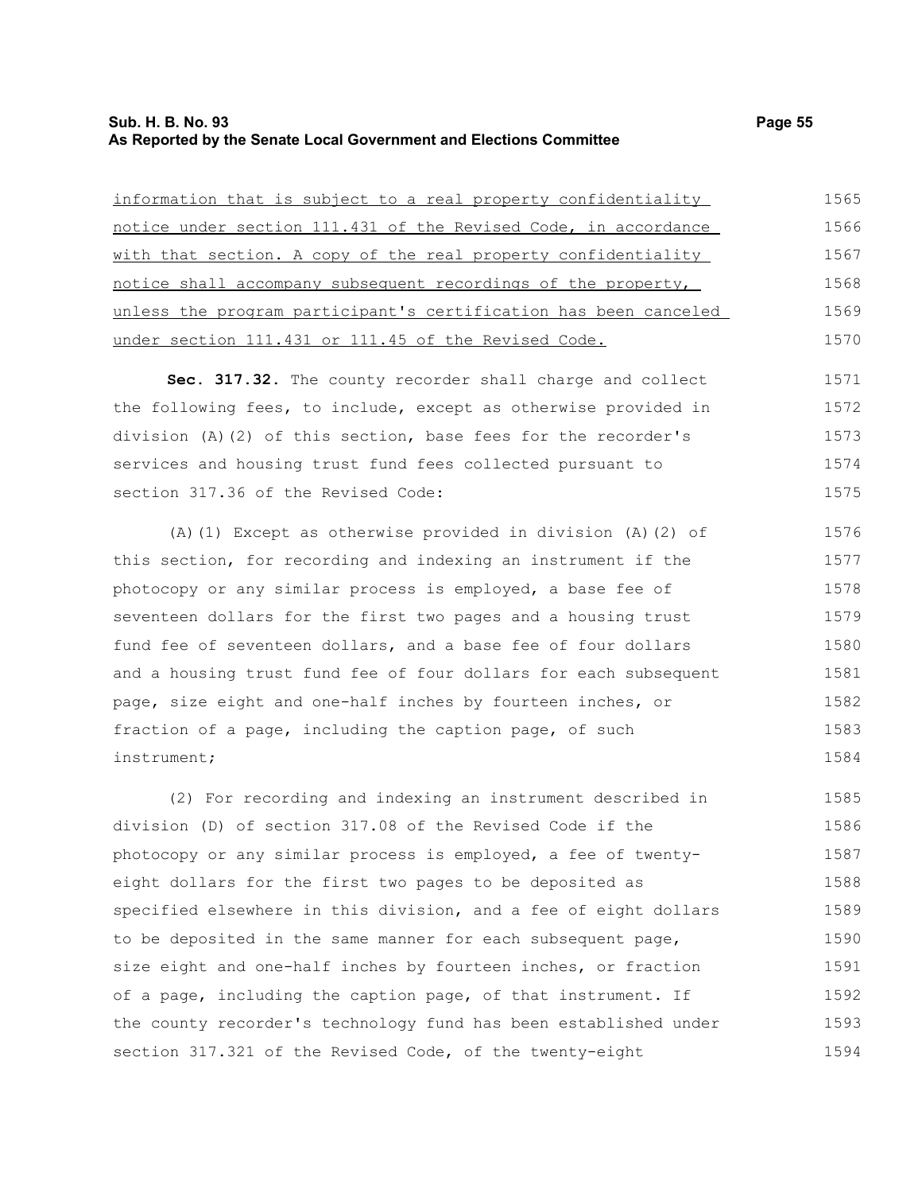information that is subject to a real property confidentiality notice under section 111.431 of the Revised Code, in accordance with that section. A copy of the real property confidentiality notice shall accompany subsequent recordings of the property, unless the program participant's certification has been canceled under section 111.431 or 111.45 of the Revised Code.

**Sec. 317.32.** The county recorder shall charge and collect the following fees, to include, except as otherwise provided in division (A)(2) of this section, base fees for the recorder's services and housing trust fund fees collected pursuant to section 317.36 of the Revised Code:

(A)(1) Except as otherwise provided in division (A)(2) of this section, for recording and indexing an instrument if the photocopy or any similar process is employed, a base fee of seventeen dollars for the first two pages and a housing trust fund fee of seventeen dollars, and a base fee of four dollars and a housing trust fund fee of four dollars for each subsequent page, size eight and one-half inches by fourteen inches, or fraction of a page, including the caption page, of such instrument;

(2) For recording and indexing an instrument described in division (D) of section 317.08 of the Revised Code if the photocopy or any similar process is employed, a fee of twenty-eight dollars for the first two pages to be deposited as specified elsewhere in this division, and a fee of eight dollars to be deposited in the same manner for each subsequent page, size eight and one-half inches by fourteen inches, or fraction of a page, including the caption page, of that instrument. If the county recorder's technology fund has been established under section 317.321 of the Revised Code, of the twenty-eight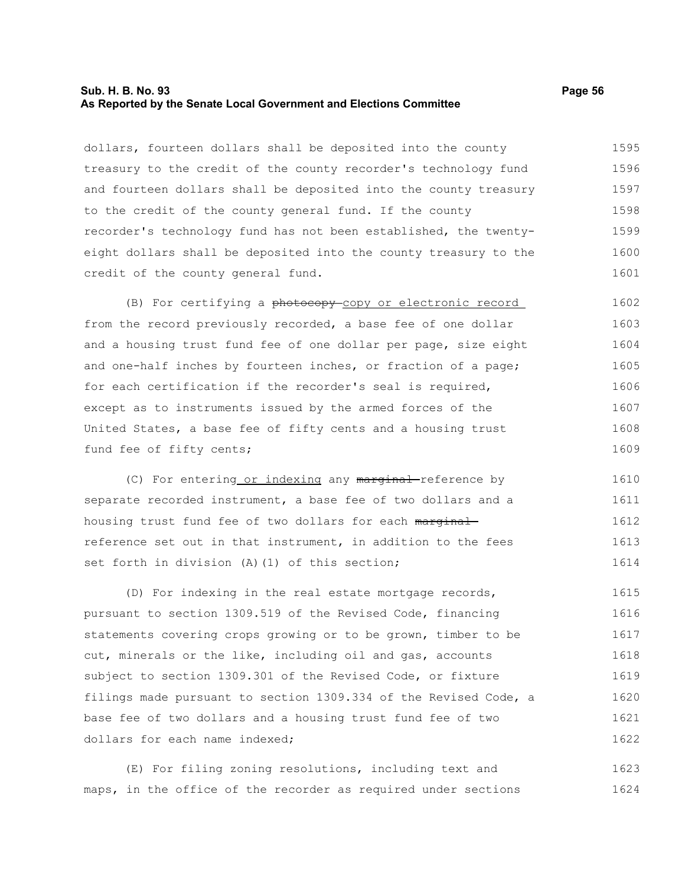dollars, fourteen dollars shall be deposited into the county treasury to the credit of the county recorder's technology fund and fourteen dollars shall be deposited into the county treasury to the credit of the county general fund. If the county recorder's technology fund has not been established, the twenty-eight dollars shall be deposited into the county treasury to the credit of the county general fund.

(B) For certifying a ~~photocopy~~ copy or electronic record from the record previously recorded, a base fee of one dollar and a housing trust fund fee of one dollar per page, size eight and one-half inches by fourteen inches, or fraction of a page; for each certification if the recorder's seal is required, except as to instruments issued by the armed forces of the United States, a base fee of fifty cents and a housing trust fund fee of fifty cents;

(C) For entering or indexing any ~~marginal~~ reference by separate recorded instrument, a base fee of two dollars and a housing trust fund fee of two dollars for each ~~marginal~~ reference set out in that instrument, in addition to the fees set forth in division (A)(1) of this section;

(D) For indexing in the real estate mortgage records, pursuant to section 1309.519 of the Revised Code, financing statements covering crops growing or to be grown, timber to be cut, minerals or the like, including oil and gas, accounts subject to section 1309.301 of the Revised Code, or fixture filings made pursuant to section 1309.334 of the Revised Code, a base fee of two dollars and a housing trust fund fee of two dollars for each name indexed;

(E) For filing zoning resolutions, including text and maps, in the office of the recorder as required under sections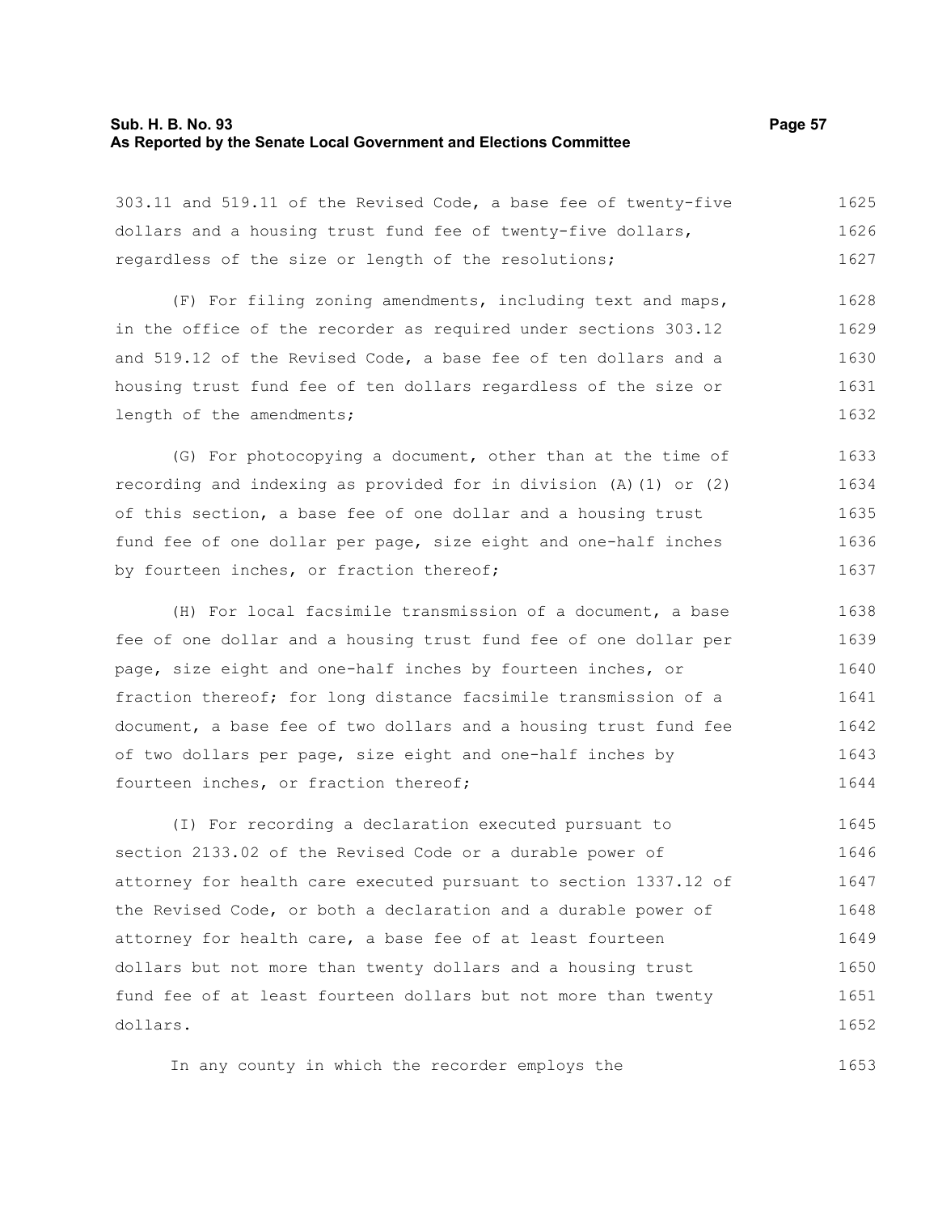303.11 and 519.11 of the Revised Code, a base fee of twenty-five dollars and a housing trust fund fee of twenty-five dollars, regardless of the size or length of the resolutions;

(F) For filing zoning amendments, including text and maps, in the office of the recorder as required under sections 303.12 and 519.12 of the Revised Code, a base fee of ten dollars and a housing trust fund fee of ten dollars regardless of the size or length of the amendments;

(G) For photocopying a document, other than at the time of recording and indexing as provided for in division (A)(1) or (2) of this section, a base fee of one dollar and a housing trust fund fee of one dollar per page, size eight and one-half inches by fourteen inches, or fraction thereof;

(H) For local facsimile transmission of a document, a base fee of one dollar and a housing trust fund fee of one dollar per page, size eight and one-half inches by fourteen inches, or fraction thereof; for long distance facsimile transmission of a document, a base fee of two dollars and a housing trust fund fee of two dollars per page, size eight and one-half inches by fourteen inches, or fraction thereof;

(I) For recording a declaration executed pursuant to section 2133.02 of the Revised Code or a durable power of attorney for health care executed pursuant to section 1337.12 of the Revised Code, or both a declaration and a durable power of attorney for health care, a base fee of at least fourteen dollars but not more than twenty dollars and a housing trust fund fee of at least fourteen dollars but not more than twenty dollars.

In any county in which the recorder employs the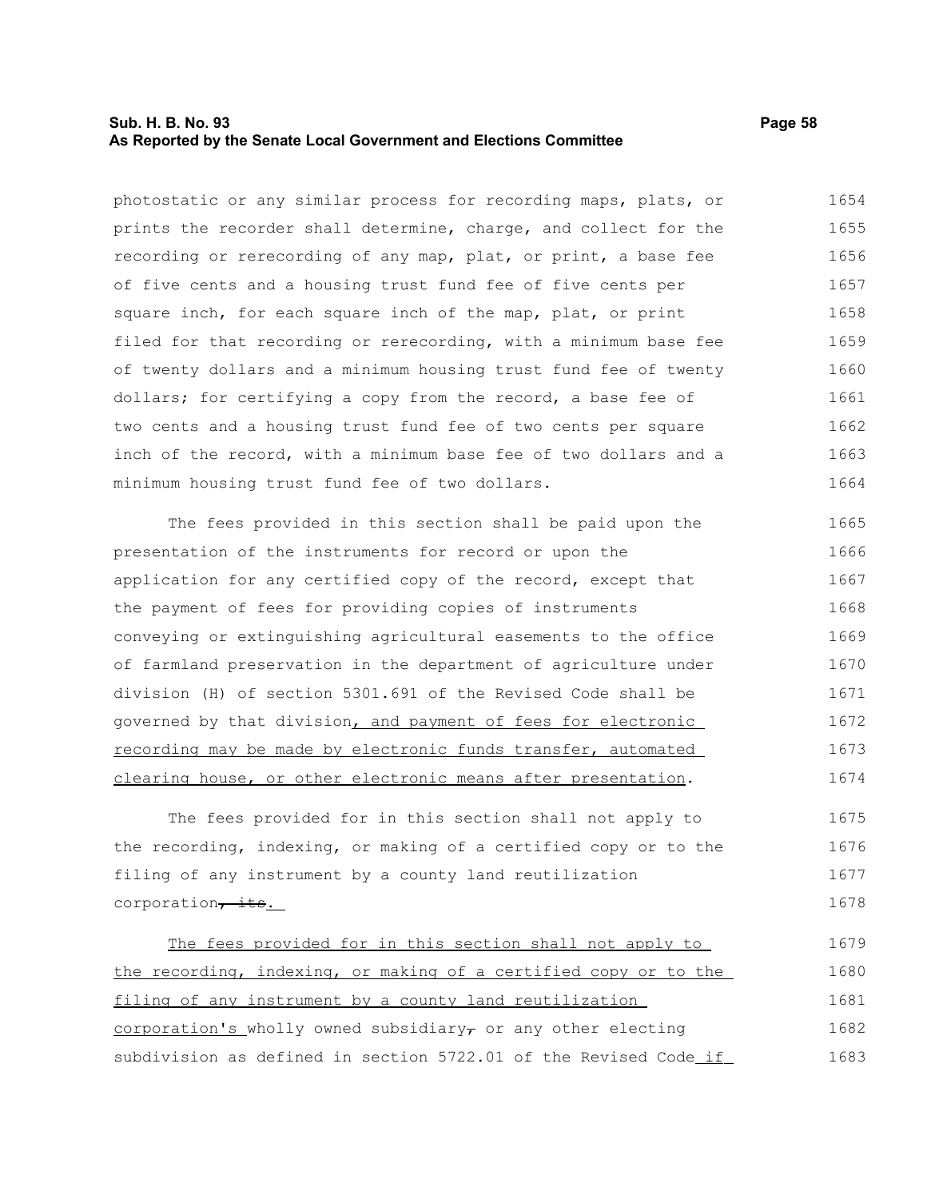photostatic or any similar process for recording maps, plats, or prints the recorder shall determine, charge, and collect for the recording or rerecording of any map, plat, or print, a base fee of five cents and a housing trust fund fee of five cents per square inch, for each square inch of the map, plat, or print filed for that recording or rerecording, with a minimum base fee of twenty dollars and a minimum housing trust fund fee of twenty dollars; for certifying a copy from the record, a base fee of two cents and a housing trust fund fee of two cents per square inch of the record, with a minimum base fee of two dollars and a minimum housing trust fund fee of two dollars.

The fees provided in this section shall be paid upon the presentation of the instruments for record or upon the application for any certified copy of the record, except that the payment of fees for providing copies of instruments conveying or extinguishing agricultural easements to the office of farmland preservation in the department of agriculture under division (H) of section 5301.691 of the Revised Code shall be governed by that division, and payment of fees for electronic recording may be made by electronic funds transfer, automated clearing house, or other electronic means after presentation.

The fees provided for in this section shall not apply to the recording, indexing, or making of a certified copy or to the filing of any instrument by a county land reutilization corporation~~, its~~.

The fees provided for in this section shall not apply to the recording, indexing, or making of a certified copy or to the filing of any instrument by a county land reutilization corporation's wholly owned subsidiary~~,~~ or any other electing subdivision as defined in section 5722.01 of the Revised Code if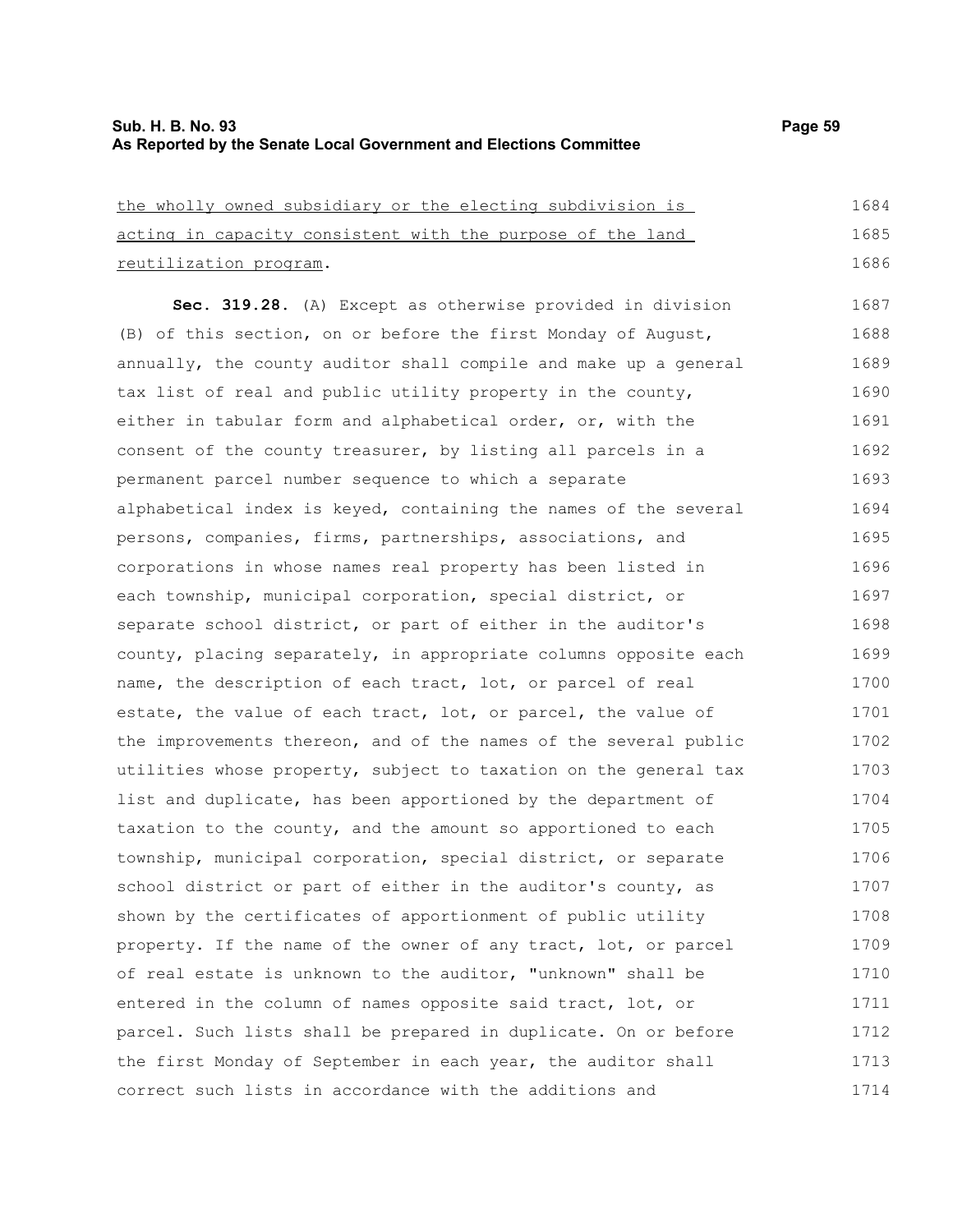the wholly owned subsidiary or the electing subdivision is acting in capacity consistent with the purpose of the land reutilization program.

**Sec. 319.28.** (A) Except as otherwise provided in division (B) of this section, on or before the first Monday of August, annually, the county auditor shall compile and make up a general tax list of real and public utility property in the county, either in tabular form and alphabetical order, or, with the consent of the county treasurer, by listing all parcels in a permanent parcel number sequence to which a separate alphabetical index is keyed, containing the names of the several persons, companies, firms, partnerships, associations, and corporations in whose names real property has been listed in each township, municipal corporation, special district, or separate school district, or part of either in the auditor's county, placing separately, in appropriate columns opposite each name, the description of each tract, lot, or parcel of real estate, the value of each tract, lot, or parcel, the value of the improvements thereon, and of the names of the several public utilities whose property, subject to taxation on the general tax list and duplicate, has been apportioned by the department of taxation to the county, and the amount so apportioned to each township, municipal corporation, special district, or separate school district or part of either in the auditor's county, as shown by the certificates of apportionment of public utility property. If the name of the owner of any tract, lot, or parcel of real estate is unknown to the auditor, "unknown" shall be entered in the column of names opposite said tract, lot, or parcel. Such lists shall be prepared in duplicate. On or before the first Monday of September in each year, the auditor shall correct such lists in accordance with the additions and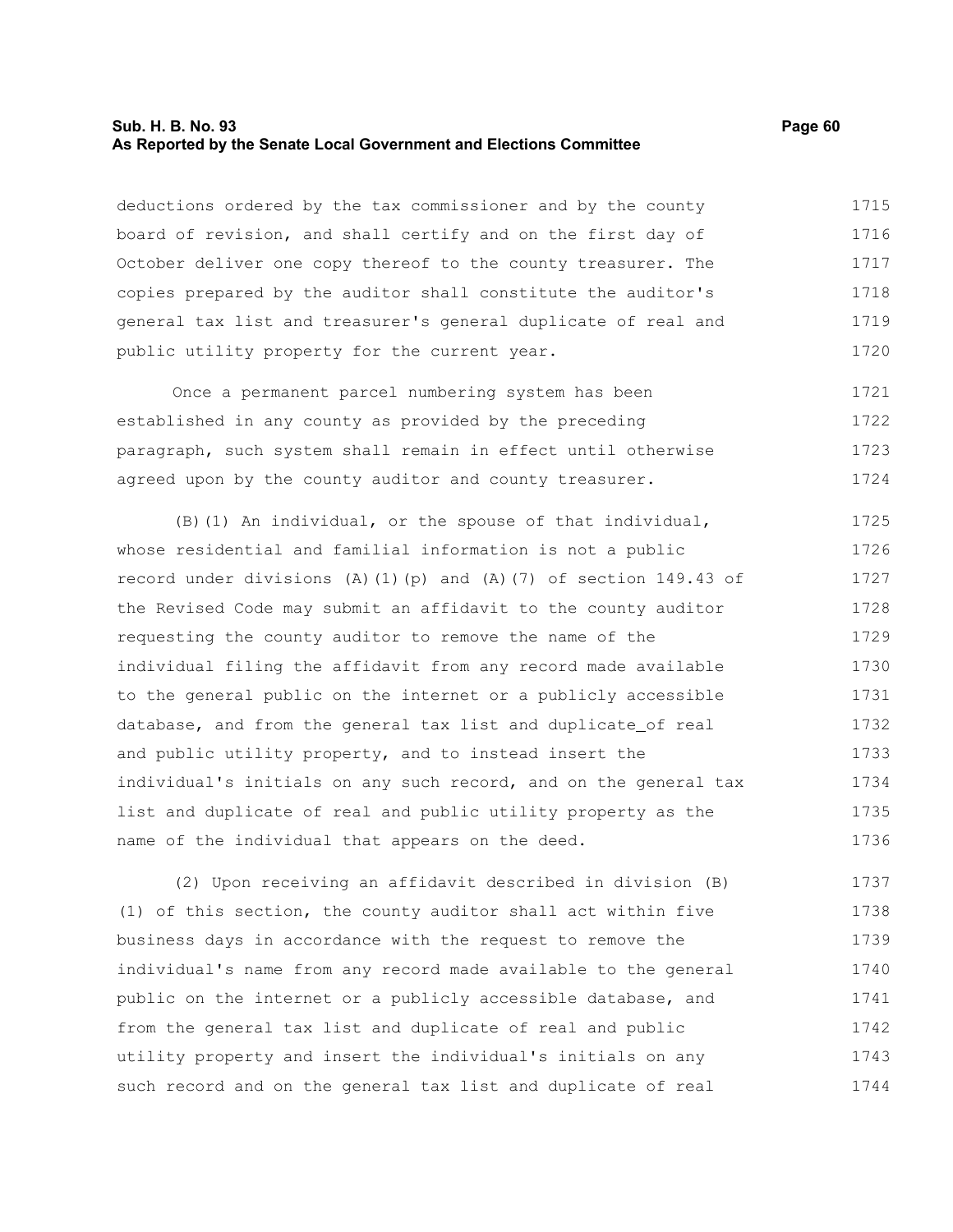deductions ordered by the tax commissioner and by the county board of revision, and shall certify and on the first day of October deliver one copy thereof to the county treasurer. The copies prepared by the auditor shall constitute the auditor's general tax list and treasurer's general duplicate of real and public utility property for the current year.

Once a permanent parcel numbering system has been established in any county as provided by the preceding paragraph, such system shall remain in effect until otherwise agreed upon by the county auditor and county treasurer.

(B)(1) An individual, or the spouse of that individual, whose residential and familial information is not a public record under divisions (A)(1)(p) and (A)(7) of section 149.43 of the Revised Code may submit an affidavit to the county auditor requesting the county auditor to remove the name of the individual filing the affidavit from any record made available to the general public on the internet or a publicly accessible database, and from the general tax list and duplicate_of real and public utility property, and to instead insert the individual's initials on any such record, and on the general tax list and duplicate of real and public utility property as the name of the individual that appears on the deed.

(2) Upon receiving an affidavit described in division (B)(1) of this section, the county auditor shall act within five business days in accordance with the request to remove the individual's name from any record made available to the general public on the internet or a publicly accessible database, and from the general tax list and duplicate of real and public utility property and insert the individual's initials on any such record and on the general tax list and duplicate of real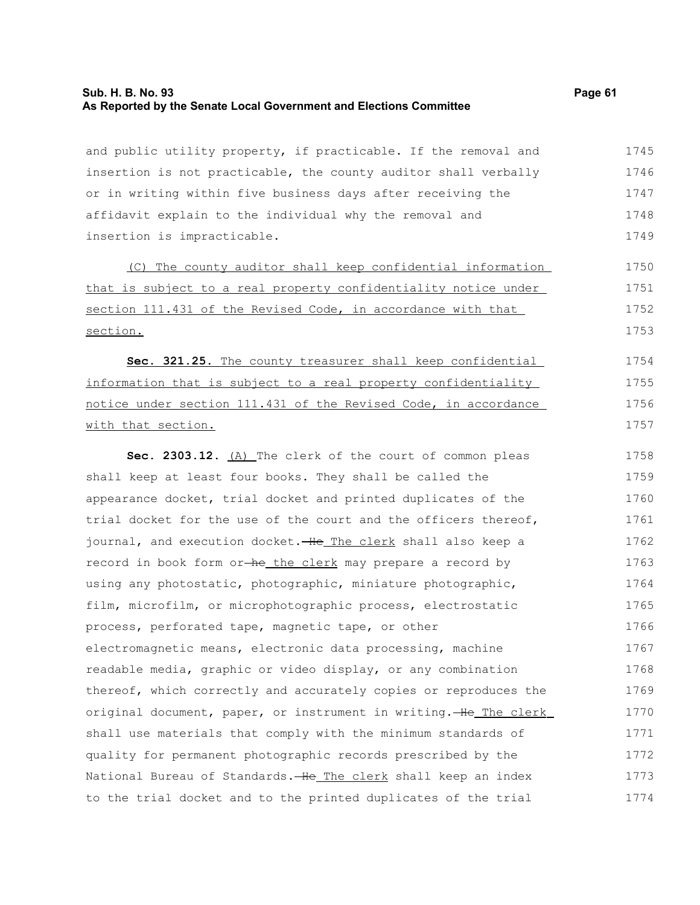and public utility property, if practicable. If the removal and insertion is not practicable, the county auditor shall verbally or in writing within five business days after receiving the affidavit explain to the individual why the removal and insertion is impracticable.

(C) The county auditor shall keep confidential information that is subject to a real property confidentiality notice under section 111.431 of the Revised Code, in accordance with that section.

**Sec. 321.25.** The county treasurer shall keep confidential information that is subject to a real property confidentiality notice under section 111.431 of the Revised Code, in accordance with that section.

**Sec. 2303.12.** (A) The clerk of the court of common pleas shall keep at least four books. They shall be called the appearance docket, trial docket and printed duplicates of the trial docket for the use of the court and the officers thereof, journal, and execution docket. ~~He~~ The clerk shall also keep a record in book form or ~~he~~ the clerk may prepare a record by using any photostatic, photographic, miniature photographic, film, microfilm, or microphotographic process, electrostatic process, perforated tape, magnetic tape, or other electromagnetic means, electronic data processing, machine readable media, graphic or video display, or any combination thereof, which correctly and accurately copies or reproduces the original document, paper, or instrument in writing. ~~He~~ The clerk shall use materials that comply with the minimum standards of quality for permanent photographic records prescribed by the National Bureau of Standards. ~~He~~ The clerk shall keep an index to the trial docket and to the printed duplicates of the trial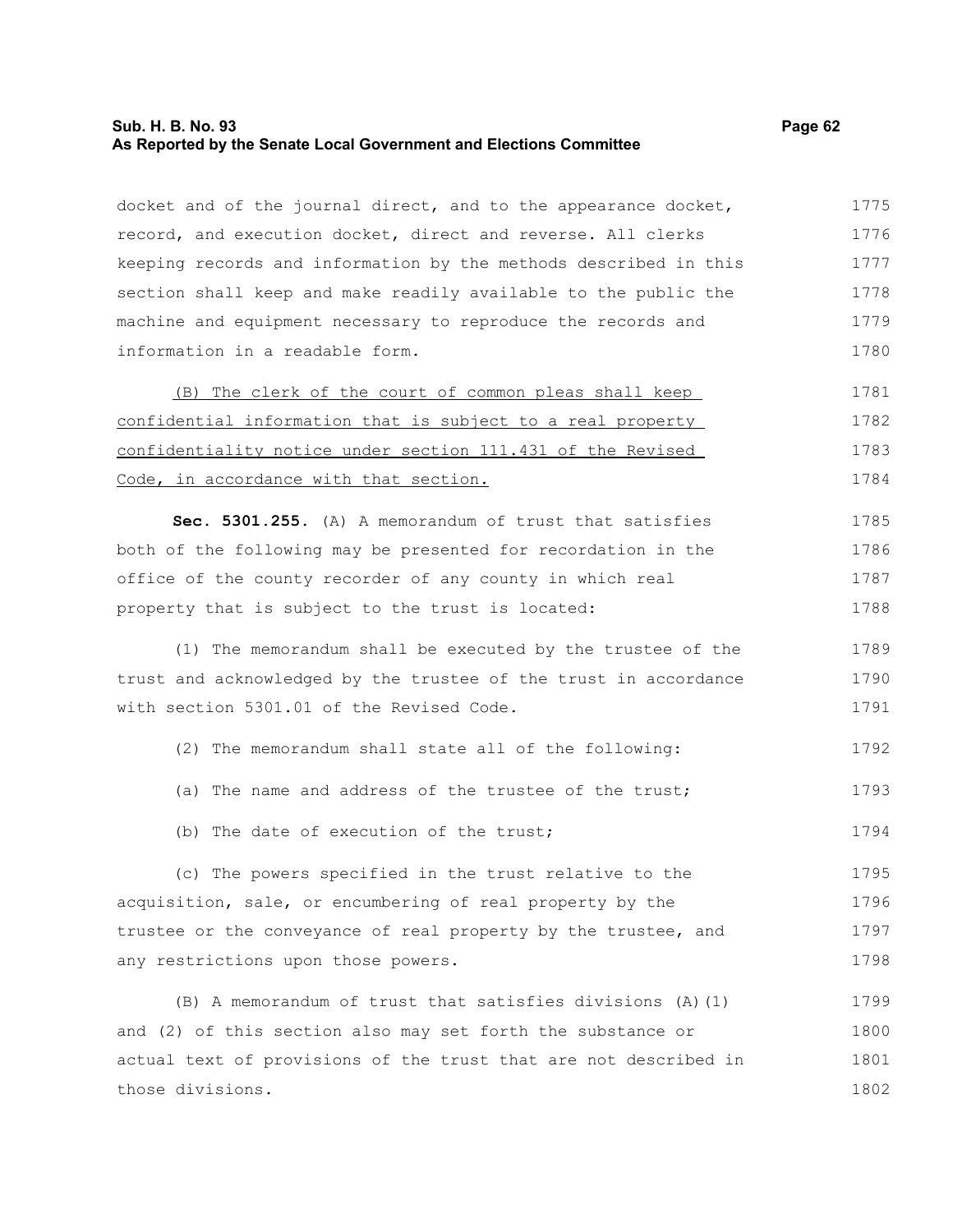docket and of the journal direct, and to the appearance docket, record, and execution docket, direct and reverse. All clerks keeping records and information by the methods described in this section shall keep and make readily available to the public the machine and equipment necessary to reproduce the records and information in a readable form.

<u>(B) The clerk of the court of common pleas shall keep confidential information that is subject to a real property confidentiality notice under section 111.431 of the Revised Code, in accordance with that section.</u>

**Sec. 5301.255.** (A) A memorandum of trust that satisfies both of the following may be presented for recordation in the office of the county recorder of any county in which real property that is subject to the trust is located:

(1) The memorandum shall be executed by the trustee of the trust and acknowledged by the trustee of the trust in accordance with section 5301.01 of the Revised Code.

(2) The memorandum shall state all of the following:

(a) The name and address of the trustee of the trust;

(b) The date of execution of the trust;

(c) The powers specified in the trust relative to the acquisition, sale, or encumbering of real property by the trustee or the conveyance of real property by the trustee, and any restrictions upon those powers.

(B) A memorandum of trust that satisfies divisions (A)(1) and (2) of this section also may set forth the substance or actual text of provisions of the trust that are not described in those divisions.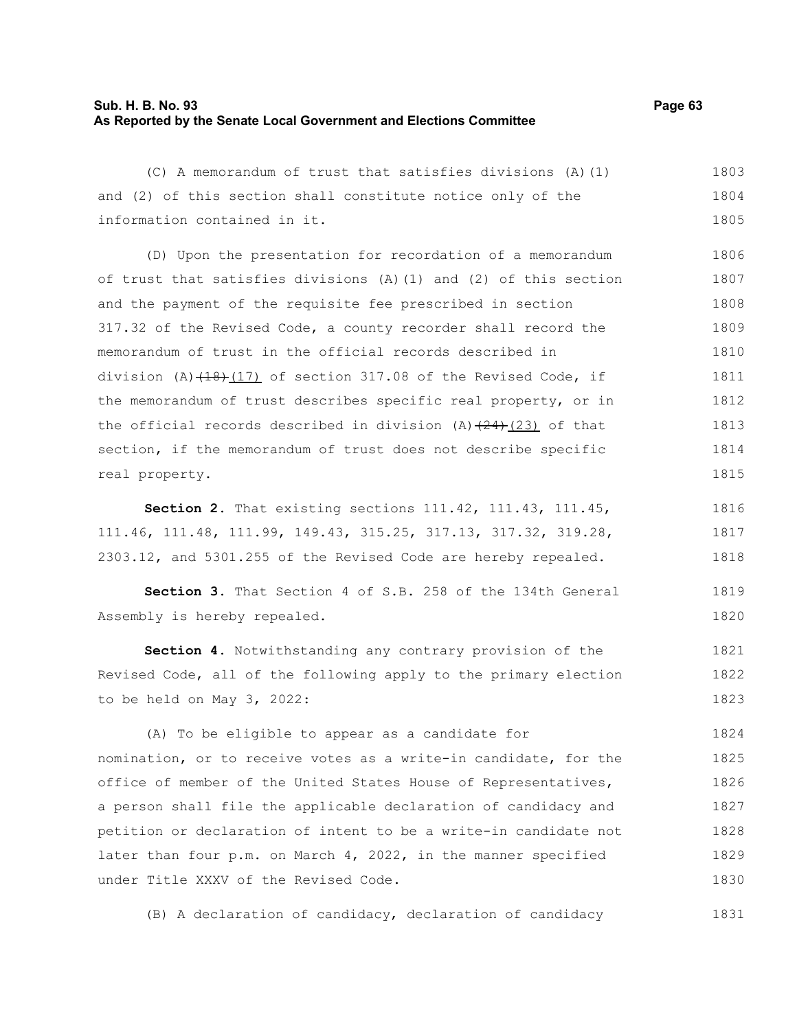(C) A memorandum of trust that satisfies divisions (A)(1) and (2) of this section shall constitute notice only of the information contained in it.

(D) Upon the presentation for recordation of a memorandum of trust that satisfies divisions (A)(1) and (2) of this section and the payment of the requisite fee prescribed in section 317.32 of the Revised Code, a county recorder shall record the memorandum of trust in the official records described in division (A)~~(18)~~(17) of section 317.08 of the Revised Code, if the memorandum of trust describes specific real property, or in the official records described in division (A)~~(24)~~(23) of that section, if the memorandum of trust does not describe specific real property.

**Section 2.** That existing sections 111.42, 111.43, 111.45, 111.46, 111.48, 111.99, 149.43, 315.25, 317.13, 317.32, 319.28, 2303.12, and 5301.255 of the Revised Code are hereby repealed.

**Section 3.** That Section 4 of S.B. 258 of the 134th General Assembly is hereby repealed.

**Section 4.** Notwithstanding any contrary provision of the Revised Code, all of the following apply to the primary election to be held on May 3, 2022:

(A) To be eligible to appear as a candidate for nomination, or to receive votes as a write-in candidate, for the office of member of the United States House of Representatives, a person shall file the applicable declaration of candidacy and petition or declaration of intent to be a write-in candidate not later than four p.m. on March 4, 2022, in the manner specified under Title XXXV of the Revised Code.

(B) A declaration of candidacy, declaration of candidacy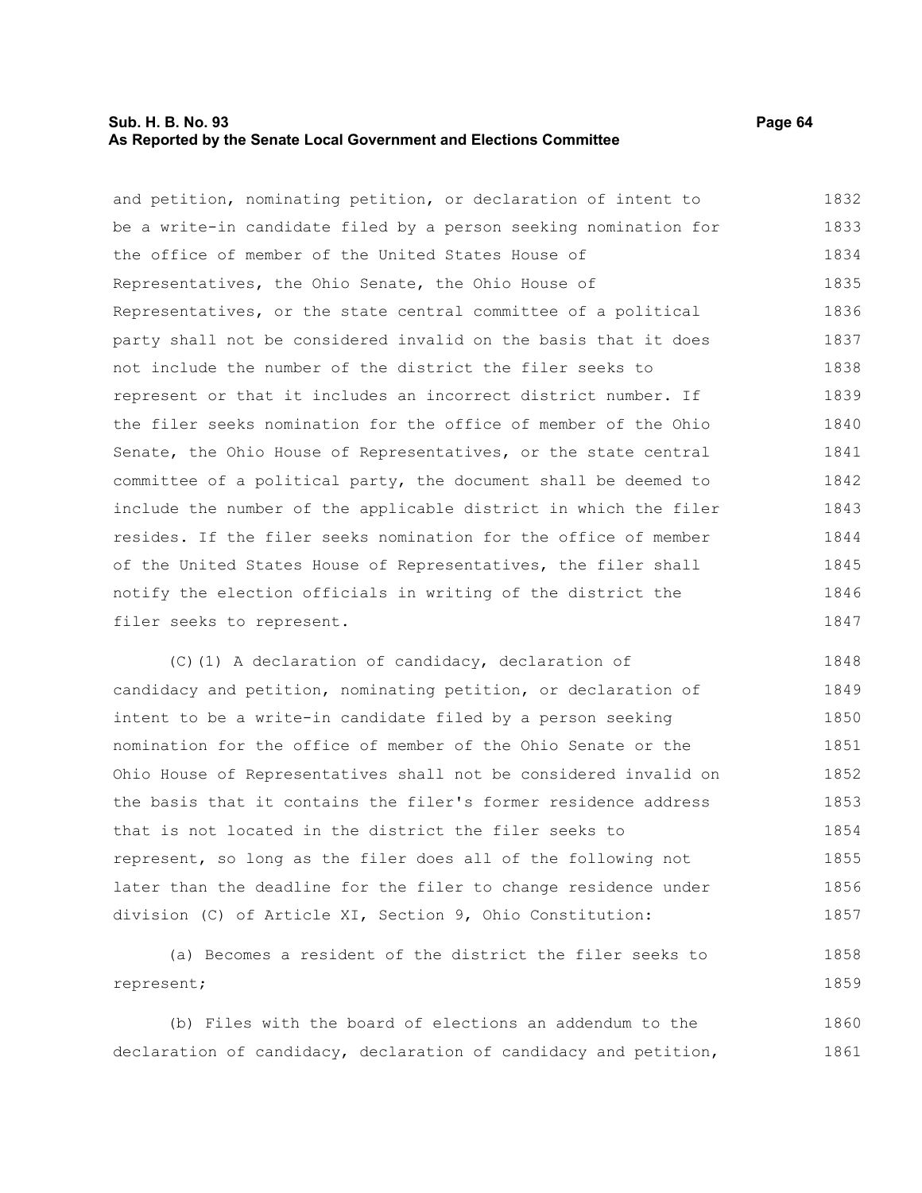and petition, nominating petition, or declaration of intent to be a write-in candidate filed by a person seeking nomination for the office of member of the United States House of Representatives, the Ohio Senate, the Ohio House of Representatives, or the state central committee of a political party shall not be considered invalid on the basis that it does not include the number of the district the filer seeks to represent or that it includes an incorrect district number. If the filer seeks nomination for the office of member of the Ohio Senate, the Ohio House of Representatives, or the state central committee of a political party, the document shall be deemed to include the number of the applicable district in which the filer resides. If the filer seeks nomination for the office of member of the United States House of Representatives, the filer shall notify the election officials in writing of the district the filer seeks to represent.

(C)(1) A declaration of candidacy, declaration of candidacy and petition, nominating petition, or declaration of intent to be a write-in candidate filed by a person seeking nomination for the office of member of the Ohio Senate or the Ohio House of Representatives shall not be considered invalid on the basis that it contains the filer's former residence address that is not located in the district the filer seeks to represent, so long as the filer does all of the following not later than the deadline for the filer to change residence under division (C) of Article XI, Section 9, Ohio Constitution:

(a) Becomes a resident of the district the filer seeks to represent;

(b) Files with the board of elections an addendum to the declaration of candidacy, declaration of candidacy and petition,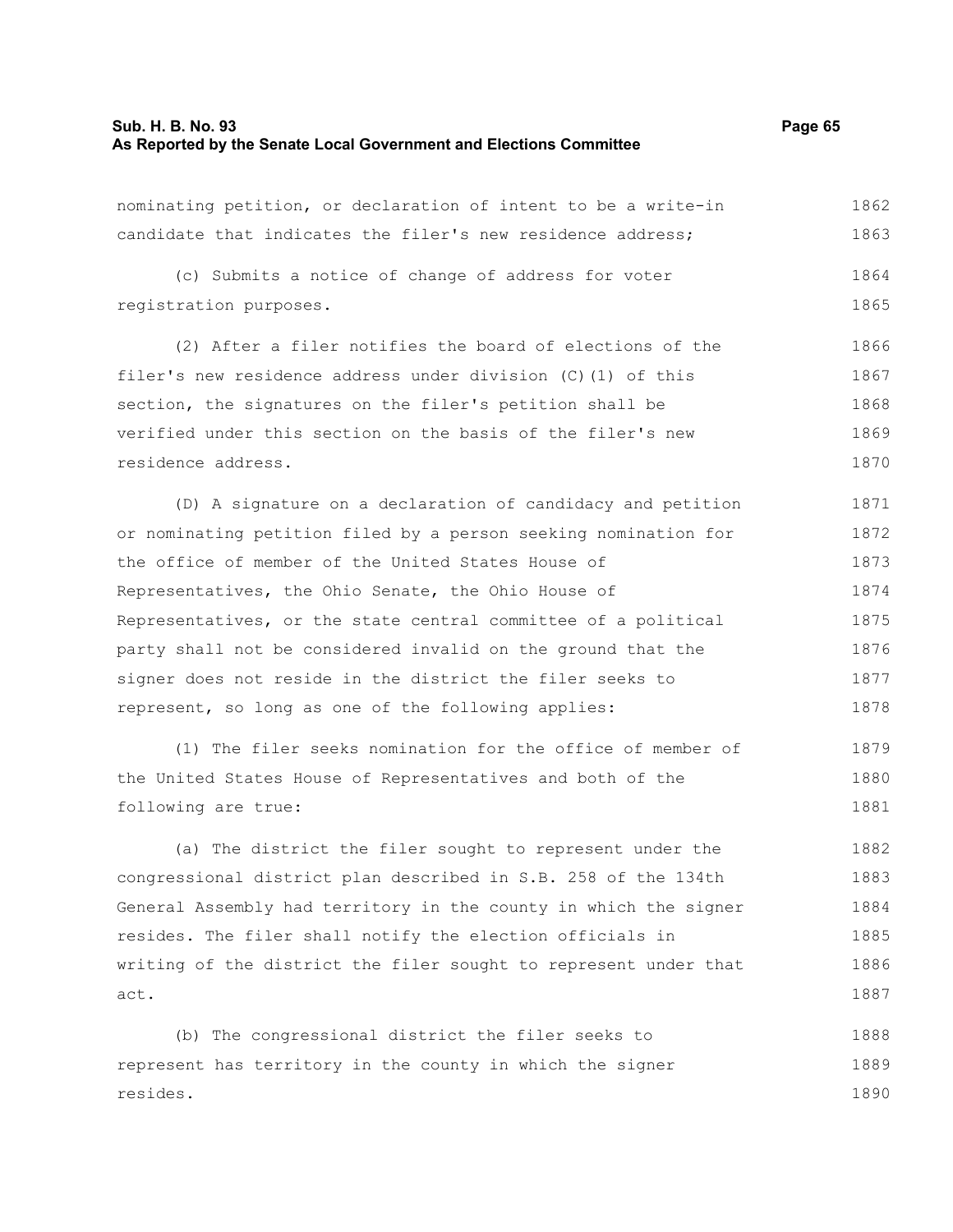nominating petition, or declaration of intent to be a write-in candidate that indicates the filer's new residence address;

(c) Submits a notice of change of address for voter registration purposes.

(2) After a filer notifies the board of elections of the filer's new residence address under division (C)(1) of this section, the signatures on the filer's petition shall be verified under this section on the basis of the filer's new residence address.

(D) A signature on a declaration of candidacy and petition or nominating petition filed by a person seeking nomination for the office of member of the United States House of Representatives, the Ohio Senate, the Ohio House of Representatives, or the state central committee of a political party shall not be considered invalid on the ground that the signer does not reside in the district the filer seeks to represent, so long as one of the following applies:

(1) The filer seeks nomination for the office of member of the United States House of Representatives and both of the following are true:

(a) The district the filer sought to represent under the congressional district plan described in S.B. 258 of the 134th General Assembly had territory in the county in which the signer resides. The filer shall notify the election officials in writing of the district the filer sought to represent under that act.

(b) The congressional district the filer seeks to represent has territory in the county in which the signer resides.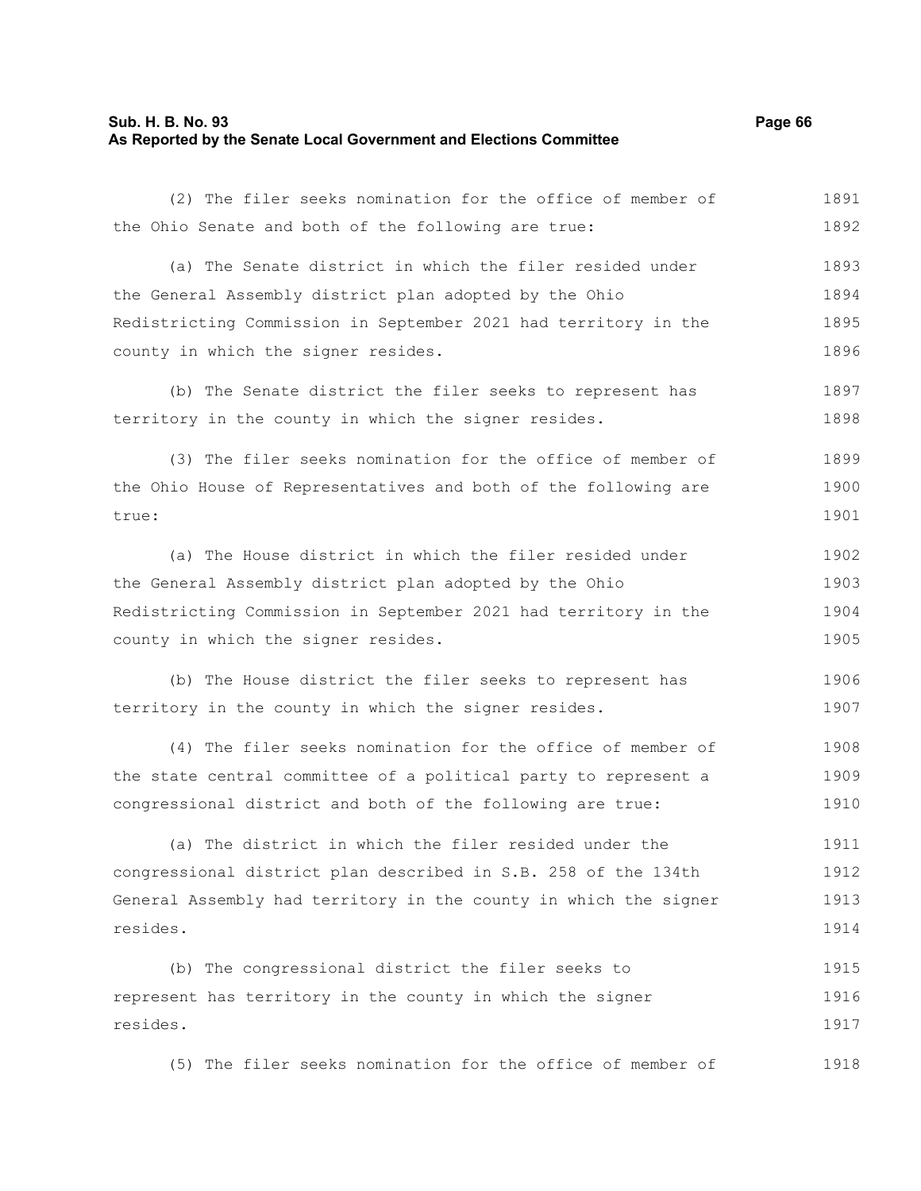(2) The filer seeks nomination for the office of member of the Ohio Senate and both of the following are true:

(a) The Senate district in which the filer resided under the General Assembly district plan adopted by the Ohio Redistricting Commission in September 2021 had territory in the county in which the signer resides.

(b) The Senate district the filer seeks to represent has territory in the county in which the signer resides.

(3) The filer seeks nomination for the office of member of the Ohio House of Representatives and both of the following are true:

(a) The House district in which the filer resided under the General Assembly district plan adopted by the Ohio Redistricting Commission in September 2021 had territory in the county in which the signer resides.

(b) The House district the filer seeks to represent has territory in the county in which the signer resides.

(4) The filer seeks nomination for the office of member of the state central committee of a political party to represent a congressional district and both of the following are true:

(a) The district in which the filer resided under the congressional district plan described in S.B. 258 of the 134th General Assembly had territory in the county in which the signer resides.

(b) The congressional district the filer seeks to represent has territory in the county in which the signer resides.

(5) The filer seeks nomination for the office of member of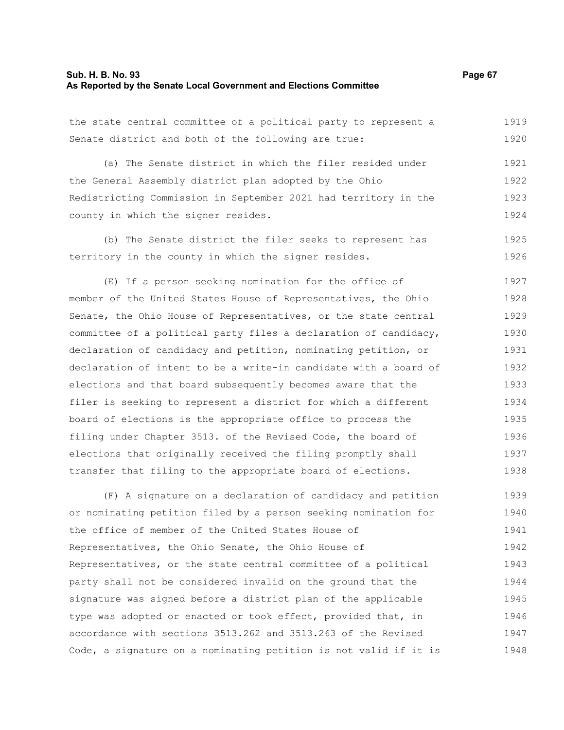the state central committee of a political party to represent a Senate district and both of the following are true:

(a) The Senate district in which the filer resided under the General Assembly district plan adopted by the Ohio Redistricting Commission in September 2021 had territory in the county in which the signer resides.

(b) The Senate district the filer seeks to represent has territory in the county in which the signer resides.

(E) If a person seeking nomination for the office of member of the United States House of Representatives, the Ohio Senate, the Ohio House of Representatives, or the state central committee of a political party files a declaration of candidacy, declaration of candidacy and petition, nominating petition, or declaration of intent to be a write-in candidate with a board of elections and that board subsequently becomes aware that the filer is seeking to represent a district for which a different board of elections is the appropriate office to process the filing under Chapter 3513. of the Revised Code, the board of elections that originally received the filing promptly shall transfer that filing to the appropriate board of elections.

(F) A signature on a declaration of candidacy and petition or nominating petition filed by a person seeking nomination for the office of member of the United States House of Representatives, the Ohio Senate, the Ohio House of Representatives, or the state central committee of a political party shall not be considered invalid on the ground that the signature was signed before a district plan of the applicable type was adopted or enacted or took effect, provided that, in accordance with sections 3513.262 and 3513.263 of the Revised Code, a signature on a nominating petition is not valid if it is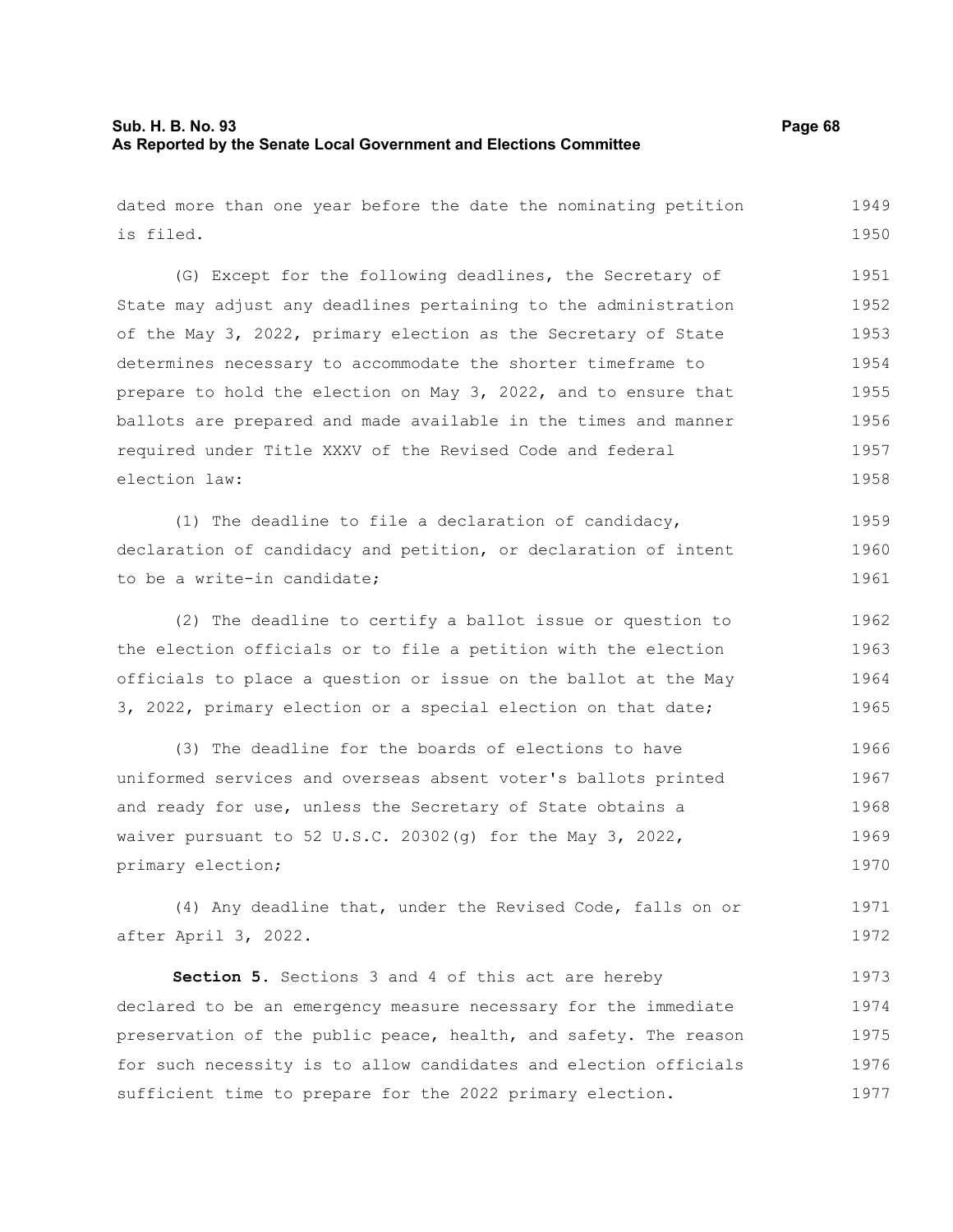dated more than one year before the date the nominating petition is filed.

(G) Except for the following deadlines, the Secretary of State may adjust any deadlines pertaining to the administration of the May 3, 2022, primary election as the Secretary of State determines necessary to accommodate the shorter timeframe to prepare to hold the election on May 3, 2022, and to ensure that ballots are prepared and made available in the times and manner required under Title XXXV of the Revised Code and federal election law:

(1) The deadline to file a declaration of candidacy, declaration of candidacy and petition, or declaration of intent to be a write-in candidate;

(2) The deadline to certify a ballot issue or question to the election officials or to file a petition with the election officials to place a question or issue on the ballot at the May 3, 2022, primary election or a special election on that date;

(3) The deadline for the boards of elections to have uniformed services and overseas absent voter's ballots printed and ready for use, unless the Secretary of State obtains a waiver pursuant to 52 U.S.C. 20302(g) for the May 3, 2022, primary election;

(4) Any deadline that, under the Revised Code, falls on or after April 3, 2022.

**Section 5.** Sections 3 and 4 of this act are hereby declared to be an emergency measure necessary for the immediate preservation of the public peace, health, and safety. The reason for such necessity is to allow candidates and election officials sufficient time to prepare for the 2022 primary election.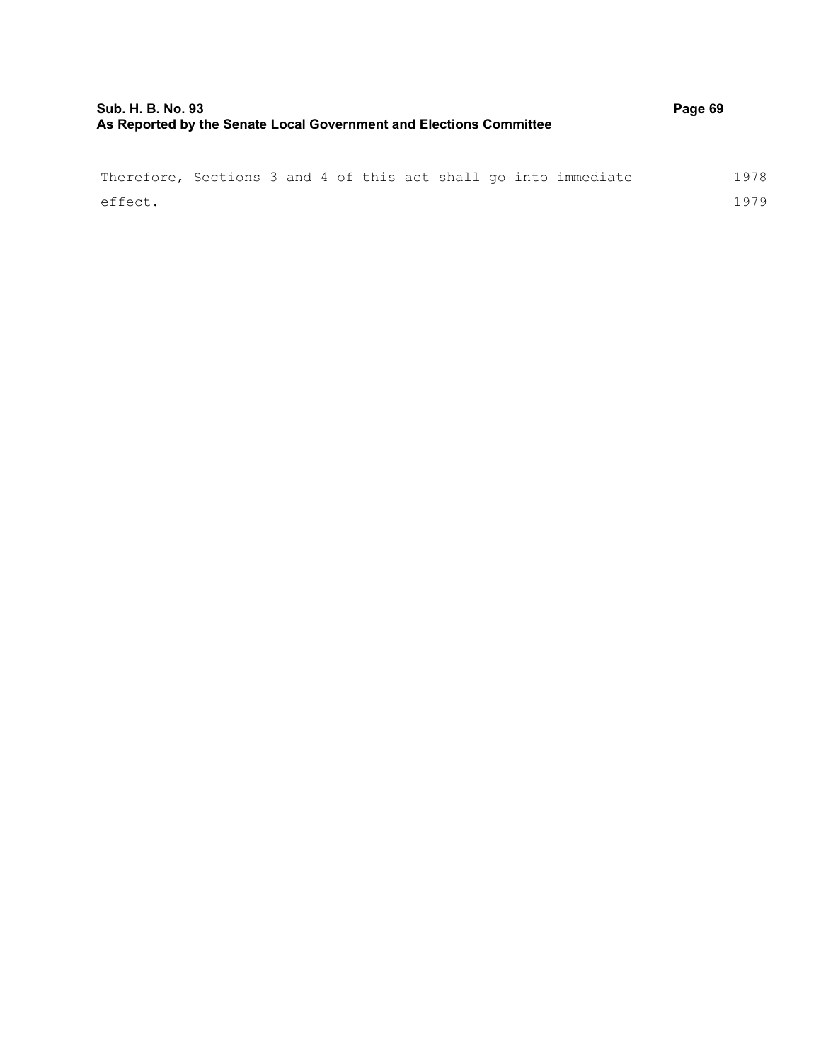Therefore, Sections 3 and 4 of this act shall go into immediate effect.